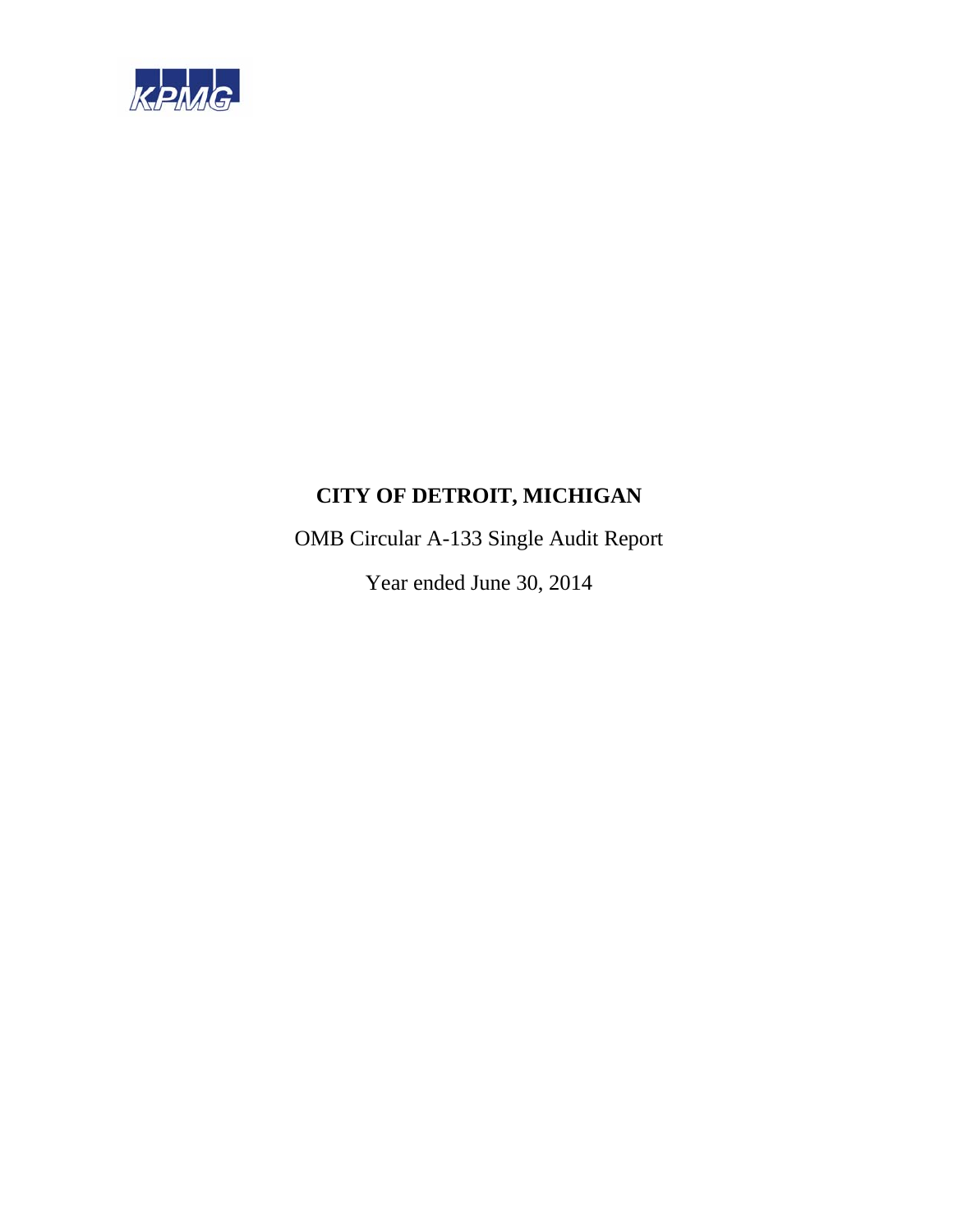KPMG

# CITY OF DETROIT, MICHIGAN

OMB Circular A-133 Single Audit Report

Year ended June 30, 2014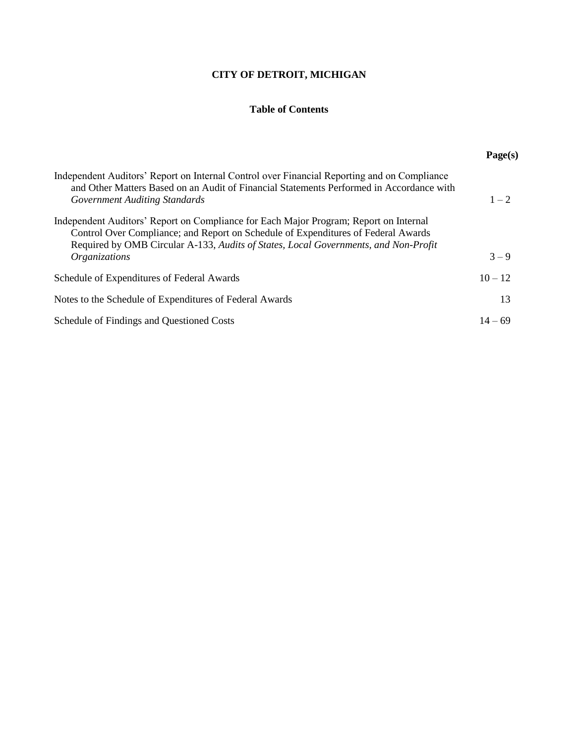# CITY OF DETROIT, MICHIGAN

## Table of Contents

| | Page(s) |
|---|---|
| Independent Auditors' Report on Internal Control over Financial Reporting and on Compliance and Other Matters Based on an Audit of Financial Statements Performed in Accordance with *Government Auditing Standards* | 1 – 2 |
| Independent Auditors' Report on Compliance for Each Major Program; Report on Internal Control Over Compliance; and Report on Schedule of Expenditures of Federal Awards Required by OMB Circular A-133, *Audits of States, Local Governments, and Non-Profit Organizations* | 3 – 9 |
| Schedule of Expenditures of Federal Awards | 10 – 12 |
| Notes to the Schedule of Expenditures of Federal Awards | 13 |
| Schedule of Findings and Questioned Costs | 14 – 69 |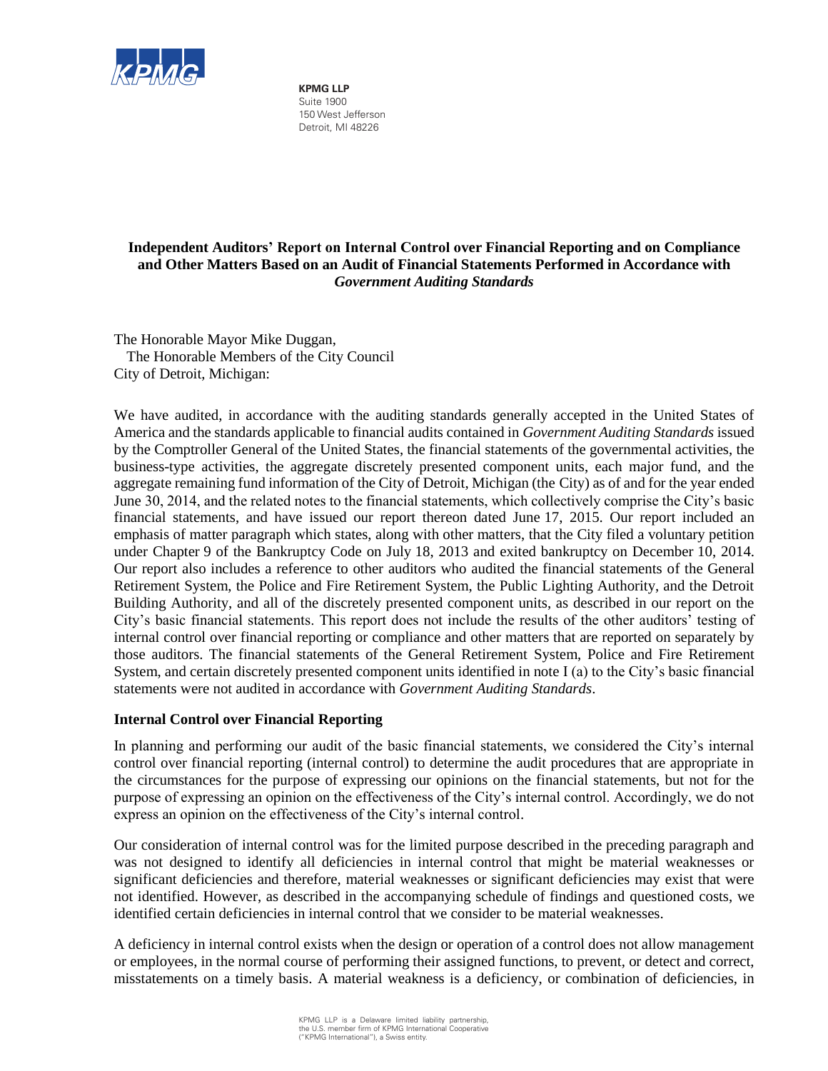**KPMG LLP**
Suite 1900
150 West Jefferson
Detroit, MI 48226

## Independent Auditors' Report on Internal Control over Financial Reporting and on Compliance and Other Matters Based on an Audit of Financial Statements Performed in Accordance with *Government Auditing Standards*

The Honorable Mayor Mike Duggan,
The Honorable Members of the City Council
City of Detroit, Michigan:

We have audited, in accordance with the auditing standards generally accepted in the United States of America and the standards applicable to financial audits contained in *Government Auditing Standards* issued by the Comptroller General of the United States, the financial statements of the governmental activities, the business-type activities, the aggregate discretely presented component units, each major fund, and the aggregate remaining fund information of the City of Detroit, Michigan (the City) as of and for the year ended June 30, 2014, and the related notes to the financial statements, which collectively comprise the City's basic financial statements, and have issued our report thereon dated June 17, 2015. Our report included an emphasis of matter paragraph which states, along with other matters, that the City filed a voluntary petition under Chapter 9 of the Bankruptcy Code on July 18, 2013 and exited bankruptcy on December 10, 2014. Our report also includes a reference to other auditors who audited the financial statements of the General Retirement System, the Police and Fire Retirement System, the Public Lighting Authority, and the Detroit Building Authority, and all of the discretely presented component units, as described in our report on the City's basic financial statements. This report does not include the results of the other auditors' testing of internal control over financial reporting or compliance and other matters that are reported on separately by those auditors. The financial statements of the General Retirement System, Police and Fire Retirement System, and certain discretely presented component units identified in note I (a) to the City's basic financial statements were not audited in accordance with *Government Auditing Standards*.

### Internal Control over Financial Reporting

In planning and performing our audit of the basic financial statements, we considered the City's internal control over financial reporting (internal control) to determine the audit procedures that are appropriate in the circumstances for the purpose of expressing our opinions on the financial statements, but not for the purpose of expressing an opinion on the effectiveness of the City's internal control. Accordingly, we do not express an opinion on the effectiveness of the City's internal control.

Our consideration of internal control was for the limited purpose described in the preceding paragraph and was not designed to identify all deficiencies in internal control that might be material weaknesses or significant deficiencies and therefore, material weaknesses or significant deficiencies may exist that were not identified. However, as described in the accompanying schedule of findings and questioned costs, we identified certain deficiencies in internal control that we consider to be material weaknesses.

A deficiency in internal control exists when the design or operation of a control does not allow management or employees, in the normal course of performing their assigned functions, to prevent, or detect and correct, misstatements on a timely basis. A material weakness is a deficiency, or combination of deficiencies, in

KPMG LLP is a Delaware limited liability partnership, the U.S. member firm of KPMG International Cooperative ("KPMG International"), a Swiss entity.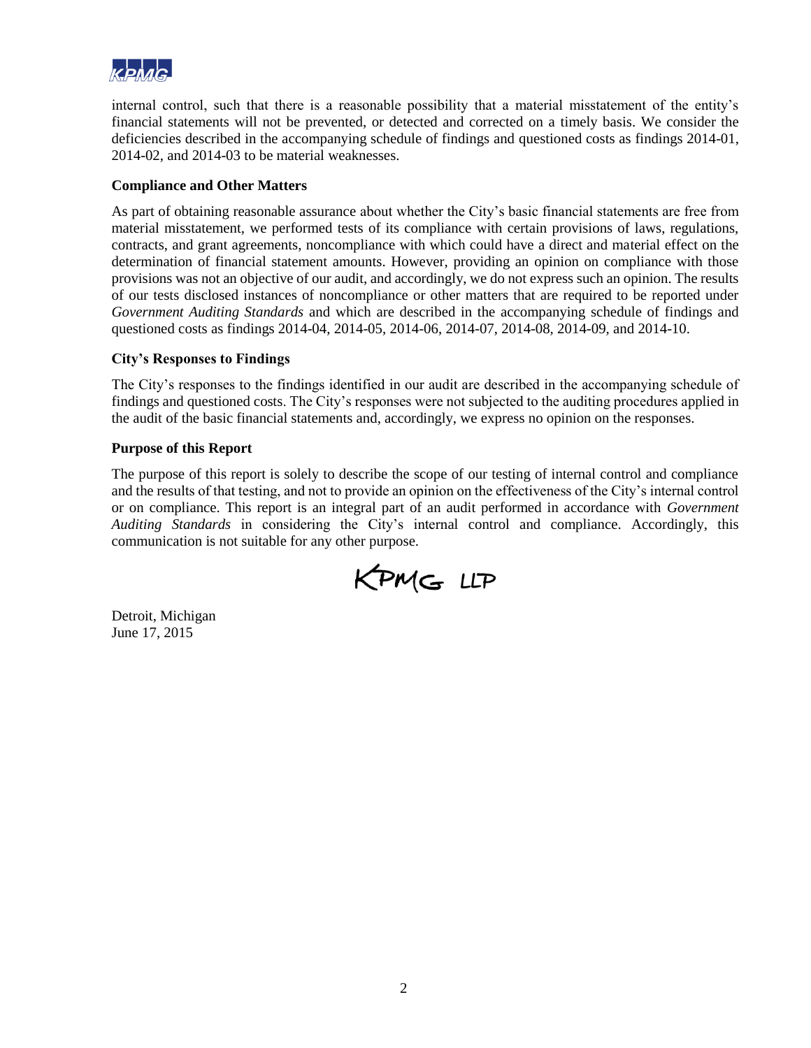internal control, such that there is a reasonable possibility that a material misstatement of the entity's financial statements will not be prevented, or detected and corrected on a timely basis. We consider the deficiencies described in the accompanying schedule of findings and questioned costs as findings 2014-01, 2014-02, and 2014-03 to be material weaknesses.

**Compliance and Other Matters**

As part of obtaining reasonable assurance about whether the City's basic financial statements are free from material misstatement, we performed tests of its compliance with certain provisions of laws, regulations, contracts, and grant agreements, noncompliance with which could have a direct and material effect on the determination of financial statement amounts. However, providing an opinion on compliance with those provisions was not an objective of our audit, and accordingly, we do not express such an opinion. The results of our tests disclosed instances of noncompliance or other matters that are required to be reported under *Government Auditing Standards* and which are described in the accompanying schedule of findings and questioned costs as findings 2014-04, 2014-05, 2014-06, 2014-07, 2014-08, 2014-09, and 2014-10.

**City's Responses to Findings**

The City's responses to the findings identified in our audit are described in the accompanying schedule of findings and questioned costs. The City's responses were not subjected to the auditing procedures applied in the audit of the basic financial statements and, accordingly, we express no opinion on the responses.

**Purpose of this Report**

The purpose of this report is solely to describe the scope of our testing of internal control and compliance and the results of that testing, and not to provide an opinion on the effectiveness of the City's internal control or on compliance. This report is an integral part of an audit performed in accordance with *Government Auditing Standards* in considering the City's internal control and compliance. Accordingly, this communication is not suitable for any other purpose.

KPMG LLP

Detroit, Michigan
June 17, 2015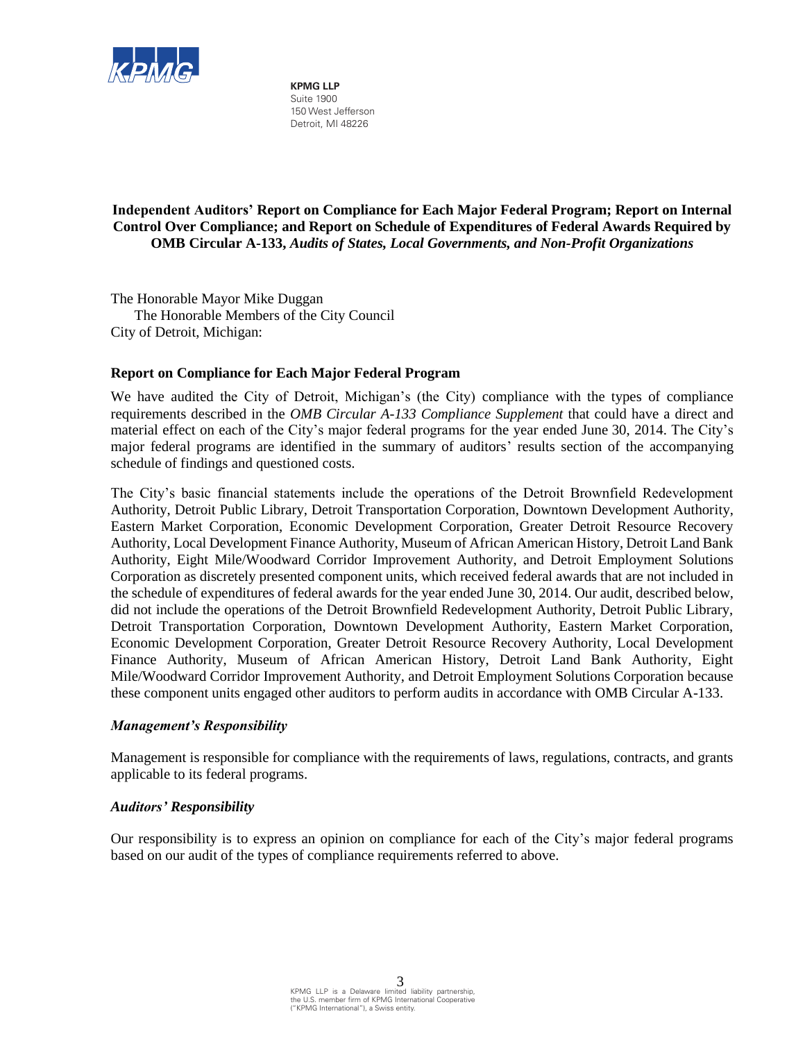KPMG LLP
Suite 1900
150 West Jefferson
Detroit, MI 48226

**Independent Auditors' Report on Compliance for Each Major Federal Program; Report on Internal Control Over Compliance; and Report on Schedule of Expenditures of Federal Awards Required by OMB Circular A-133, *Audits of States, Local Governments, and Non-Profit Organizations***

The Honorable Mayor Mike Duggan
The Honorable Members of the City Council
City of Detroit, Michigan:

**Report on Compliance for Each Major Federal Program**

We have audited the City of Detroit, Michigan's (the City) compliance with the types of compliance requirements described in the *OMB Circular A-133 Compliance Supplement* that could have a direct and material effect on each of the City's major federal programs for the year ended June 30, 2014. The City's major federal programs are identified in the summary of auditors' results section of the accompanying schedule of findings and questioned costs.

The City's basic financial statements include the operations of the Detroit Brownfield Redevelopment Authority, Detroit Public Library, Detroit Transportation Corporation, Downtown Development Authority, Eastern Market Corporation, Economic Development Corporation, Greater Detroit Resource Recovery Authority, Local Development Finance Authority, Museum of African American History, Detroit Land Bank Authority, Eight Mile/Woodward Corridor Improvement Authority, and Detroit Employment Solutions Corporation as discretely presented component units, which received federal awards that are not included in the schedule of expenditures of federal awards for the year ended June 30, 2014. Our audit, described below, did not include the operations of the Detroit Brownfield Redevelopment Authority, Detroit Public Library, Detroit Transportation Corporation, Downtown Development Authority, Eastern Market Corporation, Economic Development Corporation, Greater Detroit Resource Recovery Authority, Local Development Finance Authority, Museum of African American History, Detroit Land Bank Authority, Eight Mile/Woodward Corridor Improvement Authority, and Detroit Employment Solutions Corporation because these component units engaged other auditors to perform audits in accordance with OMB Circular A-133.

***Management's Responsibility***

Management is responsible for compliance with the requirements of laws, regulations, contracts, and grants applicable to its federal programs.

***Auditors' Responsibility***

Our responsibility is to express an opinion on compliance for each of the City's major federal programs based on our audit of the types of compliance requirements referred to above.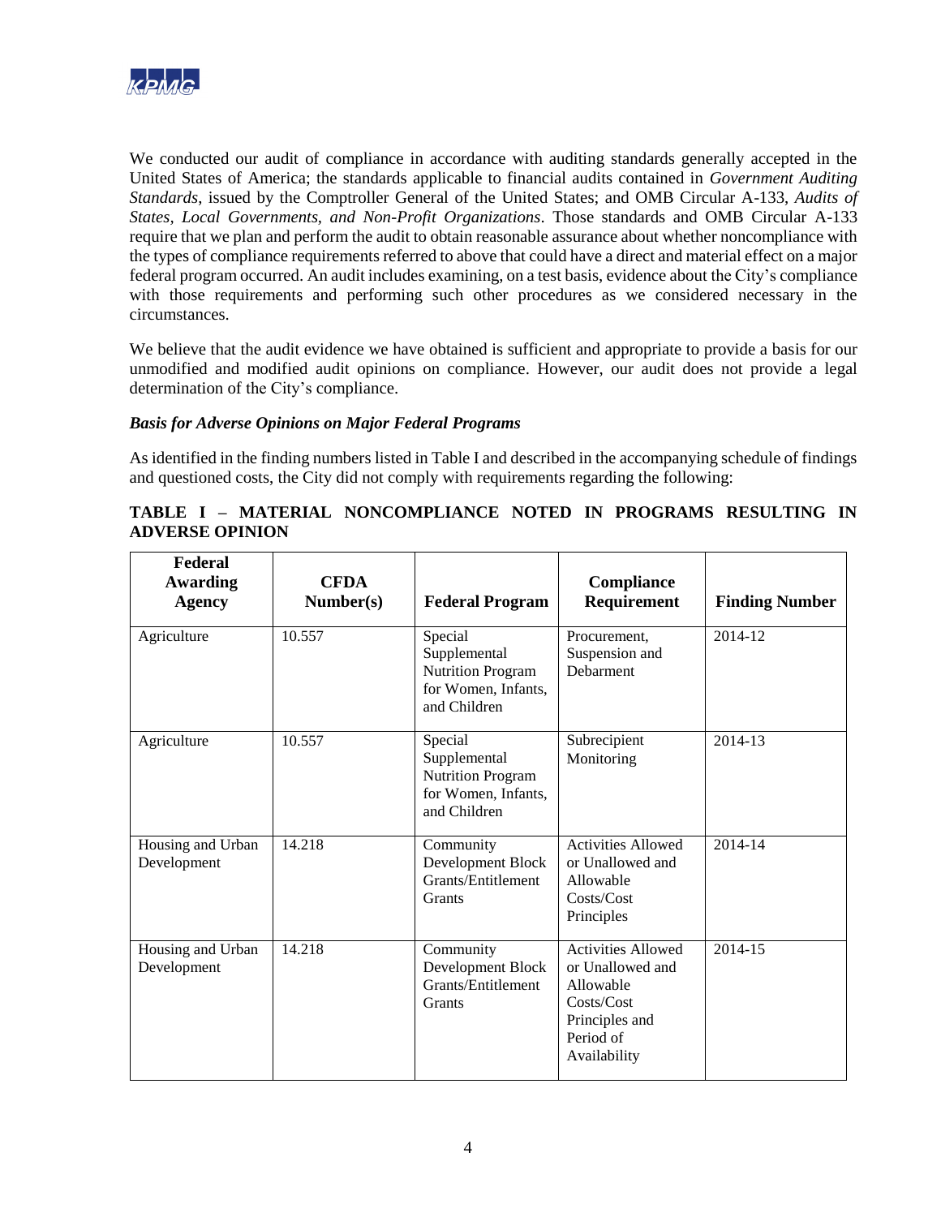We conducted our audit of compliance in accordance with auditing standards generally accepted in the United States of America; the standards applicable to financial audits contained in *Government Auditing Standards*, issued by the Comptroller General of the United States; and OMB Circular A-133, *Audits of States, Local Governments, and Non-Profit Organizations*. Those standards and OMB Circular A-133 require that we plan and perform the audit to obtain reasonable assurance about whether noncompliance with the types of compliance requirements referred to above that could have a direct and material effect on a major federal program occurred. An audit includes examining, on a test basis, evidence about the City's compliance with those requirements and performing such other procedures as we considered necessary in the circumstances.

We believe that the audit evidence we have obtained is sufficient and appropriate to provide a basis for our unmodified and modified audit opinions on compliance. However, our audit does not provide a legal determination of the City's compliance.

***Basis for Adverse Opinions on Major Federal Programs***

As identified in the finding numbers listed in Table I and described in the accompanying schedule of findings and questioned costs, the City did not comply with requirements regarding the following:

**TABLE I – MATERIAL NONCOMPLIANCE NOTED IN PROGRAMS RESULTING IN ADVERSE OPINION**

| Federal Awarding Agency | CFDA Number(s) | Federal Program | Compliance Requirement | Finding Number |
|---|---|---|---|---|
| Agriculture | 10.557 | Special Supplemental Nutrition Program for Women, Infants, and Children | Procurement, Suspension and Debarment | 2014-12 |
| Agriculture | 10.557 | Special Supplemental Nutrition Program for Women, Infants, and Children | Subrecipient Monitoring | 2014-13 |
| Housing and Urban Development | 14.218 | Community Development Block Grants/Entitlement Grants | Activities Allowed or Unallowed and Allowable Costs/Cost Principles | 2014-14 |
| Housing and Urban Development | 14.218 | Community Development Block Grants/Entitlement Grants | Activities Allowed or Unallowed and Allowable Costs/Cost Principles and Period of Availability | 2014-15 |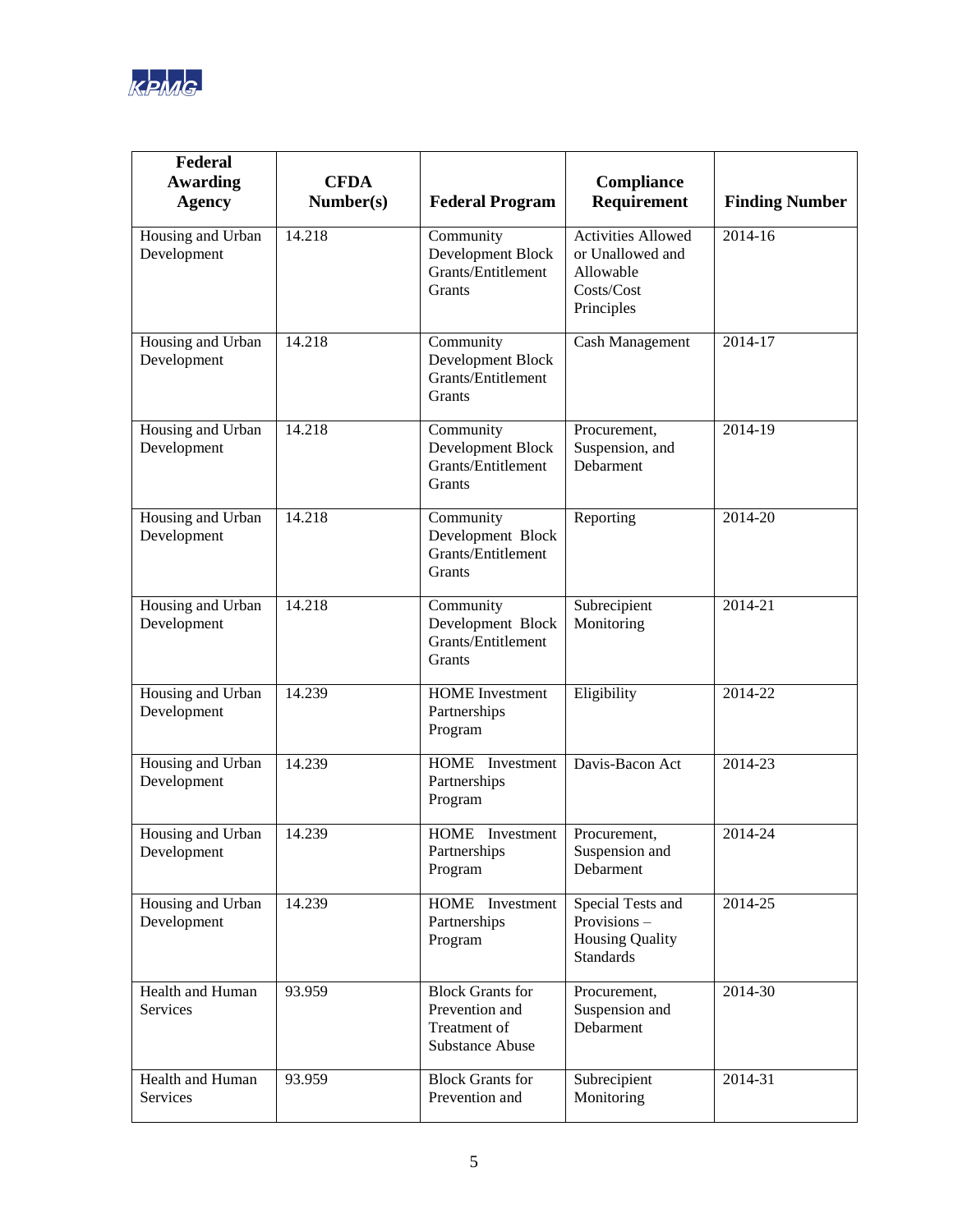| Federal Awarding Agency | CFDA Number(s) | Federal Program | Compliance Requirement | Finding Number |
|---|---|---|---|---|
| Housing and Urban Development | 14.218 | Community Development Block Grants/Entitlement Grants | Activities Allowed or Unallowed and Allowable Costs/Cost Principles | 2014-16 |
| Housing and Urban Development | 14.218 | Community Development Block Grants/Entitlement Grants | Cash Management | 2014-17 |
| Housing and Urban Development | 14.218 | Community Development Block Grants/Entitlement Grants | Procurement, Suspension, and Debarment | 2014-19 |
| Housing and Urban Development | 14.218 | Community Development Block Grants/Entitlement Grants | Reporting | 2014-20 |
| Housing and Urban Development | 14.218 | Community Development Block Grants/Entitlement Grants | Subrecipient Monitoring | 2014-21 |
| Housing and Urban Development | 14.239 | HOME Investment Partnerships Program | Eligibility | 2014-22 |
| Housing and Urban Development | 14.239 | HOME Investment Partnerships Program | Davis-Bacon Act | 2014-23 |
| Housing and Urban Development | 14.239 | HOME Investment Partnerships Program | Procurement, Suspension and Debarment | 2014-24 |
| Housing and Urban Development | 14.239 | HOME Investment Partnerships Program | Special Tests and Provisions – Housing Quality Standards | 2014-25 |
| Health and Human Services | 93.959 | Block Grants for Prevention and Treatment of Substance Abuse | Procurement, Suspension and Debarment | 2014-30 |
| Health and Human Services | 93.959 | Block Grants for Prevention and | Subrecipient Monitoring | 2014-31 |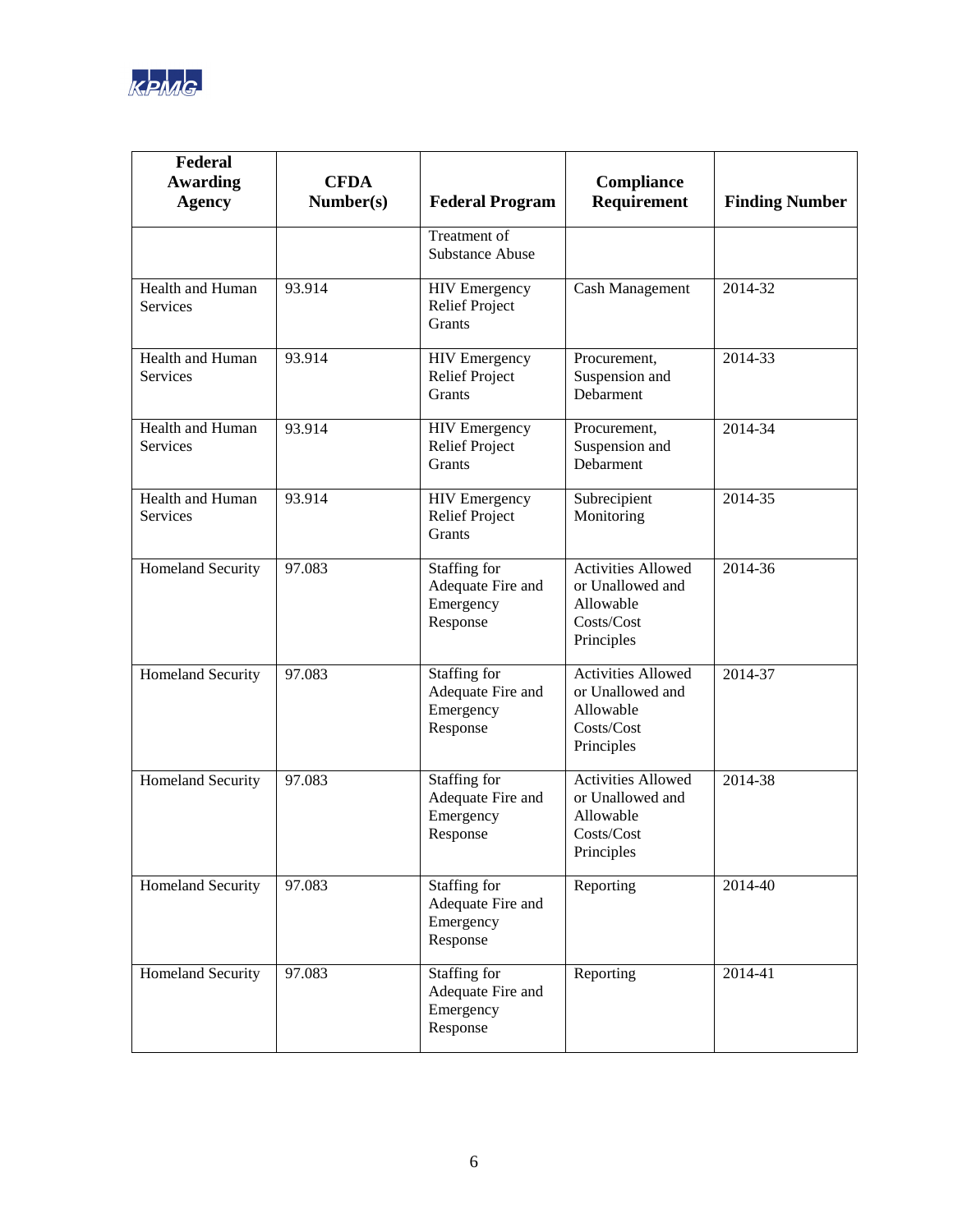| Federal Awarding Agency | CFDA Number(s) | Federal Program | Compliance Requirement | Finding Number |
|---|---|---|---|---|
| | | Treatment of Substance Abuse | | |
| Health and Human Services | 93.914 | HIV Emergency Relief Project Grants | Cash Management | 2014-32 |
| Health and Human Services | 93.914 | HIV Emergency Relief Project Grants | Procurement, Suspension and Debarment | 2014-33 |
| Health and Human Services | 93.914 | HIV Emergency Relief Project Grants | Procurement, Suspension and Debarment | 2014-34 |
| Health and Human Services | 93.914 | HIV Emergency Relief Project Grants | Subrecipient Monitoring | 2014-35 |
| Homeland Security | 97.083 | Staffing for Adequate Fire and Emergency Response | Activities Allowed or Unallowed and Allowable Costs/Cost Principles | 2014-36 |
| Homeland Security | 97.083 | Staffing for Adequate Fire and Emergency Response | Activities Allowed or Unallowed and Allowable Costs/Cost Principles | 2014-37 |
| Homeland Security | 97.083 | Staffing for Adequate Fire and Emergency Response | Activities Allowed or Unallowed and Allowable Costs/Cost Principles | 2014-38 |
| Homeland Security | 97.083 | Staffing for Adequate Fire and Emergency Response | Reporting | 2014-40 |
| Homeland Security | 97.083 | Staffing for Adequate Fire and Emergency Response | Reporting | 2014-41 |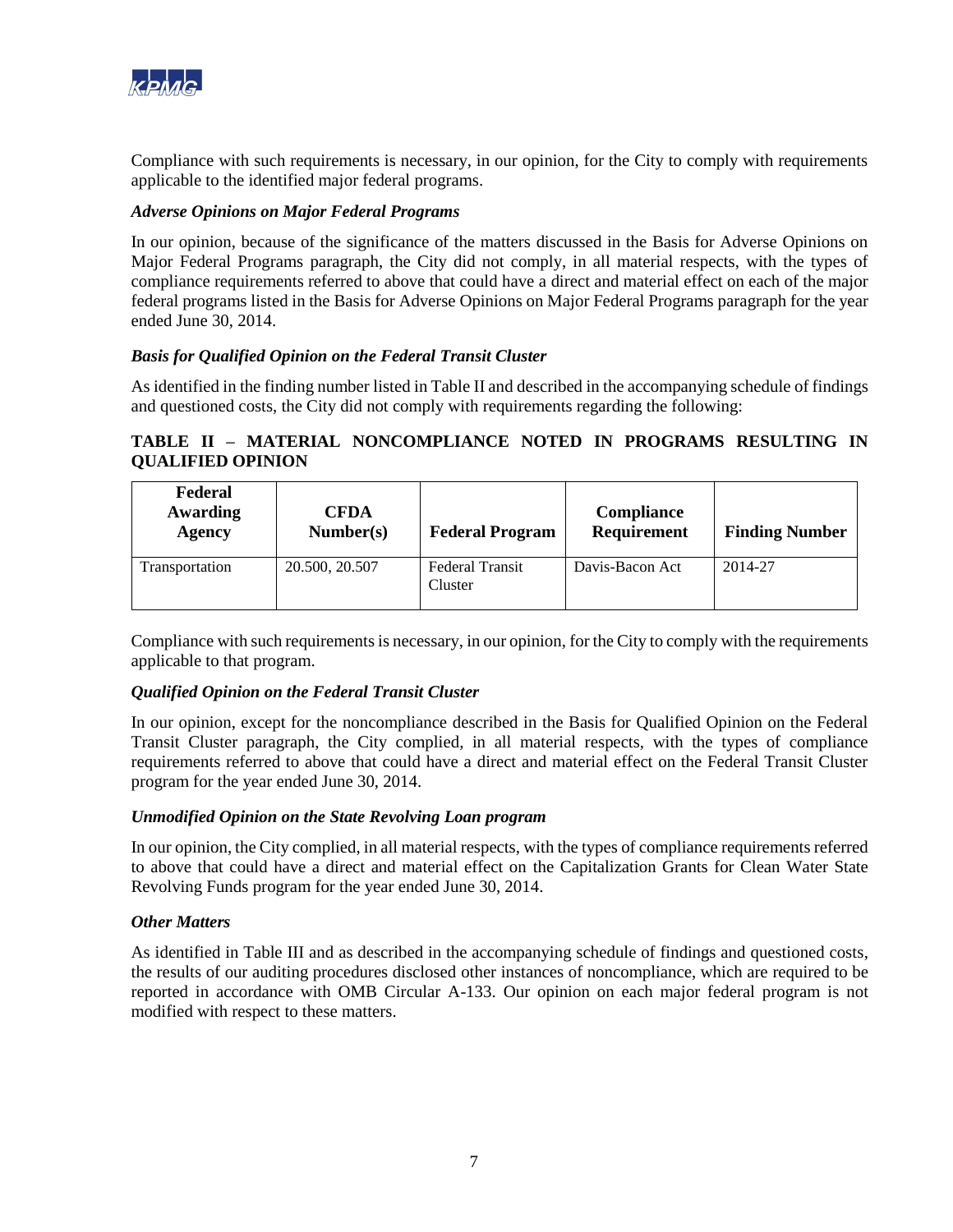Compliance with such requirements is necessary, in our opinion, for the City to comply with requirements applicable to the identified major federal programs.

***Adverse Opinions on Major Federal Programs***

In our opinion, because of the significance of the matters discussed in the Basis for Adverse Opinions on Major Federal Programs paragraph, the City did not comply, in all material respects, with the types of compliance requirements referred to above that could have a direct and material effect on each of the major federal programs listed in the Basis for Adverse Opinions on Major Federal Programs paragraph for the year ended June 30, 2014.

***Basis for Qualified Opinion on the Federal Transit Cluster***

As identified in the finding number listed in Table II and described in the accompanying schedule of findings and questioned costs, the City did not comply with requirements regarding the following:

**TABLE II – MATERIAL NONCOMPLIANCE NOTED IN PROGRAMS RESULTING IN QUALIFIED OPINION**

| Federal Awarding Agency | CFDA Number(s) | Federal Program | Compliance Requirement | Finding Number |
|---|---|---|---|---|
| Transportation | 20.500, 20.507 | Federal Transit Cluster | Davis-Bacon Act | 2014-27 |

Compliance with such requirements is necessary, in our opinion, for the City to comply with the requirements applicable to that program.

***Qualified Opinion on the Federal Transit Cluster***

In our opinion, except for the noncompliance described in the Basis for Qualified Opinion on the Federal Transit Cluster paragraph, the City complied, in all material respects, with the types of compliance requirements referred to above that could have a direct and material effect on the Federal Transit Cluster program for the year ended June 30, 2014.

***Unmodified Opinion on the State Revolving Loan program***

In our opinion, the City complied, in all material respects, with the types of compliance requirements referred to above that could have a direct and material effect on the Capitalization Grants for Clean Water State Revolving Funds program for the year ended June 30, 2014.

***Other Matters***

As identified in Table III and as described in the accompanying schedule of findings and questioned costs, the results of our auditing procedures disclosed other instances of noncompliance, which are required to be reported in accordance with OMB Circular A-133. Our opinion on each major federal program is not modified with respect to these matters.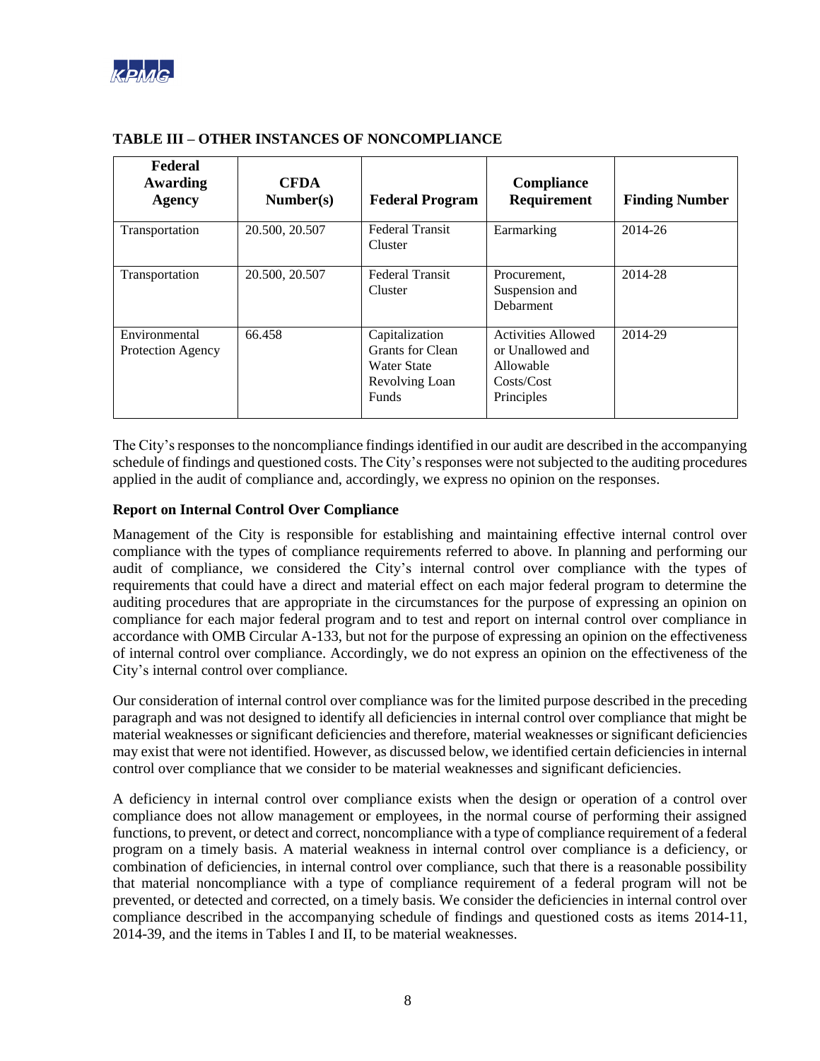### TABLE III – OTHER INSTANCES OF NONCOMPLIANCE

| Federal Awarding Agency | CFDA Number(s) | Federal Program | Compliance Requirement | Finding Number |
|---|---|---|---|---|
| Transportation | 20.500, 20.507 | Federal Transit Cluster | Earmarking | 2014-26 |
| Transportation | 20.500, 20.507 | Federal Transit Cluster | Procurement, Suspension and Debarment | 2014-28 |
| Environmental Protection Agency | 66.458 | Capitalization Grants for Clean Water State Revolving Loan Funds | Activities Allowed or Unallowed and Allowable Costs/Cost Principles | 2014-29 |

The City's responses to the noncompliance findings identified in our audit are described in the accompanying schedule of findings and questioned costs. The City's responses were not subjected to the auditing procedures applied in the audit of compliance and, accordingly, we express no opinion on the responses.

**Report on Internal Control Over Compliance**

Management of the City is responsible for establishing and maintaining effective internal control over compliance with the types of compliance requirements referred to above. In planning and performing our audit of compliance, we considered the City's internal control over compliance with the types of requirements that could have a direct and material effect on each major federal program to determine the auditing procedures that are appropriate in the circumstances for the purpose of expressing an opinion on compliance for each major federal program and to test and report on internal control over compliance in accordance with OMB Circular A-133, but not for the purpose of expressing an opinion on the effectiveness of internal control over compliance. Accordingly, we do not express an opinion on the effectiveness of the City's internal control over compliance.

Our consideration of internal control over compliance was for the limited purpose described in the preceding paragraph and was not designed to identify all deficiencies in internal control over compliance that might be material weaknesses or significant deficiencies and therefore, material weaknesses or significant deficiencies may exist that were not identified. However, as discussed below, we identified certain deficiencies in internal control over compliance that we consider to be material weaknesses and significant deficiencies.

A deficiency in internal control over compliance exists when the design or operation of a control over compliance does not allow management or employees, in the normal course of performing their assigned functions, to prevent, or detect and correct, noncompliance with a type of compliance requirement of a federal program on a timely basis. A material weakness in internal control over compliance is a deficiency, or combination of deficiencies, in internal control over compliance, such that there is a reasonable possibility that material noncompliance with a type of compliance requirement of a federal program will not be prevented, or detected and corrected, on a timely basis. We consider the deficiencies in internal control over compliance described in the accompanying schedule of findings and questioned costs as items 2014-11, 2014-39, and the items in Tables I and II, to be material weaknesses.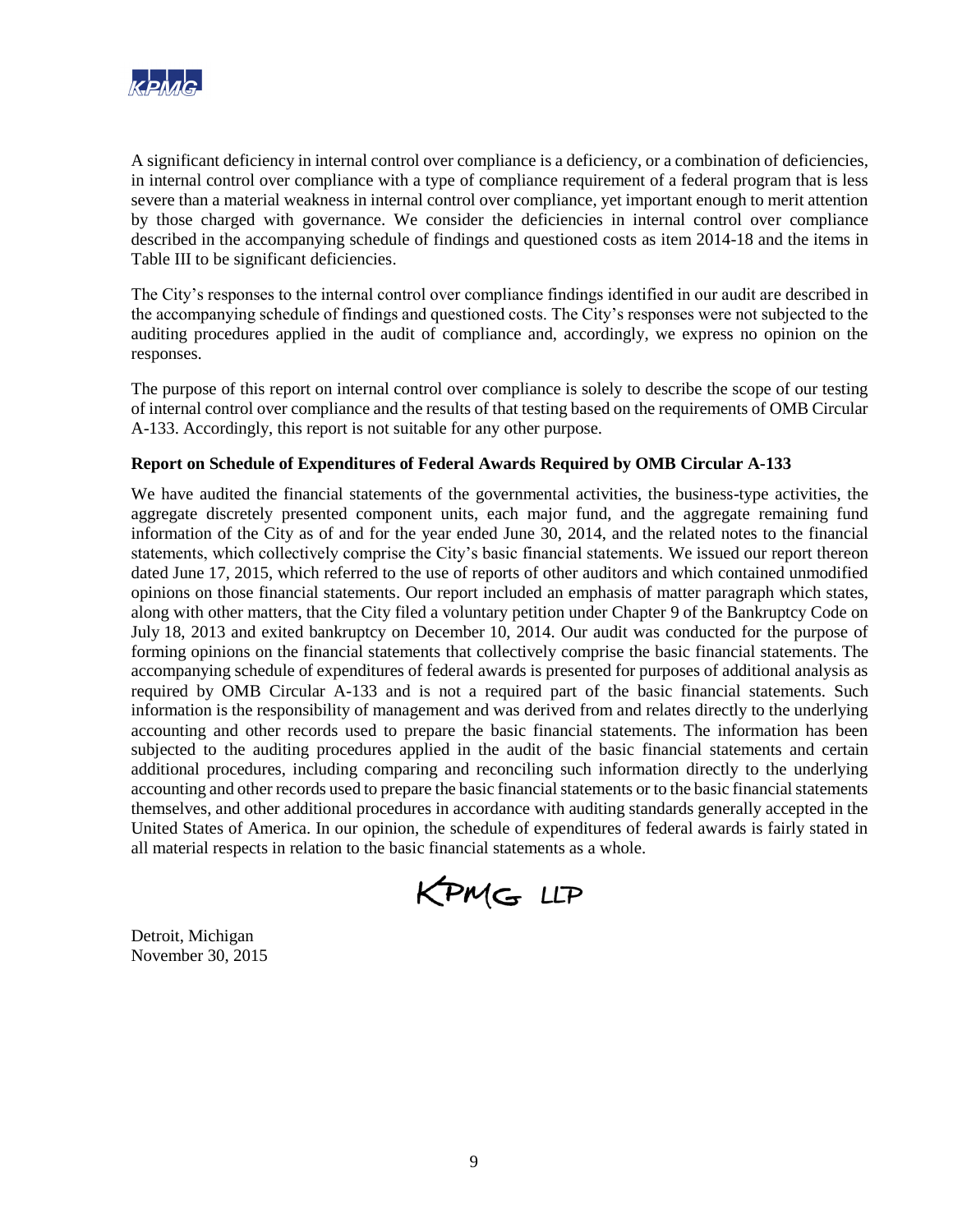A significant deficiency in internal control over compliance is a deficiency, or a combination of deficiencies, in internal control over compliance with a type of compliance requirement of a federal program that is less severe than a material weakness in internal control over compliance, yet important enough to merit attention by those charged with governance. We consider the deficiencies in internal control over compliance described in the accompanying schedule of findings and questioned costs as item 2014-18 and the items in Table III to be significant deficiencies.

The City's responses to the internal control over compliance findings identified in our audit are described in the accompanying schedule of findings and questioned costs. The City's responses were not subjected to the auditing procedures applied in the audit of compliance and, accordingly, we express no opinion on the responses.

The purpose of this report on internal control over compliance is solely to describe the scope of our testing of internal control over compliance and the results of that testing based on the requirements of OMB Circular A-133. Accordingly, this report is not suitable for any other purpose.

**Report on Schedule of Expenditures of Federal Awards Required by OMB Circular A-133**

We have audited the financial statements of the governmental activities, the business-type activities, the aggregate discretely presented component units, each major fund, and the aggregate remaining fund information of the City as of and for the year ended June 30, 2014, and the related notes to the financial statements, which collectively comprise the City's basic financial statements. We issued our report thereon dated June 17, 2015, which referred to the use of reports of other auditors and which contained unmodified opinions on those financial statements. Our report included an emphasis of matter paragraph which states, along with other matters, that the City filed a voluntary petition under Chapter 9 of the Bankruptcy Code on July 18, 2013 and exited bankruptcy on December 10, 2014. Our audit was conducted for the purpose of forming opinions on the financial statements that collectively comprise the basic financial statements. The accompanying schedule of expenditures of federal awards is presented for purposes of additional analysis as required by OMB Circular A-133 and is not a required part of the basic financial statements. Such information is the responsibility of management and was derived from and relates directly to the underlying accounting and other records used to prepare the basic financial statements. The information has been subjected to the auditing procedures applied in the audit of the basic financial statements and certain additional procedures, including comparing and reconciling such information directly to the underlying accounting and other records used to prepare the basic financial statements or to the basic financial statements themselves, and other additional procedures in accordance with auditing standards generally accepted in the United States of America. In our opinion, the schedule of expenditures of federal awards is fairly stated in all material respects in relation to the basic financial statements as a whole.

KPMG LLP

Detroit, Michigan
November 30, 2015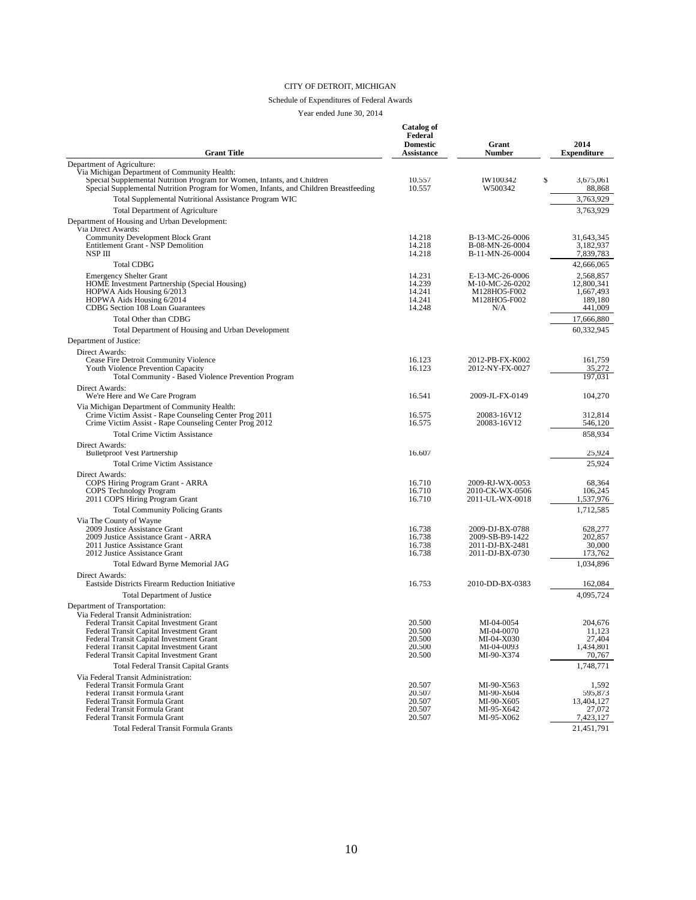CITY OF DETROIT, MICHIGAN

Schedule of Expenditures of Federal Awards

Year ended June 30, 2014

| Grant Title | Catalog of Federal Domestic Assistance | Grant Number | 2014 Expenditure |
|---|---|---|---|
| Department of Agriculture: | | | |
| Via Michigan Department of Community Health: | | | |
| Special Supplemental Nutrition Program for Women, Infants, and Children | 10.557 | IW100342 | $ 3,675,061 |
| Special Supplemental Nutrition Program for Women, Infants, and Children Breastfeeding | 10.557 | W500342 | 88,868 |
| Total Supplemental Nutritional Assistance Program WIC | | | 3,763,929 |
| Total Department of Agriculture | | | 3,763,929 |
| Department of Housing and Urban Development: | | | |
| Via Direct Awards: | | | |
| Community Development Block Grant | 14.218 | B-13-MC-26-0006 | 31,643,345 |
| Entitlement Grant - NSP Demolition | 14.218 | B-08-MN-26-0004 | 3,182,937 |
| NSP III | 14.218 | B-11-MN-26-0004 | 7,839,783 |
| Total CDBG | | | 42,666,065 |
| Emergency Shelter Grant | 14.231 | E-13-MC-26-0006 | 2,568,857 |
| HOME Investment Partnership (Special Housing) | 14.239 | M-10-MC-26-0202 | 12,800,341 |
| HOPWA Aids Housing 6/2013 | 14.241 | M128HO5-F002 | 1,667,493 |
| HOPWA Aids Housing 6/2014 | 14.241 | M128HO5-F002 | 189,180 |
| CDBG Section 108 Loan Guarantees | 14.248 | N/A | 441,009 |
| Total Other than CDBG | | | 17,666,880 |
| Total Department of Housing and Urban Development | | | 60,332,945 |
| Department of Justice: | | | |
| Direct Awards: | | | |
| Cease Fire Detroit Community Violence | 16.123 | 2012-PB-FX-K002 | 161,759 |
| Youth Violence Prevention Capacity | 16.123 | 2012-NY-FX-0027 | 35,272 |
| Total Community - Based Violence Prevention Program | | | 197,031 |
| Direct Awards: | | | |
| We're Here and We Care Program | 16.541 | 2009-JL-FX-0149 | 104,270 |
| Via Michigan Department of Community Health: | | | |
| Crime Victim Assist - Rape Counseling Center Prog 2011 | 16.575 | 20083-16V12 | 312,814 |
| Crime Victim Assist - Rape Counseling Center Prog 2012 | 16.575 | 20083-16V12 | 546,120 |
| Total Crime Victim Assistance | | | 858,934 |
| Direct Awards: | | | |
| Bulletproof Vest Partnership | 16.607 | | 25,924 |
| Total Crime Victim Assistance | | | 25,924 |
| Direct Awards: | | | |
| COPS Hiring Program Grant - ARRA | 16.710 | 2009-RJ-WX-0053 | 68,364 |
| COPS Technology Program | 16.710 | 2010-CK-WX-0506 | 106,245 |
| 2011 COPS Hiring Program Grant | 16.710 | 2011-UL-WX-0018 | 1,537,976 |
| Total Community Policing Grants | | | 1,712,585 |
| Via The County of Wayne | | | |
| 2009 Justice Assistance Grant | 16.738 | 2009-DJ-BX-0788 | 628,277 |
| 2009 Justice Assistance Grant - ARRA | 16.738 | 2009-SB-B9-1422 | 202,857 |
| 2011 Justice Assistance Grant | 16.738 | 2011-DJ-BX-2481 | 30,000 |
| 2012 Justice Assistance Grant | 16.738 | 2011-DJ-BX-0730 | 173,762 |
| Total Edward Byrne Memorial JAG | | | 1,034,896 |
| Direct Awards: | | | |
| Eastside Districts Firearm Reduction Initiative | 16.753 | 2010-DD-BX-0383 | 162,084 |
| Total Department of Justice | | | 4,095,724 |
| Department of Transportation: | | | |
| Via Federal Transit Administration: | | | |
| Federal Transit Capital Investment Grant | 20.500 | MI-04-0054 | 204,676 |
| Federal Transit Capital Investment Grant | 20.500 | MI-04-0070 | 11,123 |
| Federal Transit Capital Investment Grant | 20.500 | MI-04-X030 | 27,404 |
| Federal Transit Capital Investment Grant | 20.500 | MI-04-0093 | 1,434,801 |
| Federal Transit Capital Investment Grant | 20.500 | MI-90-X374 | 70,767 |
| Total Federal Transit Capital Grants | | | 1,748,771 |
| Via Federal Transit Administration: | | | |
| Federal Transit Formula Grant | 20.507 | MI-90-X563 | 1,592 |
| Federal Transit Formula Grant | 20.507 | MI-90-X604 | 595,873 |
| Federal Transit Formula Grant | 20.507 | MI-90-X605 | 13,404,127 |
| Federal Transit Formula Grant | 20.507 | MI-95-X642 | 27,072 |
| Federal Transit Formula Grant | 20.507 | MI-95-X062 | 7,423,127 |
| Total Federal Transit Formula Grants | | | 21,451,791 |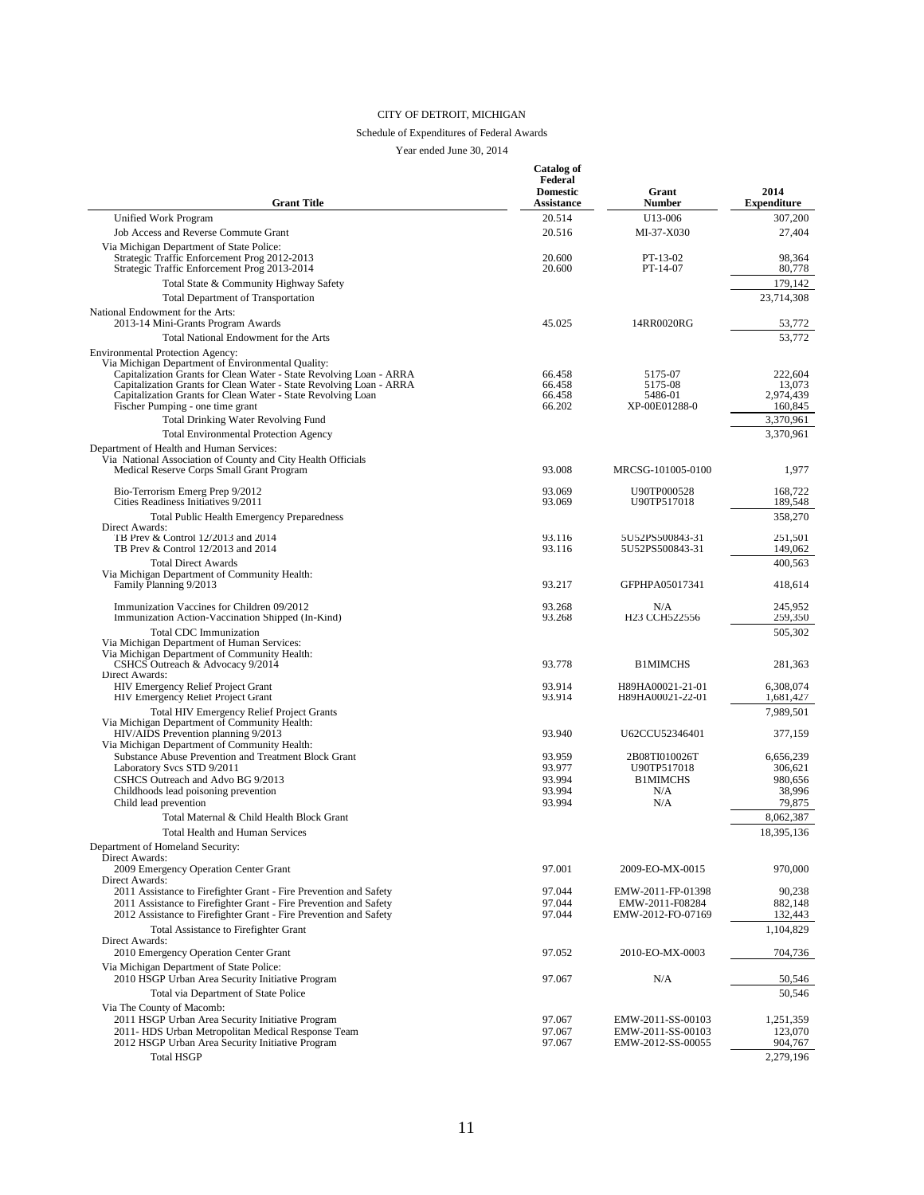# CITY OF DETROIT, MICHIGAN

Schedule of Expenditures of Federal Awards

Year ended June 30, 2014

| Grant Title | Catalog of Federal Domestic Assistance | Grant Number | 2014 Expenditure |
|---|---|---|---|
| Unified Work Program | 20.514 | U13-006 | 307,200 |
| Job Access and Reverse Commute Grant | 20.516 | MI-37-X030 | 27,404 |
| Via Michigan Department of State Police: | | | |
| Strategic Traffic Enforcement Prog 2012-2013 | 20.600 | PT-13-02 | 98,364 |
| Strategic Traffic Enforcement Prog 2013-2014 | 20.600 | PT-14-07 | 80,778 |
| Total State & Community Highway Safety | | | 179,142 |
| Total Department of Transportation | | | 23,714,308 |
| National Endowment for the Arts: | | | |
| 2013-14 Mini-Grants Program Awards | 45.025 | 14RR0020RG | 53,772 |
| Total National Endowment for the Arts | | | 53,772 |
| Environmental Protection Agency: | | | |
| Via Michigan Department of Environmental Quality: | | | |
| Capitalization Grants for Clean Water - State Revolving Loan - ARRA | 66.458 | 5175-07 | 222,604 |
| Capitalization Grants for Clean Water - State Revolving Loan - ARRA | 66.458 | 5175-08 | 13,073 |
| Capitalization Grants for Clean Water - State Revolving Loan | 66.458 | 5486-01 | 2,974,439 |
| Fischer Pumping - one time grant | 66.202 | XP-00E01288-0 | 160,845 |
| Total Drinking Water Revolving Fund | | | 3,370,961 |
| Total Environmental Protection Agency | | | 3,370,961 |
| Department of Health and Human Services: | | | |
| Via National Association of County and City Health Officials | | | |
| Medical Reserve Corps Small Grant Program | 93.008 | MRCSG-101005-0100 | 1,977 |
| Bio-Terrorism Emerg Prep 9/2012 | 93.069 | U90TP000528 | 168,722 |
| Cities Readiness Initiatives 9/2011 | 93.069 | U90TP517018 | 189,548 |
| Total Public Health Emergency Preparedness | | | 358,270 |
| Direct Awards: | | | |
| TB Prev & Control 12/2013 and 2014 | 93.116 | 5U52PS500843-31 | 251,501 |
| TB Prev & Control 12/2013 and 2014 | 93.116 | 5U52PS500843-31 | 149,062 |
| Total Direct Awards | | | 400,563 |
| Via Michigan Department of Community Health: | | | |
| Family Planning 9/2013 | 93.217 | GFPHPA05017341 | 418,614 |
| Immunization Vaccines for Children 09/2012 | 93.268 | N/A | 245,952 |
| Immunization Action-Vaccination Shipped (In-Kind) | 93.268 | H23 CCH522556 | 259,350 |
| Total CDC Immunization | | | 505,302 |
| Via Michigan Department of Human Services: | | | |
| Via Michigan Department of Community Health: | | | |
| CSHCS Outreach & Advocacy 9/2014 | 93.778 | B1MIMCHS | 281,363 |
| Direct Awards: | | | |
| HIV Emergency Relief Project Grant | 93.914 | H89HA00021-21-01 | 6,308,074 |
| HIV Emergency Relief Project Grant | 93.914 | H89HA00021-22-01 | 1,681,427 |
| Total HIV Emergency Relief Project Grants | | | 7,989,501 |
| Via Michigan Department of Community Health: | | | |
| HIV/AIDS Prevention planning 9/2013 | 93.940 | U62CCU52346401 | 377,159 |
| Via Michigan Department of Community Health: | | | |
| Substance Abuse Prevention and Treatment Block Grant | 93.959 | 2B08TI010026T | 6,656,239 |
| Laboratory Svcs STD 9/2011 | 93.977 | U90TP517018 | 306,621 |
| CSHCS Outreach and Advo BG 9/2013 | 93.994 | B1MIMCHS | 980,656 |
| Childhoods lead poisoning prevention | 93.994 | N/A | 38,996 |
| Child lead prevention | 93.994 | N/A | 79,875 |
| Total Maternal & Child Health Block Grant | | | 8,062,387 |
| Total Health and Human Services | | | 18,395,136 |
| Department of Homeland Security: | | | |
| Direct Awards: | | | |
| 2009 Emergency Operation Center Grant | 97.001 | 2009-EO-MX-0015 | 970,000 |
| Direct Awards: | | | |
| 2011 Assistance to Firefighter Grant - Fire Prevention and Safety | 97.044 | EMW-2011-FP-01398 | 90,238 |
| 2011 Assistance to Firefighter Grant - Fire Prevention and Safety | 97.044 | EMW-2011-F08284 | 882,148 |
| 2012 Assistance to Firefighter Grant - Fire Prevention and Safety | 97.044 | EMW-2012-FO-07169 | 132,443 |
| Total Assistance to Firefighter Grant | | | 1,104,829 |
| Direct Awards: | | | |
| 2010 Emergency Operation Center Grant | 97.052 | 2010-EO-MX-0003 | 704,736 |
| Via Michigan Department of State Police: | | | |
| 2010 HSGP Urban Area Security Initiative Program | 97.067 | N/A | 50,546 |
| Total via Department of State Police | | | 50,546 |
| Via The County of Macomb: | | | |
| 2011 HSGP Urban Area Security Initiative Program | 97.067 | EMW-2011-SS-00103 | 1,251,359 |
| 2011- HDS Urban Metropolitan Medical Response Team | 97.067 | EMW-2011-SS-00103 | 123,070 |
| 2012 HSGP Urban Area Security Initiative Program | 97.067 | EMW-2012-SS-00055 | 904,767 |
| Total HSGP | | | 2,279,196 |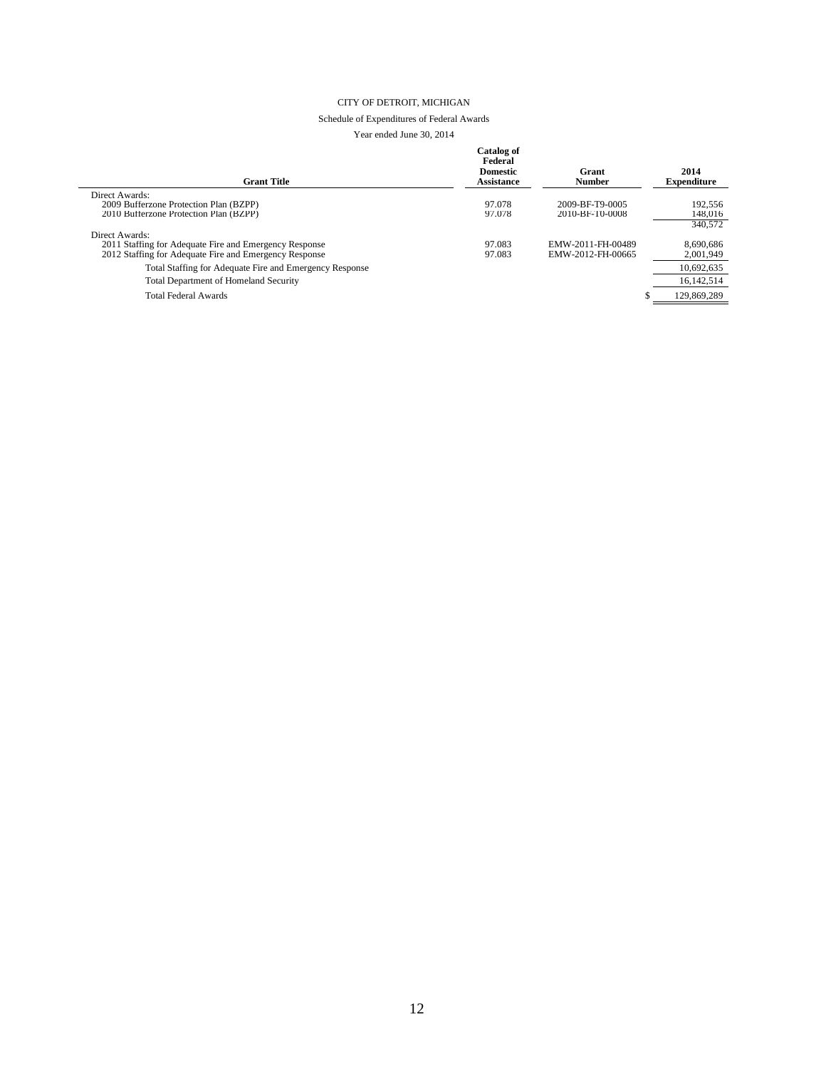# CITY OF DETROIT, MICHIGAN

Schedule of Expenditures of Federal Awards

Year ended June 30, 2014

| Grant Title | Catalog of Federal Domestic Assistance | Grant Number | 2014 Expenditure |
|---|---|---|---|
| Direct Awards: | | | |
| 2009 Bufferzone Protection Plan (BZPP) | 97.078 | 2009-BF-T9-0005 | 192,556 |
| 2010 Bufferzone Protection Plan (BZPP) | 97.078 | 2010-BF-T0-0008 | 148,016 |
| | | | 340,572 |
| Direct Awards: | | | |
| 2011 Staffing for Adequate Fire and Emergency Response | 97.083 | EMW-2011-FH-00489 | 8,690,686 |
| 2012 Staffing for Adequate Fire and Emergency Response | 97.083 | EMW-2012-FH-00665 | 2,001,949 |
| Total Staffing for Adequate Fire and Emergency Response | | | 10,692,635 |
| Total Department of Homeland Security | | | 16,142,514 |
| Total Federal Awards | | | $ 129,869,289 |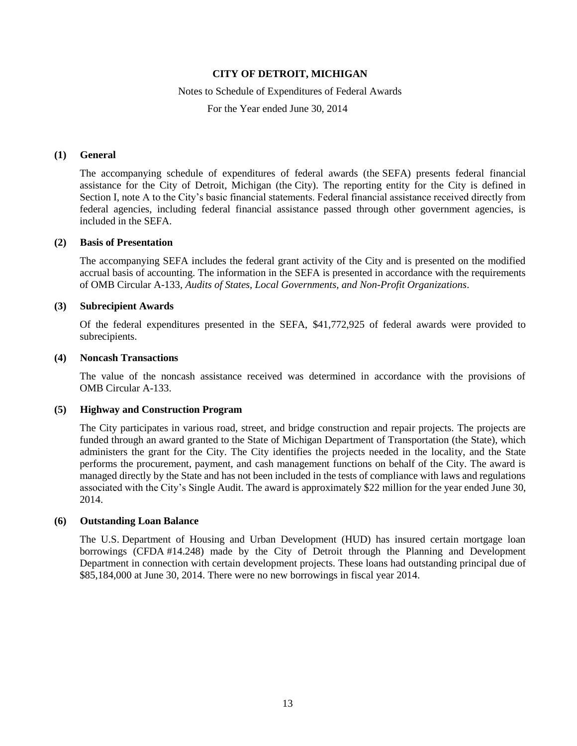# CITY OF DETROIT, MICHIGAN

Notes to Schedule of Expenditures of Federal Awards

For the Year ended June 30, 2014

## (1) General

The accompanying schedule of expenditures of federal awards (the SEFA) presents federal financial assistance for the City of Detroit, Michigan (the City). The reporting entity for the City is defined in Section I, note A to the City's basic financial statements. Federal financial assistance received directly from federal agencies, including federal financial assistance passed through other government agencies, is included in the SEFA.

## (2) Basis of Presentation

The accompanying SEFA includes the federal grant activity of the City and is presented on the modified accrual basis of accounting. The information in the SEFA is presented in accordance with the requirements of OMB Circular A-133, *Audits of States, Local Governments, and Non-Profit Organizations*.

## (3) Subrecipient Awards

Of the federal expenditures presented in the SEFA, $41,772,925 of federal awards were provided to subrecipients.

## (4) Noncash Transactions

The value of the noncash assistance received was determined in accordance with the provisions of OMB Circular A-133.

## (5) Highway and Construction Program

The City participates in various road, street, and bridge construction and repair projects. The projects are funded through an award granted to the State of Michigan Department of Transportation (the State), which administers the grant for the City. The City identifies the projects needed in the locality, and the State performs the procurement, payment, and cash management functions on behalf of the City. The award is managed directly by the State and has not been included in the tests of compliance with laws and regulations associated with the City's Single Audit. The award is approximately $22 million for the year ended June 30, 2014.

## (6) Outstanding Loan Balance

The U.S. Department of Housing and Urban Development (HUD) has insured certain mortgage loan borrowings (CFDA #14.248) made by the City of Detroit through the Planning and Development Department in connection with certain development projects. These loans had outstanding principal due of $85,184,000 at June 30, 2014. There were no new borrowings in fiscal year 2014.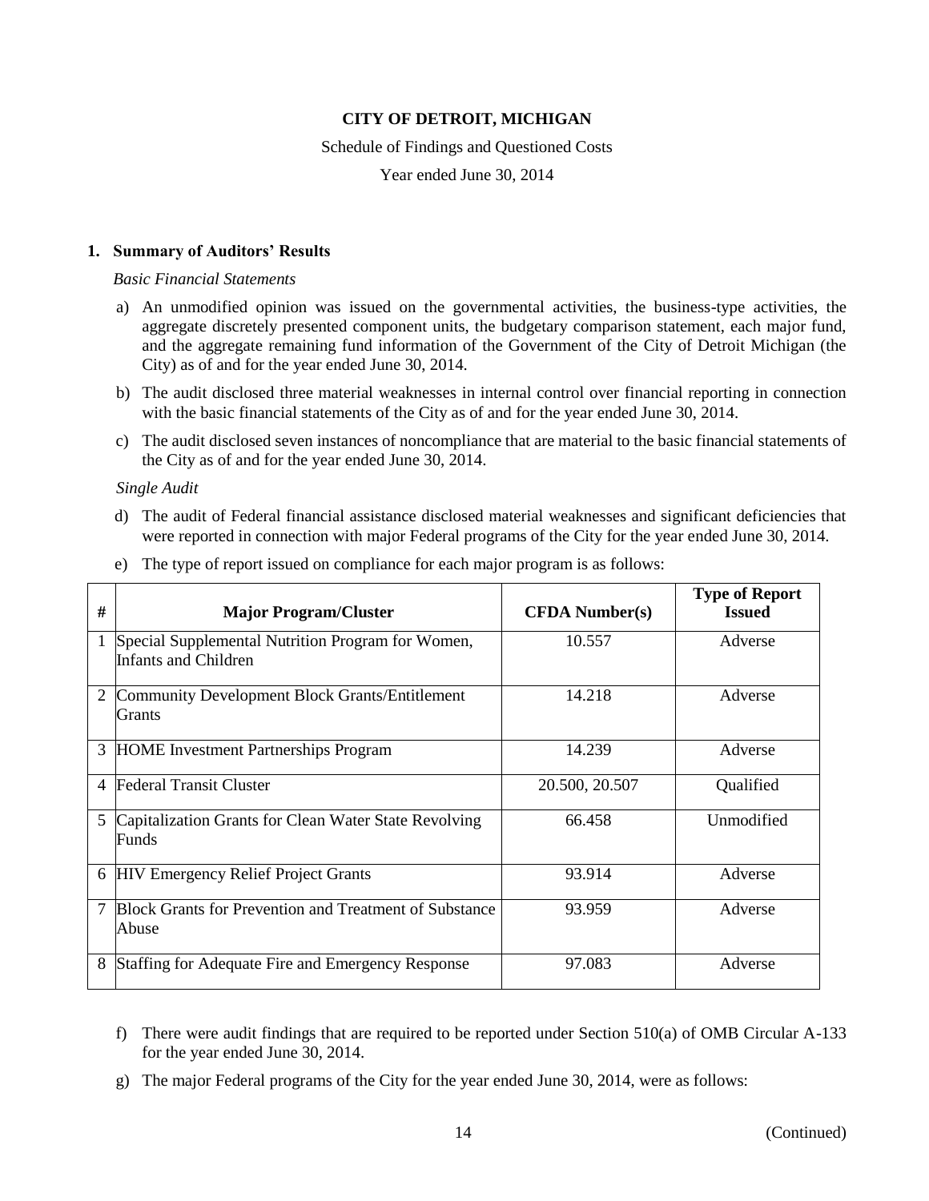**CITY OF DETROIT, MICHIGAN**

Schedule of Findings and Questioned Costs

Year ended June 30, 2014

**1. Summary of Auditors' Results**

*Basic Financial Statements*

a) An unmodified opinion was issued on the governmental activities, the business-type activities, the aggregate discretely presented component units, the budgetary comparison statement, each major fund, and the aggregate remaining fund information of the Government of the City of Detroit Michigan (the City) as of and for the year ended June 30, 2014.

b) The audit disclosed three material weaknesses in internal control over financial reporting in connection with the basic financial statements of the City as of and for the year ended June 30, 2014.

c) The audit disclosed seven instances of noncompliance that are material to the basic financial statements of the City as of and for the year ended June 30, 2014.

*Single Audit*

d) The audit of Federal financial assistance disclosed material weaknesses and significant deficiencies that were reported in connection with major Federal programs of the City for the year ended June 30, 2014.

e) The type of report issued on compliance for each major program is as follows:

| # | Major Program/Cluster | CFDA Number(s) | Type of Report Issued |
|---|---|---|---|
| 1 | Special Supplemental Nutrition Program for Women, Infants and Children | 10.557 | Adverse |
| 2 | Community Development Block Grants/Entitlement Grants | 14.218 | Adverse |
| 3 | HOME Investment Partnerships Program | 14.239 | Adverse |
| 4 | Federal Transit Cluster | 20.500, 20.507 | Qualified |
| 5 | Capitalization Grants for Clean Water State Revolving Funds | 66.458 | Unmodified |
| 6 | HIV Emergency Relief Project Grants | 93.914 | Adverse |
| 7 | Block Grants for Prevention and Treatment of Substance Abuse | 93.959 | Adverse |
| 8 | Staffing for Adequate Fire and Emergency Response | 97.083 | Adverse |

f) There were audit findings that are required to be reported under Section 510(a) of OMB Circular A-133 for the year ended June 30, 2014.

g) The major Federal programs of the City for the year ended June 30, 2014, were as follows: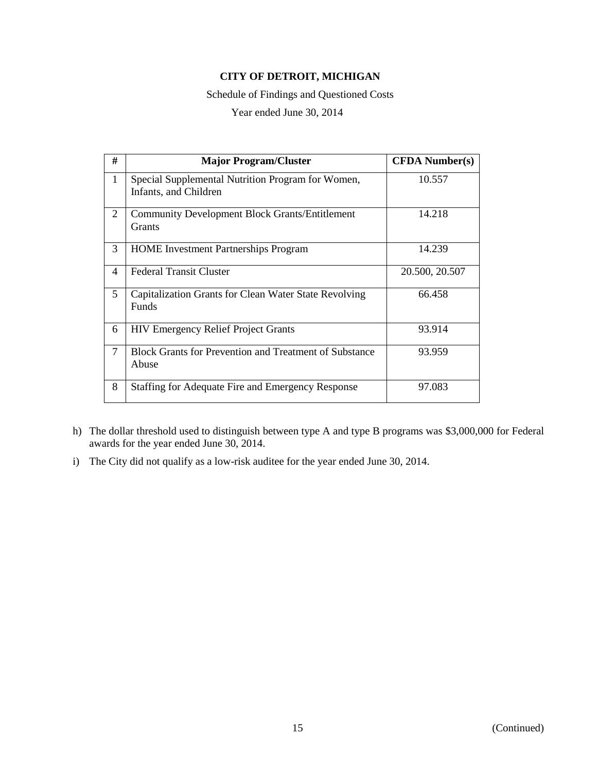**CITY OF DETROIT, MICHIGAN**

Schedule of Findings and Questioned Costs

Year ended June 30, 2014

| # | Major Program/Cluster | CFDA Number(s) |
|---|---|---|
| 1 | Special Supplemental Nutrition Program for Women, Infants, and Children | 10.557 |
| 2 | Community Development Block Grants/Entitlement Grants | 14.218 |
| 3 | HOME Investment Partnerships Program | 14.239 |
| 4 | Federal Transit Cluster | 20.500, 20.507 |
| 5 | Capitalization Grants for Clean Water State Revolving Funds | 66.458 |
| 6 | HIV Emergency Relief Project Grants | 93.914 |
| 7 | Block Grants for Prevention and Treatment of Substance Abuse | 93.959 |
| 8 | Staffing for Adequate Fire and Emergency Response | 97.083 |

h) The dollar threshold used to distinguish between type A and type B programs was $3,000,000 for Federal awards for the year ended June 30, 2014.

i) The City did not qualify as a low-risk auditee for the year ended June 30, 2014.

(Continued)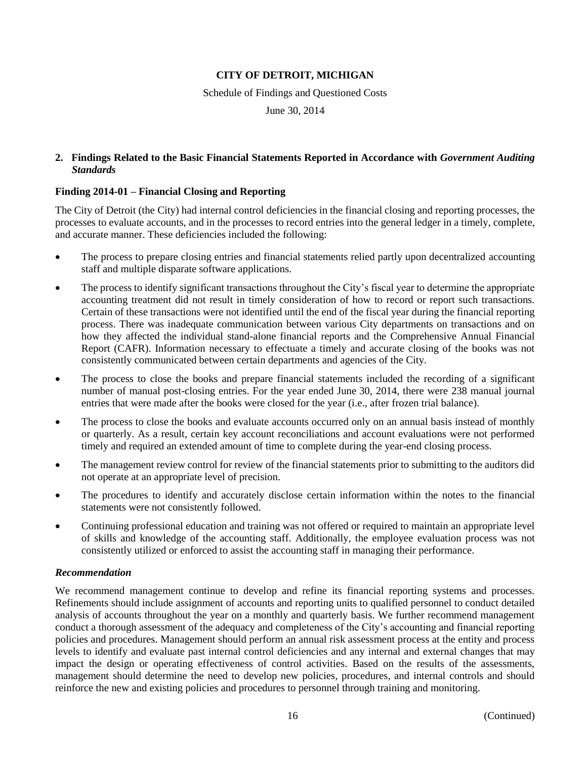## 2. Findings Related to the Basic Financial Statements Reported in Accordance with *Government Auditing Standards*

### Finding 2014-01 – Financial Closing and Reporting

The City of Detroit (the City) had internal control deficiencies in the financial closing and reporting processes, the processes to evaluate accounts, and in the processes to record entries into the general ledger in a timely, complete, and accurate manner. These deficiencies included the following:

- The process to prepare closing entries and financial statements relied partly upon decentralized accounting staff and multiple disparate software applications.
- The process to identify significant transactions throughout the City's fiscal year to determine the appropriate accounting treatment did not result in timely consideration of how to record or report such transactions. Certain of these transactions were not identified until the end of the fiscal year during the financial reporting process. There was inadequate communication between various City departments on transactions and on how they affected the individual stand-alone financial reports and the Comprehensive Annual Financial Report (CAFR). Information necessary to effectuate a timely and accurate closing of the books was not consistently communicated between certain departments and agencies of the City.
- The process to close the books and prepare financial statements included the recording of a significant number of manual post-closing entries. For the year ended June 30, 2014, there were 238 manual journal entries that were made after the books were closed for the year (i.e., after frozen trial balance).
- The process to close the books and evaluate accounts occurred only on an annual basis instead of monthly or quarterly. As a result, certain key account reconciliations and account evaluations were not performed timely and required an extended amount of time to complete during the year-end closing process.
- The management review control for review of the financial statements prior to submitting to the auditors did not operate at an appropriate level of precision.
- The procedures to identify and accurately disclose certain information within the notes to the financial statements were not consistently followed.
- Continuing professional education and training was not offered or required to maintain an appropriate level of skills and knowledge of the accounting staff. Additionally, the employee evaluation process was not consistently utilized or enforced to assist the accounting staff in managing their performance.

#### *Recommendation*

We recommend management continue to develop and refine its financial reporting systems and processes. Refinements should include assignment of accounts and reporting units to qualified personnel to conduct detailed analysis of accounts throughout the year on a monthly and quarterly basis. We further recommend management conduct a thorough assessment of the adequacy and completeness of the City's accounting and financial reporting policies and procedures. Management should perform an annual risk assessment process at the entity and process levels to identify and evaluate past internal control deficiencies and any internal and external changes that may impact the design or operating effectiveness of control activities. Based on the results of the assessments, management should determine the need to develop new policies, procedures, and internal controls and should reinforce the new and existing policies and procedures to personnel through training and monitoring.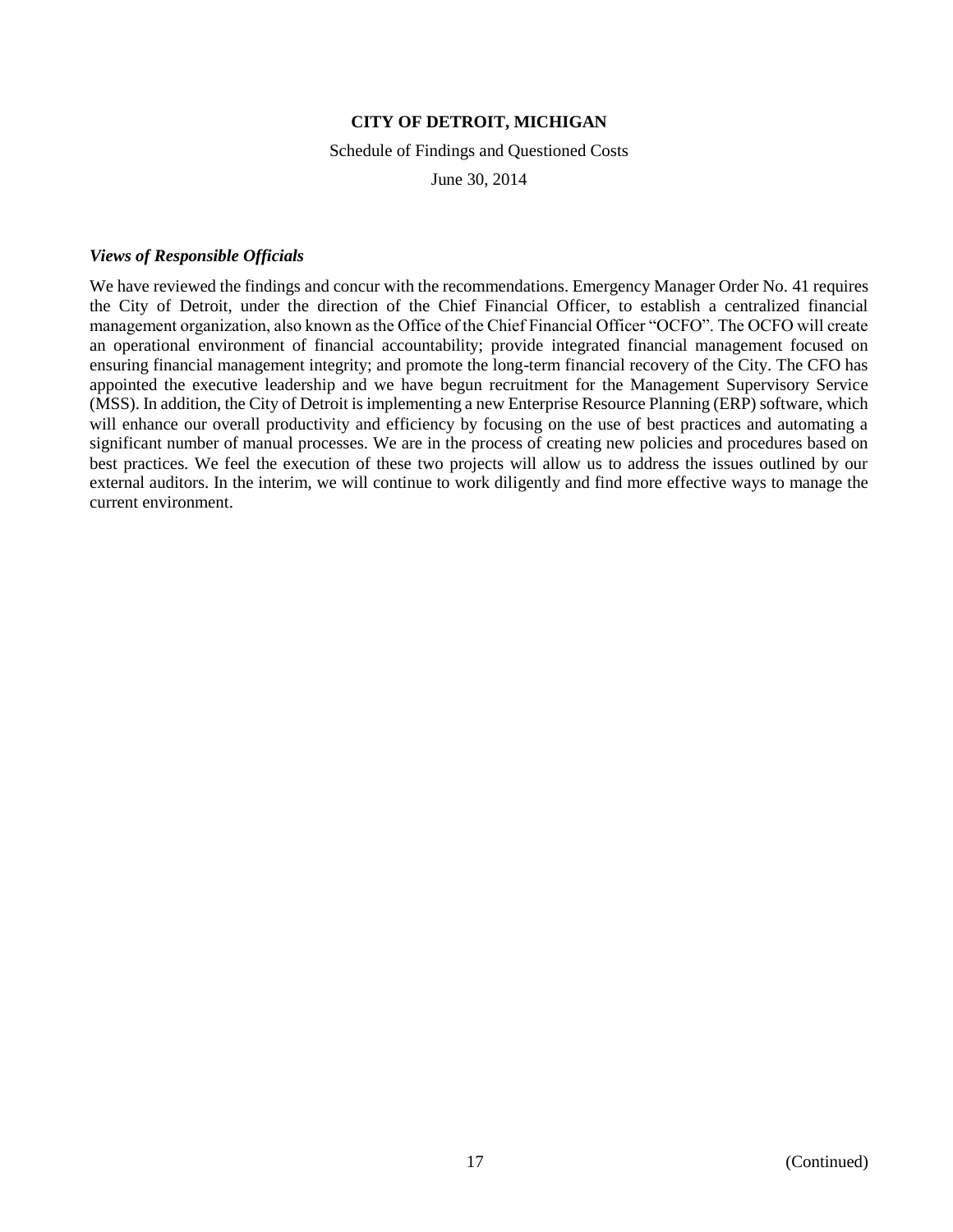**CITY OF DETROIT, MICHIGAN**

Schedule of Findings and Questioned Costs

June 30, 2014

***Views of Responsible Officials***

We have reviewed the findings and concur with the recommendations. Emergency Manager Order No. 41 requires the City of Detroit, under the direction of the Chief Financial Officer, to establish a centralized financial management organization, also known as the Office of the Chief Financial Officer "OCFO". The OCFO will create an operational environment of financial accountability; provide integrated financial management focused on ensuring financial management integrity; and promote the long-term financial recovery of the City. The CFO has appointed the executive leadership and we have begun recruitment for the Management Supervisory Service (MSS). In addition, the City of Detroit is implementing a new Enterprise Resource Planning (ERP) software, which will enhance our overall productivity and efficiency by focusing on the use of best practices and automating a significant number of manual processes. We are in the process of creating new policies and procedures based on best practices. We feel the execution of these two projects will allow us to address the issues outlined by our external auditors. In the interim, we will continue to work diligently and find more effective ways to manage the current environment.

(Continued)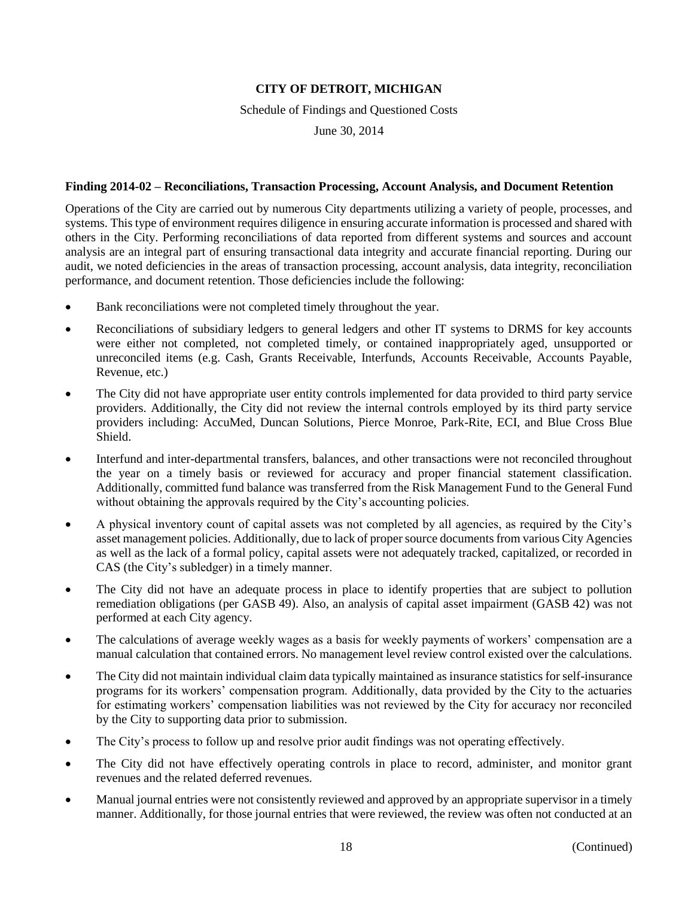**CITY OF DETROIT, MICHIGAN**

Schedule of Findings and Questioned Costs

June 30, 2014

**Finding 2014-02 – Reconciliations, Transaction Processing, Account Analysis, and Document Retention**

Operations of the City are carried out by numerous City departments utilizing a variety of people, processes, and systems. This type of environment requires diligence in ensuring accurate information is processed and shared with others in the City. Performing reconciliations of data reported from different systems and sources and account analysis are an integral part of ensuring transactional data integrity and accurate financial reporting. During our audit, we noted deficiencies in the areas of transaction processing, account analysis, data integrity, reconciliation performance, and document retention. Those deficiencies include the following:

- Bank reconciliations were not completed timely throughout the year.
- Reconciliations of subsidiary ledgers to general ledgers and other IT systems to DRMS for key accounts were either not completed, not completed timely, or contained inappropriately aged, unsupported or unreconciled items (e.g. Cash, Grants Receivable, Interfunds, Accounts Receivable, Accounts Payable, Revenue, etc.)
- The City did not have appropriate user entity controls implemented for data provided to third party service providers. Additionally, the City did not review the internal controls employed by its third party service providers including: AccuMed, Duncan Solutions, Pierce Monroe, Park-Rite, ECI, and Blue Cross Blue Shield.
- Interfund and inter-departmental transfers, balances, and other transactions were not reconciled throughout the year on a timely basis or reviewed for accuracy and proper financial statement classification. Additionally, committed fund balance was transferred from the Risk Management Fund to the General Fund without obtaining the approvals required by the City's accounting policies.
- A physical inventory count of capital assets was not completed by all agencies, as required by the City's asset management policies. Additionally, due to lack of proper source documents from various City Agencies as well as the lack of a formal policy, capital assets were not adequately tracked, capitalized, or recorded in CAS (the City's subledger) in a timely manner.
- The City did not have an adequate process in place to identify properties that are subject to pollution remediation obligations (per GASB 49). Also, an analysis of capital asset impairment (GASB 42) was not performed at each City agency.
- The calculations of average weekly wages as a basis for weekly payments of workers' compensation are a manual calculation that contained errors. No management level review control existed over the calculations.
- The City did not maintain individual claim data typically maintained as insurance statistics for self-insurance programs for its workers' compensation program. Additionally, data provided by the City to the actuaries for estimating workers' compensation liabilities was not reviewed by the City for accuracy nor reconciled by the City to supporting data prior to submission.
- The City's process to follow up and resolve prior audit findings was not operating effectively.
- The City did not have effectively operating controls in place to record, administer, and monitor grant revenues and the related deferred revenues.
- Manual journal entries were not consistently reviewed and approved by an appropriate supervisor in a timely manner. Additionally, for those journal entries that were reviewed, the review was often not conducted at an

(Continued)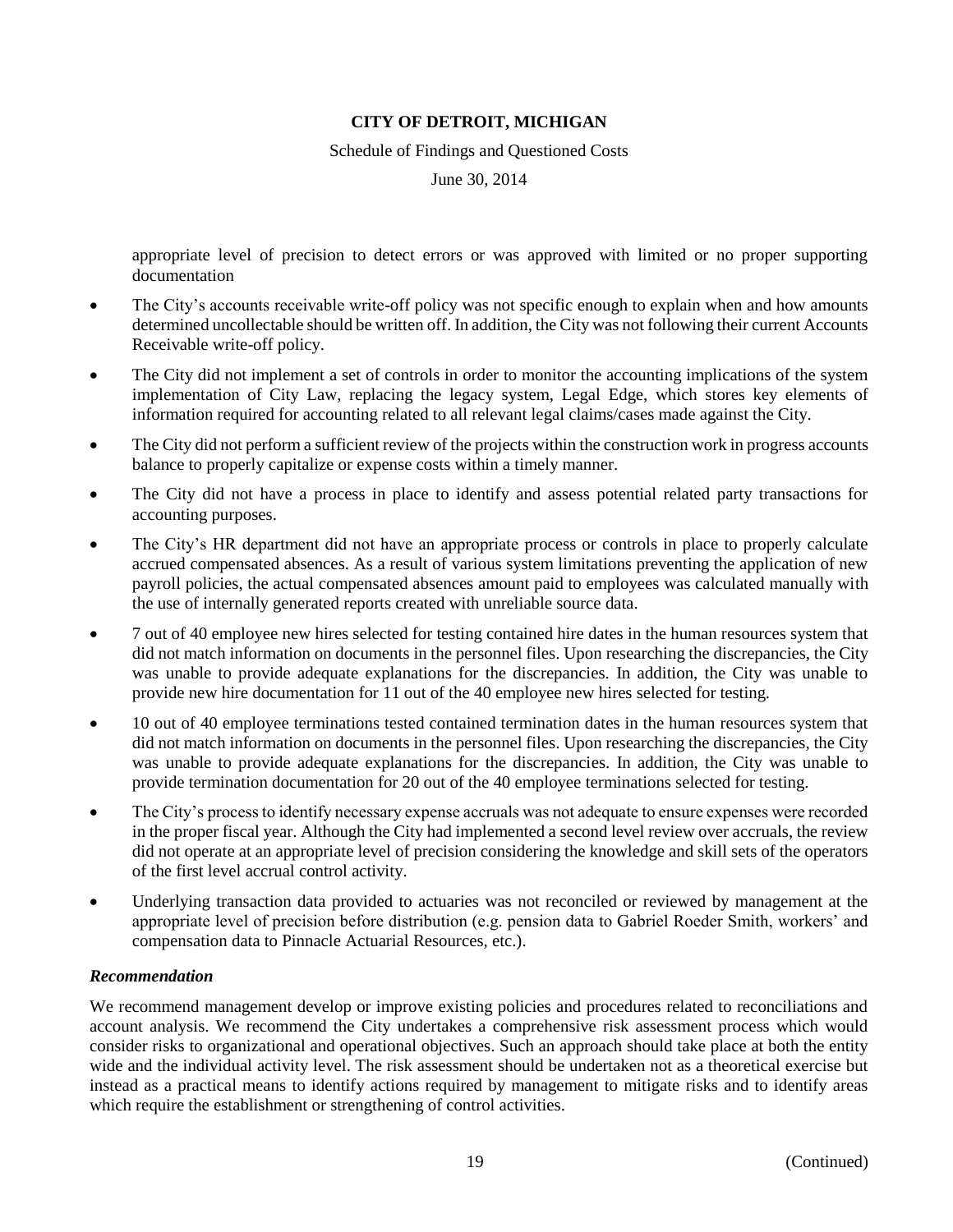appropriate level of precision to detect errors or was approved with limited or no proper supporting documentation

- The City's accounts receivable write-off policy was not specific enough to explain when and how amounts determined uncollectable should be written off. In addition, the City was not following their current Accounts Receivable write-off policy.
- The City did not implement a set of controls in order to monitor the accounting implications of the system implementation of City Law, replacing the legacy system, Legal Edge, which stores key elements of information required for accounting related to all relevant legal claims/cases made against the City.
- The City did not perform a sufficient review of the projects within the construction work in progress accounts balance to properly capitalize or expense costs within a timely manner.
- The City did not have a process in place to identify and assess potential related party transactions for accounting purposes.
- The City's HR department did not have an appropriate process or controls in place to properly calculate accrued compensated absences. As a result of various system limitations preventing the application of new payroll policies, the actual compensated absences amount paid to employees was calculated manually with the use of internally generated reports created with unreliable source data.
- 7 out of 40 employee new hires selected for testing contained hire dates in the human resources system that did not match information on documents in the personnel files. Upon researching the discrepancies, the City was unable to provide adequate explanations for the discrepancies. In addition, the City was unable to provide new hire documentation for 11 out of the 40 employee new hires selected for testing.
- 10 out of 40 employee terminations tested contained termination dates in the human resources system that did not match information on documents in the personnel files. Upon researching the discrepancies, the City was unable to provide adequate explanations for the discrepancies. In addition, the City was unable to provide termination documentation for 20 out of the 40 employee terminations selected for testing.
- The City's process to identify necessary expense accruals was not adequate to ensure expenses were recorded in the proper fiscal year. Although the City had implemented a second level review over accruals, the review did not operate at an appropriate level of precision considering the knowledge and skill sets of the operators of the first level accrual control activity.
- Underlying transaction data provided to actuaries was not reconciled or reviewed by management at the appropriate level of precision before distribution (e.g. pension data to Gabriel Roeder Smith, workers' and compensation data to Pinnacle Actuarial Resources, etc.).

***Recommendation***

We recommend management develop or improve existing policies and procedures related to reconciliations and account analysis. We recommend the City undertakes a comprehensive risk assessment process which would consider risks to organizational and operational objectives. Such an approach should take place at both the entity wide and the individual activity level. The risk assessment should be undertaken not as a theoretical exercise but instead as a practical means to identify actions required by management to mitigate risks and to identify areas which require the establishment or strengthening of control activities.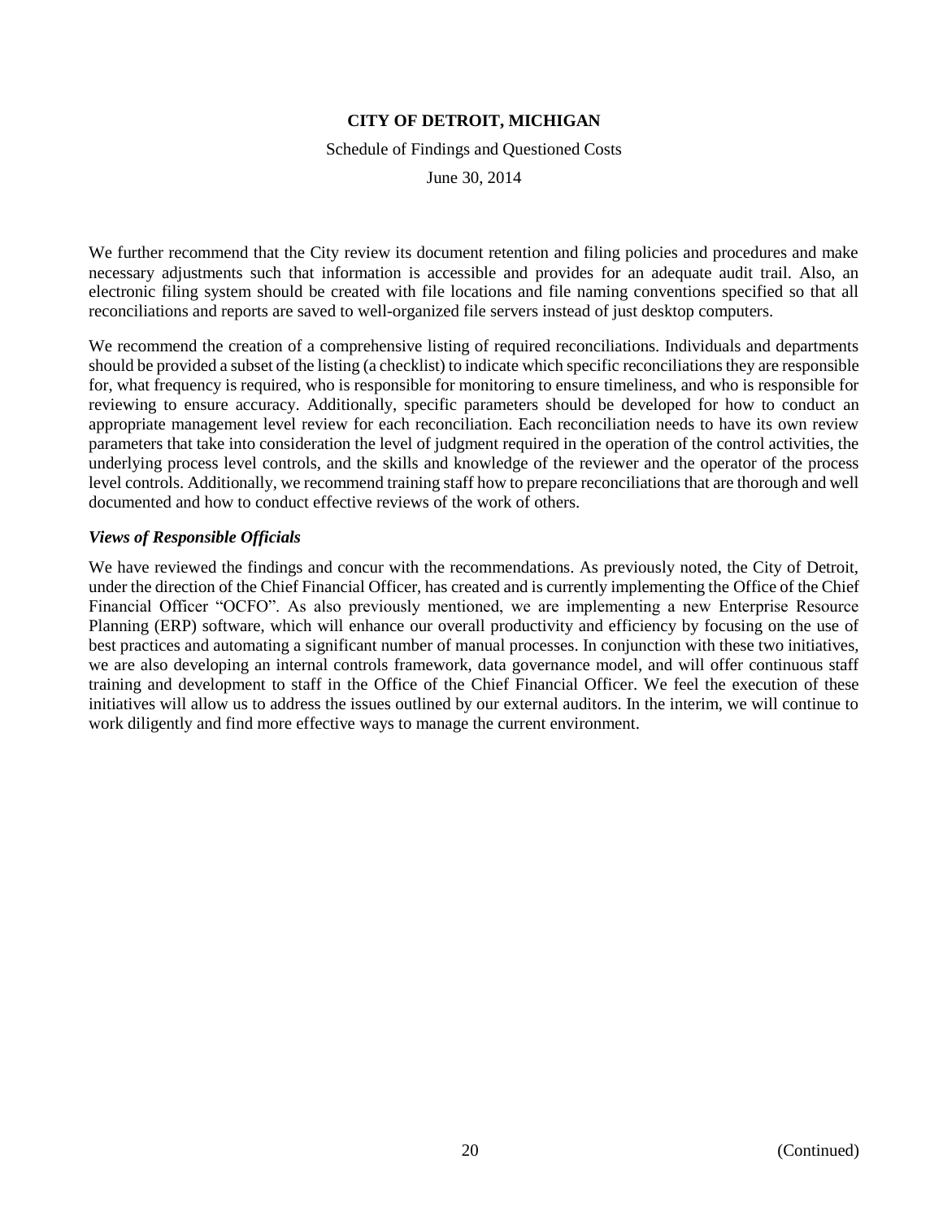We further recommend that the City review its document retention and filing policies and procedures and make necessary adjustments such that information is accessible and provides for an adequate audit trail. Also, an electronic filing system should be created with file locations and file naming conventions specified so that all reconciliations and reports are saved to well-organized file servers instead of just desktop computers.

We recommend the creation of a comprehensive listing of required reconciliations. Individuals and departments should be provided a subset of the listing (a checklist) to indicate which specific reconciliations they are responsible for, what frequency is required, who is responsible for monitoring to ensure timeliness, and who is responsible for reviewing to ensure accuracy. Additionally, specific parameters should be developed for how to conduct an appropriate management level review for each reconciliation. Each reconciliation needs to have its own review parameters that take into consideration the level of judgment required in the operation of the control activities, the underlying process level controls, and the skills and knowledge of the reviewer and the operator of the process level controls. Additionally, we recommend training staff how to prepare reconciliations that are thorough and well documented and how to conduct effective reviews of the work of others.

***Views of Responsible Officials***

We have reviewed the findings and concur with the recommendations. As previously noted, the City of Detroit, under the direction of the Chief Financial Officer, has created and is currently implementing the Office of the Chief Financial Officer "OCFO". As also previously mentioned, we are implementing a new Enterprise Resource Planning (ERP) software, which will enhance our overall productivity and efficiency by focusing on the use of best practices and automating a significant number of manual processes. In conjunction with these two initiatives, we are also developing an internal controls framework, data governance model, and will offer continuous staff training and development to staff in the Office of the Chief Financial Officer. We feel the execution of these initiatives will allow us to address the issues outlined by our external auditors. In the interim, we will continue to work diligently and find more effective ways to manage the current environment.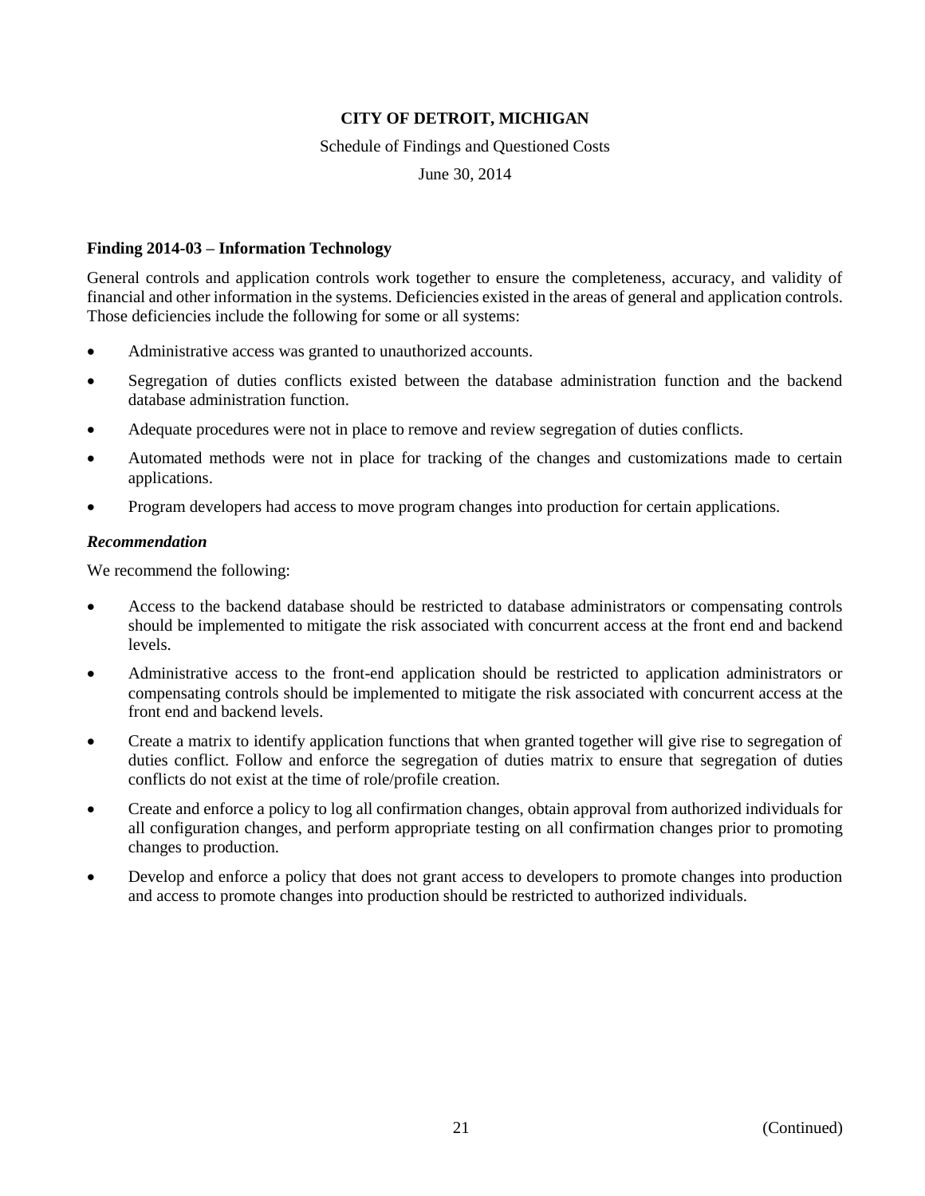**CITY OF DETROIT, MICHIGAN**

Schedule of Findings and Questioned Costs

June 30, 2014

**Finding 2014-03 – Information Technology**

General controls and application controls work together to ensure the completeness, accuracy, and validity of financial and other information in the systems. Deficiencies existed in the areas of general and application controls. Those deficiencies include the following for some or all systems:

- Administrative access was granted to unauthorized accounts.
- Segregation of duties conflicts existed between the database administration function and the backend database administration function.
- Adequate procedures were not in place to remove and review segregation of duties conflicts.
- Automated methods were not in place for tracking of the changes and customizations made to certain applications.
- Program developers had access to move program changes into production for certain applications.

***Recommendation***

We recommend the following:

- Access to the backend database should be restricted to database administrators or compensating controls should be implemented to mitigate the risk associated with concurrent access at the front end and backend levels.
- Administrative access to the front-end application should be restricted to application administrators or compensating controls should be implemented to mitigate the risk associated with concurrent access at the front end and backend levels.
- Create a matrix to identify application functions that when granted together will give rise to segregation of duties conflict. Follow and enforce the segregation of duties matrix to ensure that segregation of duties conflicts do not exist at the time of role/profile creation.
- Create and enforce a policy to log all confirmation changes, obtain approval from authorized individuals for all configuration changes, and perform appropriate testing on all confirmation changes prior to promoting changes to production.
- Develop and enforce a policy that does not grant access to developers to promote changes into production and access to promote changes into production should be restricted to authorized individuals.

(Continued)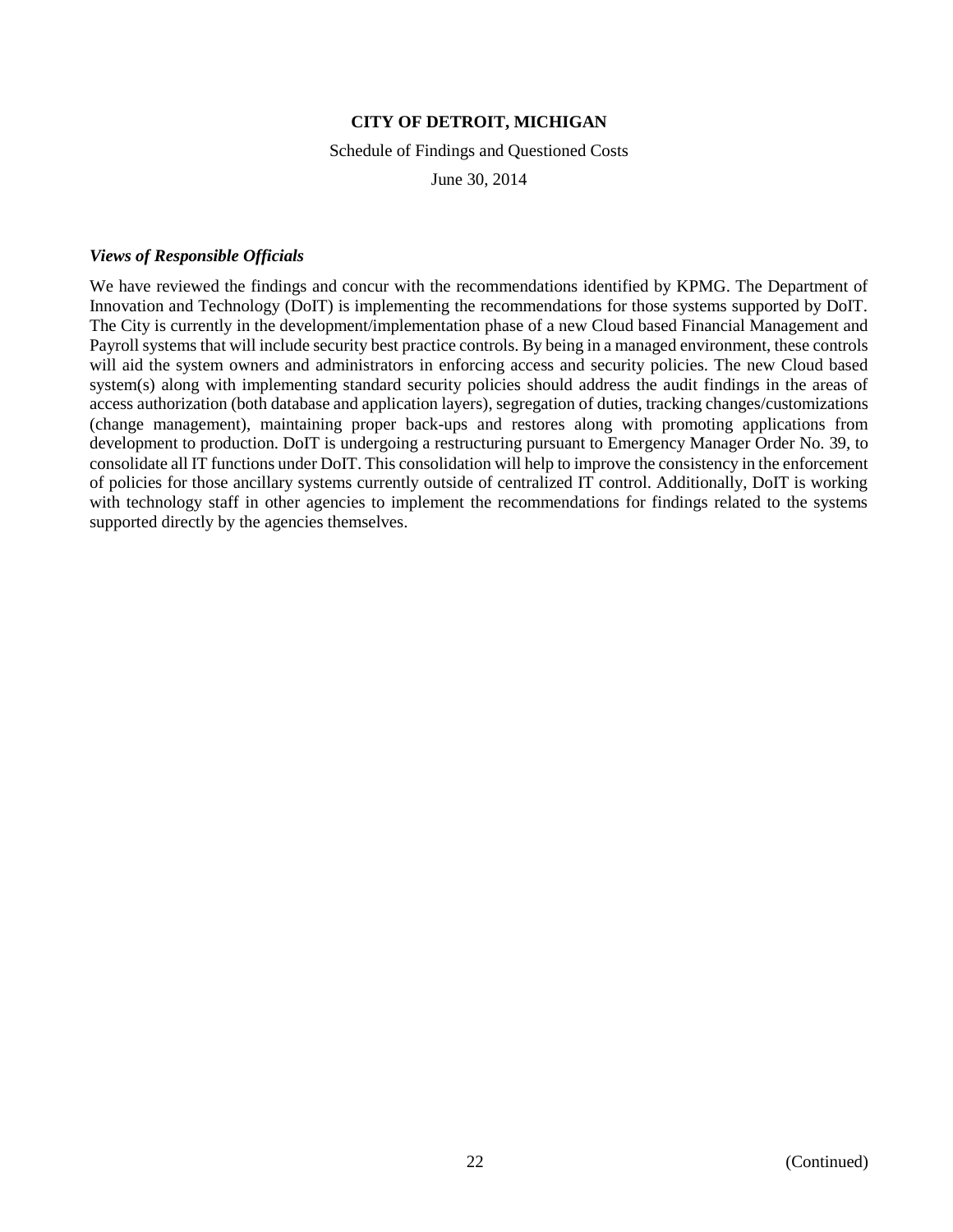**CITY OF DETROIT, MICHIGAN**

Schedule of Findings and Questioned Costs

June 30, 2014

***Views of Responsible Officials***

We have reviewed the findings and concur with the recommendations identified by KPMG. The Department of Innovation and Technology (DoIT) is implementing the recommendations for those systems supported by DoIT. The City is currently in the development/implementation phase of a new Cloud based Financial Management and Payroll systems that will include security best practice controls. By being in a managed environment, these controls will aid the system owners and administrators in enforcing access and security policies. The new Cloud based system(s) along with implementing standard security policies should address the audit findings in the areas of access authorization (both database and application layers), segregation of duties, tracking changes/customizations (change management), maintaining proper back-ups and restores along with promoting applications from development to production. DoIT is undergoing a restructuring pursuant to Emergency Manager Order No. 39, to consolidate all IT functions under DoIT. This consolidation will help to improve the consistency in the enforcement of policies for those ancillary systems currently outside of centralized IT control. Additionally, DoIT is working with technology staff in other agencies to implement the recommendations for findings related to the systems supported directly by the agencies themselves.

(Continued)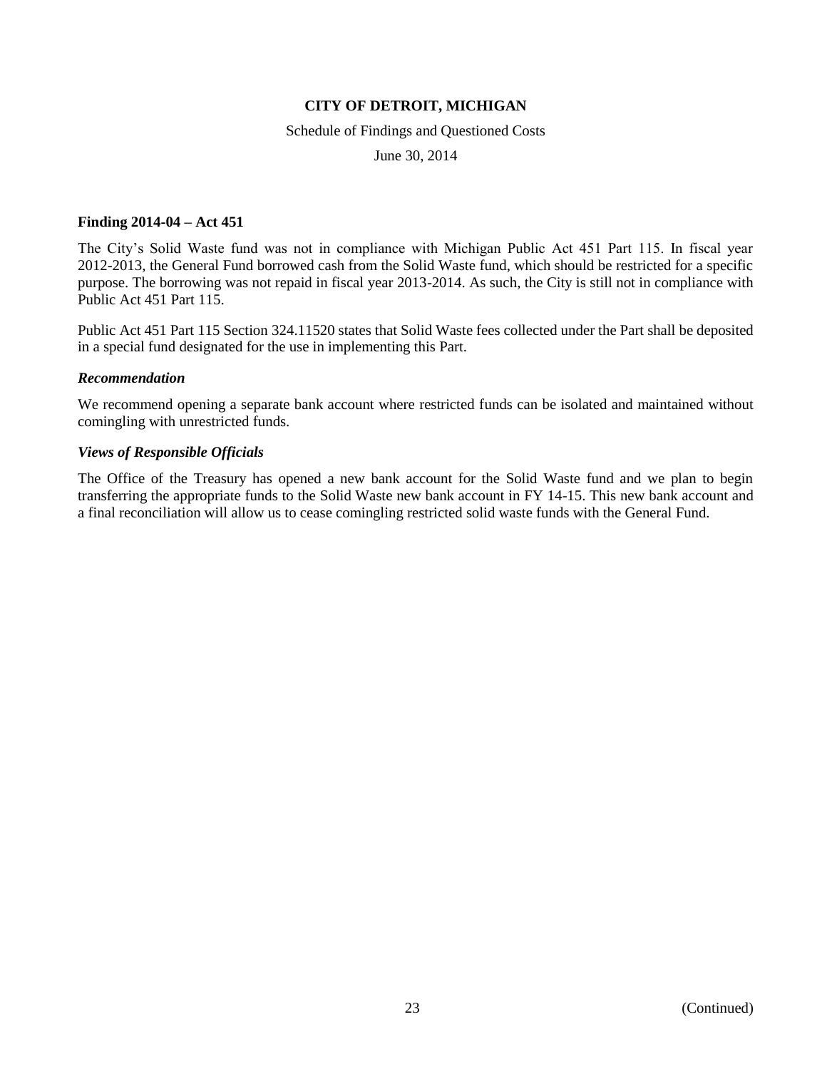**CITY OF DETROIT, MICHIGAN**

Schedule of Findings and Questioned Costs

June 30, 2014

### Finding 2014-04 – Act 451

The City's Solid Waste fund was not in compliance with Michigan Public Act 451 Part 115. In fiscal year 2012-2013, the General Fund borrowed cash from the Solid Waste fund, which should be restricted for a specific purpose. The borrowing was not repaid in fiscal year 2013-2014. As such, the City is still not in compliance with Public Act 451 Part 115.

Public Act 451 Part 115 Section 324.11520 states that Solid Waste fees collected under the Part shall be deposited in a special fund designated for the use in implementing this Part.

#### *Recommendation*

We recommend opening a separate bank account where restricted funds can be isolated and maintained without comingling with unrestricted funds.

#### *Views of Responsible Officials*

The Office of the Treasury has opened a new bank account for the Solid Waste fund and we plan to begin transferring the appropriate funds to the Solid Waste new bank account in FY 14-15. This new bank account and a final reconciliation will allow us to cease comingling restricted solid waste funds with the General Fund.

(Continued)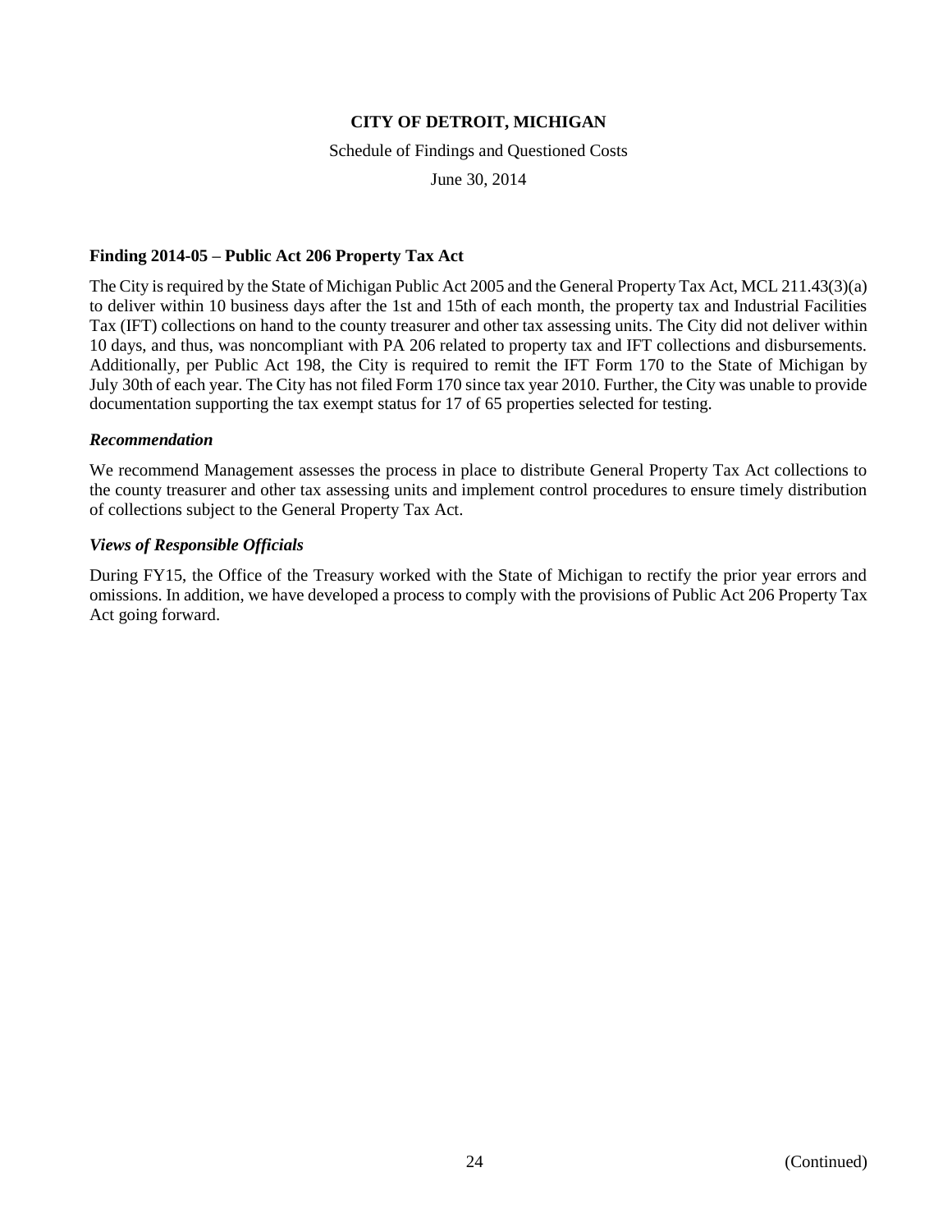# CITY OF DETROIT, MICHIGAN

Schedule of Findings and Questioned Costs

June 30, 2014

### Finding 2014-05 – Public Act 206 Property Tax Act

The City is required by the State of Michigan Public Act 2005 and the General Property Tax Act, MCL 211.43(3)(a) to deliver within 10 business days after the 1st and 15th of each month, the property tax and Industrial Facilities Tax (IFT) collections on hand to the county treasurer and other tax assessing units. The City did not deliver within 10 days, and thus, was noncompliant with PA 206 related to property tax and IFT collections and disbursements. Additionally, per Public Act 198, the City is required to remit the IFT Form 170 to the State of Michigan by July 30th of each year. The City has not filed Form 170 since tax year 2010. Further, the City was unable to provide documentation supporting the tax exempt status for 17 of 65 properties selected for testing.

#### *Recommendation*

We recommend Management assesses the process in place to distribute General Property Tax Act collections to the county treasurer and other tax assessing units and implement control procedures to ensure timely distribution of collections subject to the General Property Tax Act.

#### *Views of Responsible Officials*

During FY15, the Office of the Treasury worked with the State of Michigan to rectify the prior year errors and omissions. In addition, we have developed a process to comply with the provisions of Public Act 206 Property Tax Act going forward.

(Continued)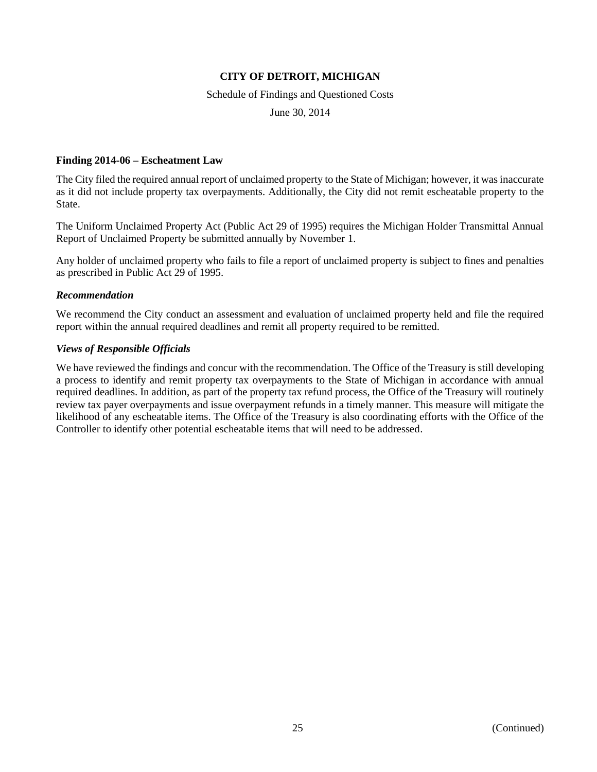**CITY OF DETROIT, MICHIGAN**

Schedule of Findings and Questioned Costs

June 30, 2014

**Finding 2014-06 – Escheatment Law**

The City filed the required annual report of unclaimed property to the State of Michigan; however, it was inaccurate as it did not include property tax overpayments. Additionally, the City did not remit escheatable property to the State.

The Uniform Unclaimed Property Act (Public Act 29 of 1995) requires the Michigan Holder Transmittal Annual Report of Unclaimed Property be submitted annually by November 1.

Any holder of unclaimed property who fails to file a report of unclaimed property is subject to fines and penalties as prescribed in Public Act 29 of 1995.

***Recommendation***

We recommend the City conduct an assessment and evaluation of unclaimed property held and file the required report within the annual required deadlines and remit all property required to be remitted.

***Views of Responsible Officials***

We have reviewed the findings and concur with the recommendation. The Office of the Treasury is still developing a process to identify and remit property tax overpayments to the State of Michigan in accordance with annual required deadlines. In addition, as part of the property tax refund process, the Office of the Treasury will routinely review tax payer overpayments and issue overpayment refunds in a timely manner. This measure will mitigate the likelihood of any escheatable items. The Office of the Treasury is also coordinating efforts with the Office of the Controller to identify other potential escheatable items that will need to be addressed.

(Continued)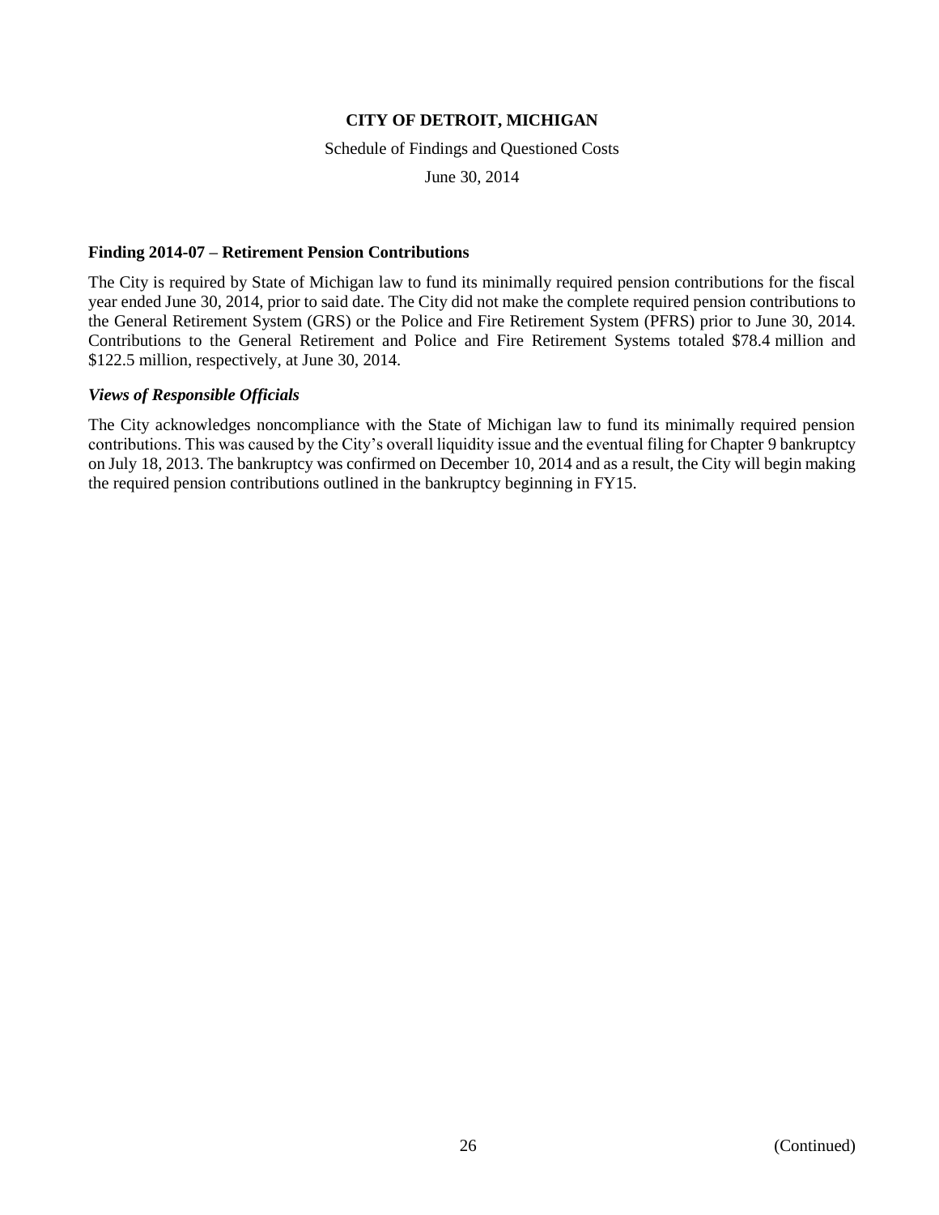**CITY OF DETROIT, MICHIGAN**

Schedule of Findings and Questioned Costs

June 30, 2014

**Finding 2014-07 – Retirement Pension Contributions**

The City is required by State of Michigan law to fund its minimally required pension contributions for the fiscal year ended June 30, 2014, prior to said date. The City did not make the complete required pension contributions to the General Retirement System (GRS) or the Police and Fire Retirement System (PFRS) prior to June 30, 2014. Contributions to the General Retirement and Police and Fire Retirement Systems totaled $78.4 million and $122.5 million, respectively, at June 30, 2014.

***Views of Responsible Officials***

The City acknowledges noncompliance with the State of Michigan law to fund its minimally required pension contributions. This was caused by the City's overall liquidity issue and the eventual filing for Chapter 9 bankruptcy on July 18, 2013. The bankruptcy was confirmed on December 10, 2014 and as a result, the City will begin making the required pension contributions outlined in the bankruptcy beginning in FY15.

(Continued)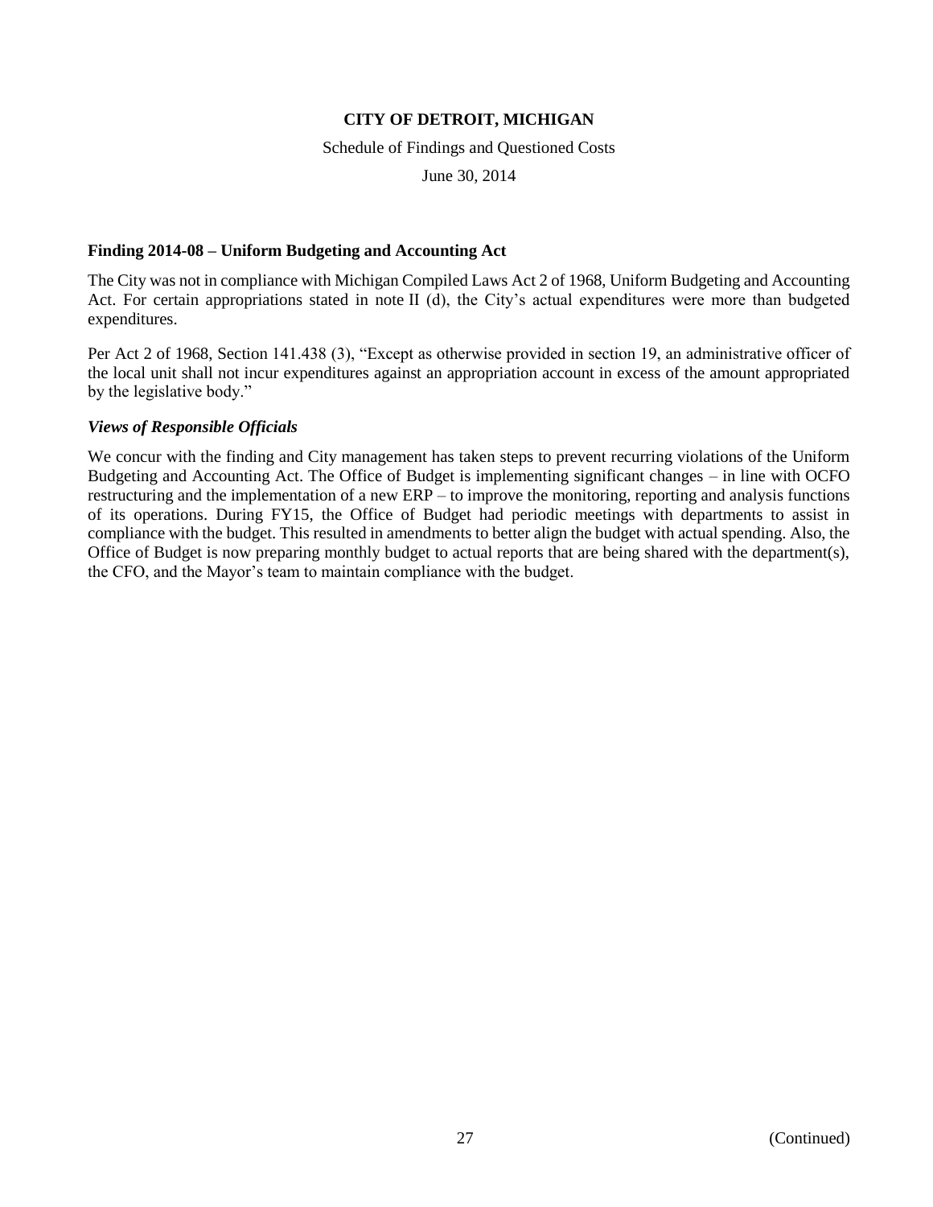**CITY OF DETROIT, MICHIGAN**

Schedule of Findings and Questioned Costs

June 30, 2014

**Finding 2014-08 – Uniform Budgeting and Accounting Act**

The City was not in compliance with Michigan Compiled Laws Act 2 of 1968, Uniform Budgeting and Accounting Act. For certain appropriations stated in note II (d), the City's actual expenditures were more than budgeted expenditures.

Per Act 2 of 1968, Section 141.438 (3), "Except as otherwise provided in section 19, an administrative officer of the local unit shall not incur expenditures against an appropriation account in excess of the amount appropriated by the legislative body."

***Views of Responsible Officials***

We concur with the finding and City management has taken steps to prevent recurring violations of the Uniform Budgeting and Accounting Act. The Office of Budget is implementing significant changes – in line with OCFO restructuring and the implementation of a new ERP – to improve the monitoring, reporting and analysis functions of its operations. During FY15, the Office of Budget had periodic meetings with departments to assist in compliance with the budget. This resulted in amendments to better align the budget with actual spending. Also, the Office of Budget is now preparing monthly budget to actual reports that are being shared with the department(s), the CFO, and the Mayor's team to maintain compliance with the budget.

(Continued)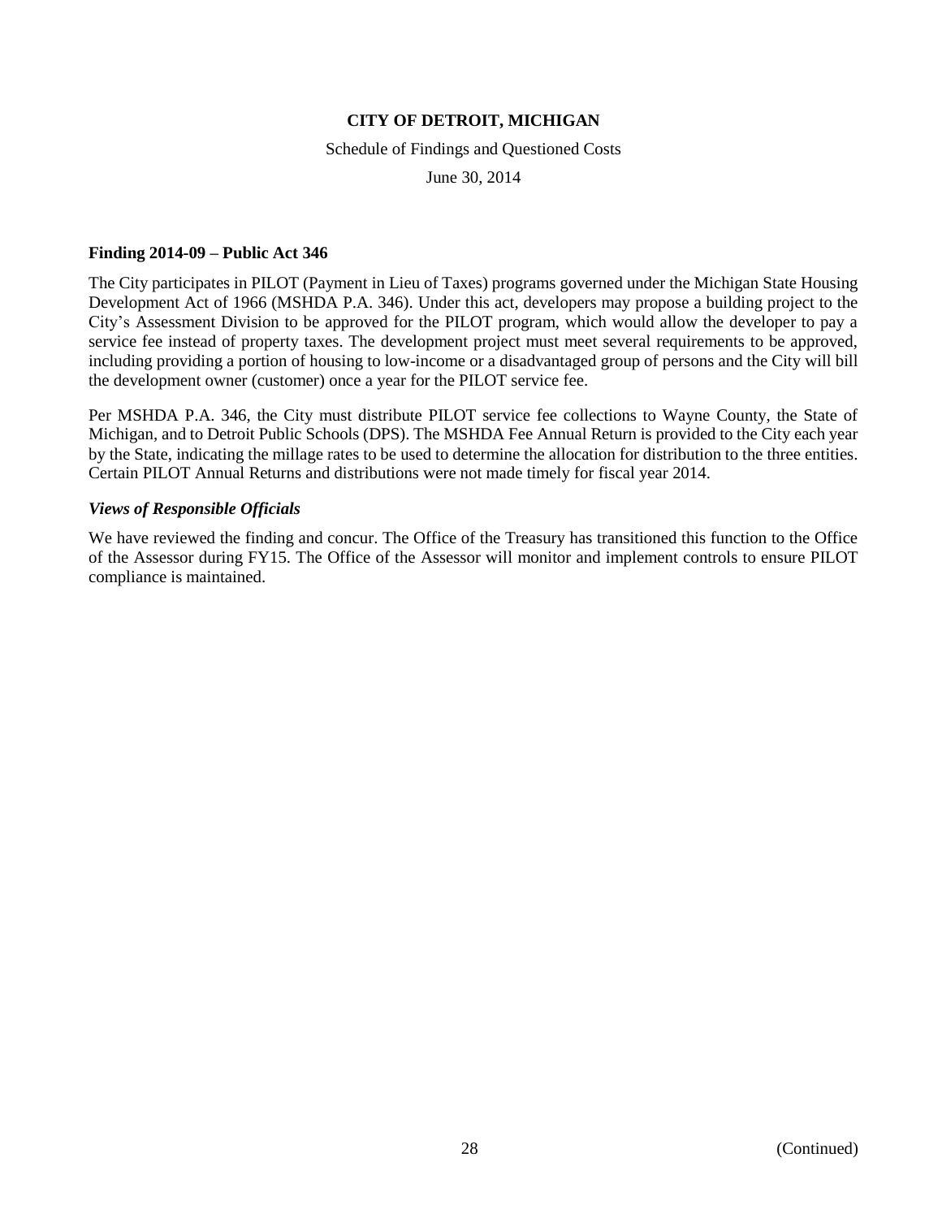**CITY OF DETROIT, MICHIGAN**

Schedule of Findings and Questioned Costs

June 30, 2014

**Finding 2014-09 – Public Act 346**

The City participates in PILOT (Payment in Lieu of Taxes) programs governed under the Michigan State Housing Development Act of 1966 (MSHDA P.A. 346). Under this act, developers may propose a building project to the City's Assessment Division to be approved for the PILOT program, which would allow the developer to pay a service fee instead of property taxes. The development project must meet several requirements to be approved, including providing a portion of housing to low-income or a disadvantaged group of persons and the City will bill the development owner (customer) once a year for the PILOT service fee.

Per MSHDA P.A. 346, the City must distribute PILOT service fee collections to Wayne County, the State of Michigan, and to Detroit Public Schools (DPS). The MSHDA Fee Annual Return is provided to the City each year by the State, indicating the millage rates to be used to determine the allocation for distribution to the three entities. Certain PILOT Annual Returns and distributions were not made timely for fiscal year 2014.

***Views of Responsible Officials***

We have reviewed the finding and concur. The Office of the Treasury has transitioned this function to the Office of the Assessor during FY15. The Office of the Assessor will monitor and implement controls to ensure PILOT compliance is maintained.

(Continued)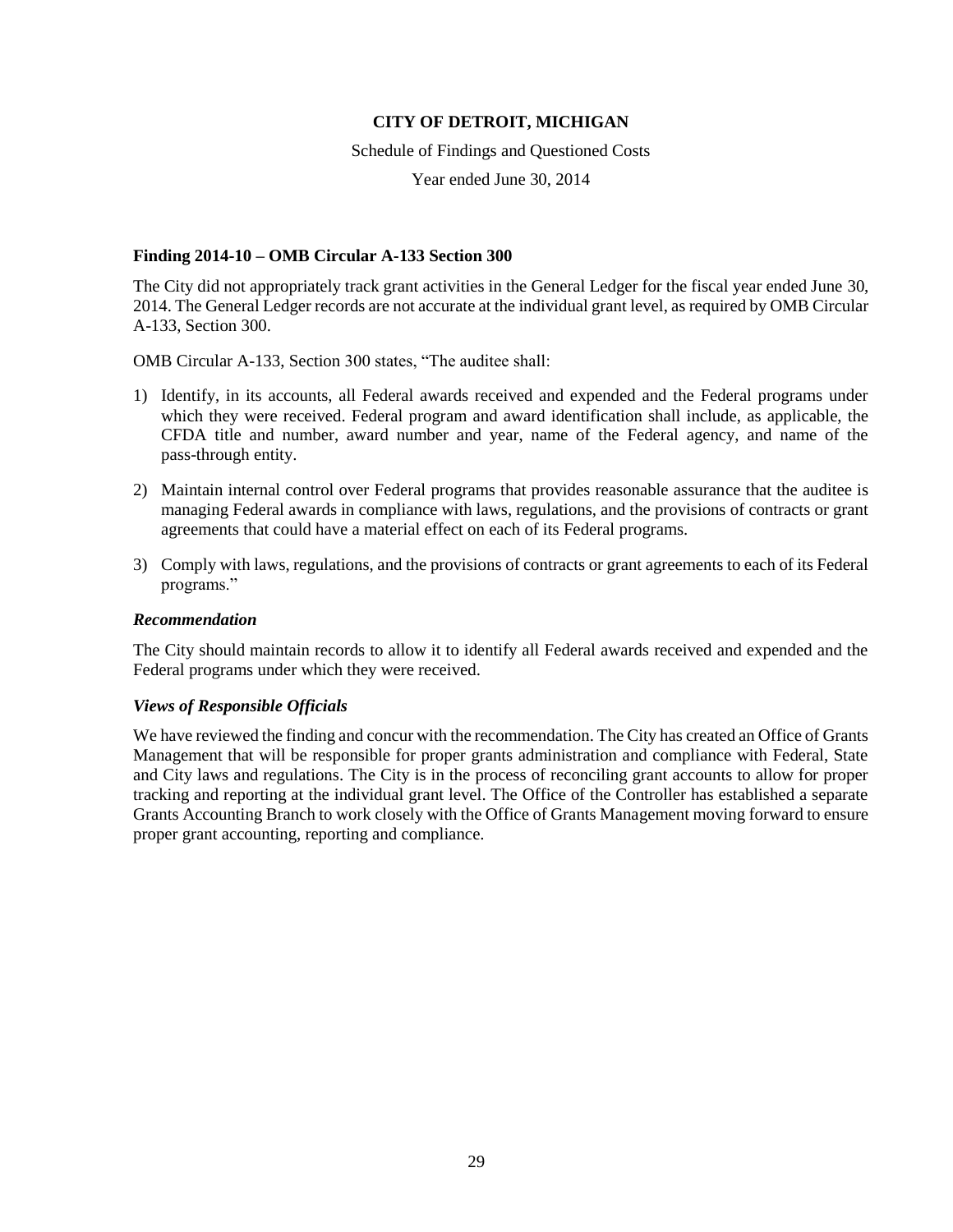**CITY OF DETROIT, MICHIGAN**

Schedule of Findings and Questioned Costs

Year ended June 30, 2014

**Finding 2014-10 – OMB Circular A-133 Section 300**

The City did not appropriately track grant activities in the General Ledger for the fiscal year ended June 30, 2014. The General Ledger records are not accurate at the individual grant level, as required by OMB Circular A-133, Section 300.

OMB Circular A-133, Section 300 states, "The auditee shall:

1) Identify, in its accounts, all Federal awards received and expended and the Federal programs under which they were received. Federal program and award identification shall include, as applicable, the CFDA title and number, award number and year, name of the Federal agency, and name of the pass-through entity.
2) Maintain internal control over Federal programs that provides reasonable assurance that the auditee is managing Federal awards in compliance with laws, regulations, and the provisions of contracts or grant agreements that could have a material effect on each of its Federal programs.
3) Comply with laws, regulations, and the provisions of contracts or grant agreements to each of its Federal programs."

***Recommendation***

The City should maintain records to allow it to identify all Federal awards received and expended and the Federal programs under which they were received.

***Views of Responsible Officials***

We have reviewed the finding and concur with the recommendation. The City has created an Office of Grants Management that will be responsible for proper grants administration and compliance with Federal, State and City laws and regulations. The City is in the process of reconciling grant accounts to allow for proper tracking and reporting at the individual grant level. The Office of the Controller has established a separate Grants Accounting Branch to work closely with the Office of Grants Management moving forward to ensure proper grant accounting, reporting and compliance.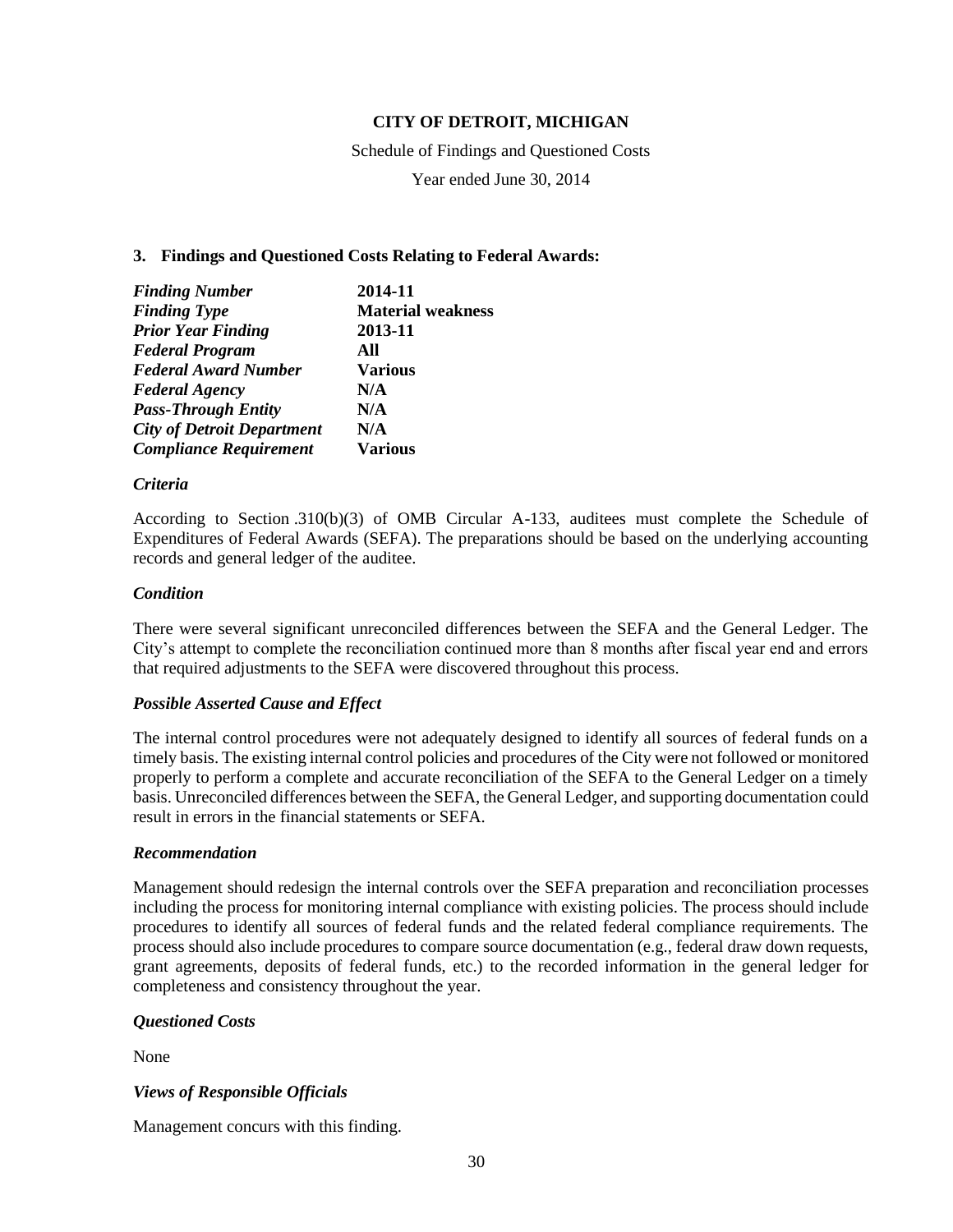**CITY OF DETROIT, MICHIGAN**

Schedule of Findings and Questioned Costs

Year ended June 30, 2014

### 3. Findings and Questioned Costs Relating to Federal Awards:

| | |
|---|---|
| ***Finding Number*** | **2014-11** |
| ***Finding Type*** | **Material weakness** |
| ***Prior Year Finding*** | **2013-11** |
| ***Federal Program*** | **All** |
| ***Federal Award Number*** | **Various** |
| ***Federal Agency*** | **N/A** |
| ***Pass-Through Entity*** | **N/A** |
| ***City of Detroit Department*** | **N/A** |
| ***Compliance Requirement*** | **Various** |

***Criteria***

According to Section .310(b)(3) of OMB Circular A-133, auditees must complete the Schedule of Expenditures of Federal Awards (SEFA). The preparations should be based on the underlying accounting records and general ledger of the auditee.

***Condition***

There were several significant unreconciled differences between the SEFA and the General Ledger. The City's attempt to complete the reconciliation continued more than 8 months after fiscal year end and errors that required adjustments to the SEFA were discovered throughout this process.

***Possible Asserted Cause and Effect***

The internal control procedures were not adequately designed to identify all sources of federal funds on a timely basis. The existing internal control policies and procedures of the City were not followed or monitored properly to perform a complete and accurate reconciliation of the SEFA to the General Ledger on a timely basis. Unreconciled differences between the SEFA, the General Ledger, and supporting documentation could result in errors in the financial statements or SEFA.

***Recommendation***

Management should redesign the internal controls over the SEFA preparation and reconciliation processes including the process for monitoring internal compliance with existing policies. The process should include procedures to identify all sources of federal funds and the related federal compliance requirements. The process should also include procedures to compare source documentation (e.g., federal draw down requests, grant agreements, deposits of federal funds, etc.) to the recorded information in the general ledger for completeness and consistency throughout the year.

***Questioned Costs***

None

***Views of Responsible Officials***

Management concurs with this finding.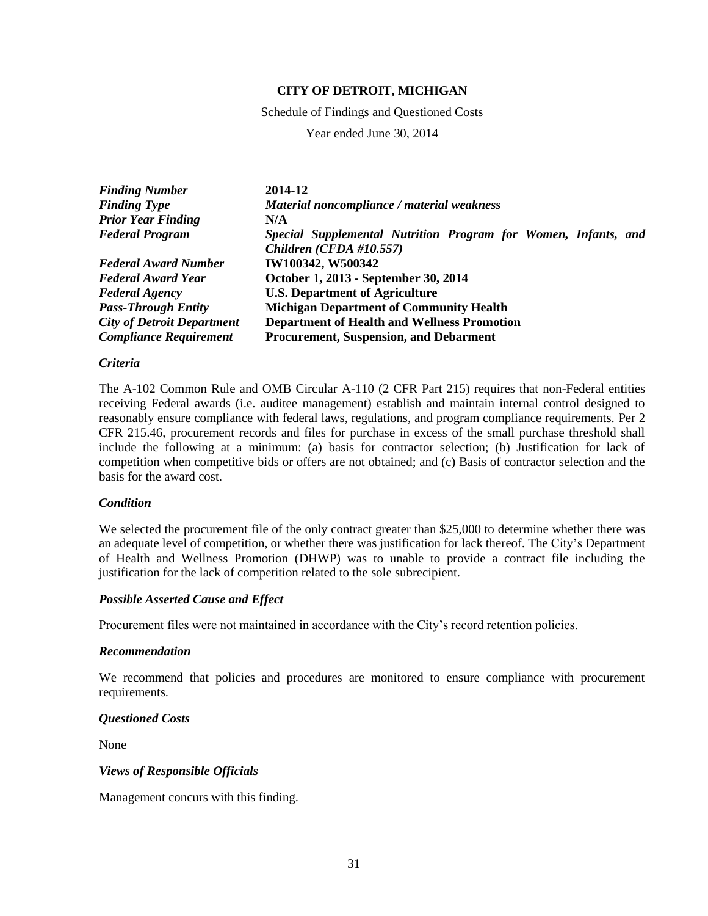**CITY OF DETROIT, MICHIGAN**

Schedule of Findings and Questioned Costs

Year ended June 30, 2014

| | |
|---|---|
| ***Finding Number*** | **2014-12** |
| ***Finding Type*** | ***Material noncompliance / material weakness*** |
| ***Prior Year Finding*** | **N/A** |
| ***Federal Program*** | ***Special Supplemental Nutrition Program for Women, Infants, and Children (CFDA #10.557)*** |
| ***Federal Award Number*** | **IW100342, W500342** |
| ***Federal Award Year*** | **October 1, 2013 - September 30, 2014** |
| ***Federal Agency*** | **U.S. Department of Agriculture** |
| ***Pass-Through Entity*** | **Michigan Department of Community Health** |
| ***City of Detroit Department*** | **Department of Health and Wellness Promotion** |
| ***Compliance Requirement*** | **Procurement, Suspension, and Debarment** |

### *Criteria*

The A-102 Common Rule and OMB Circular A-110 (2 CFR Part 215) requires that non-Federal entities receiving Federal awards (i.e. auditee management) establish and maintain internal control designed to reasonably ensure compliance with federal laws, regulations, and program compliance requirements. Per 2 CFR 215.46, procurement records and files for purchase in excess of the small purchase threshold shall include the following at a minimum: (a) basis for contractor selection; (b) Justification for lack of competition when competitive bids or offers are not obtained; and (c) Basis of contractor selection and the basis for the award cost.

### *Condition*

We selected the procurement file of the only contract greater than $25,000 to determine whether there was an adequate level of competition, or whether there was justification for lack thereof. The City's Department of Health and Wellness Promotion (DHWP) was to unable to provide a contract file including the justification for the lack of competition related to the sole subrecipient.

### *Possible Asserted Cause and Effect*

Procurement files were not maintained in accordance with the City's record retention policies.

### *Recommendation*

We recommend that policies and procedures are monitored to ensure compliance with procurement requirements.

### *Questioned Costs*

None

### *Views of Responsible Officials*

Management concurs with this finding.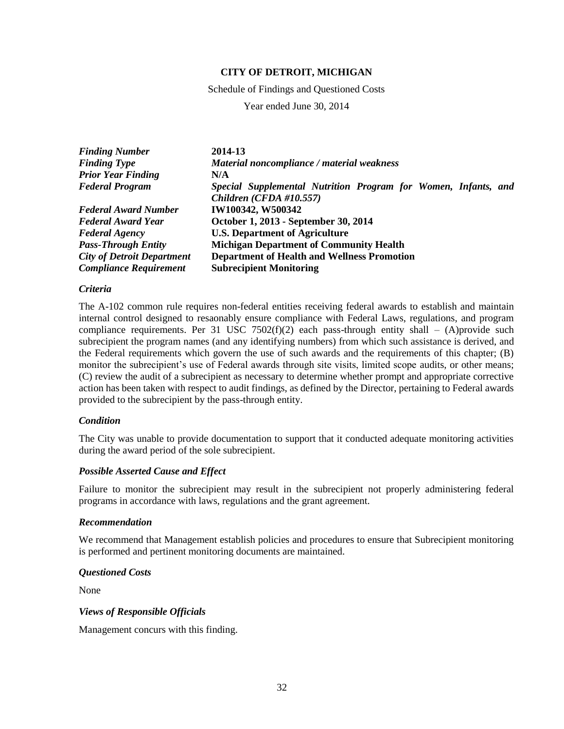**CITY OF DETROIT, MICHIGAN**

Schedule of Findings and Questioned Costs

Year ended June 30, 2014

| | |
|---|---|
| ***Finding Number*** | **2014-13** |
| ***Finding Type*** | ***Material noncompliance / material weakness*** |
| ***Prior Year Finding*** | **N/A** |
| ***Federal Program*** | ***Special Supplemental Nutrition Program for Women, Infants, and Children (CFDA #10.557)*** |
| ***Federal Award Number*** | **IW100342, W500342** |
| ***Federal Award Year*** | **October 1, 2013 - September 30, 2014** |
| ***Federal Agency*** | **U.S. Department of Agriculture** |
| ***Pass-Through Entity*** | **Michigan Department of Community Health** |
| ***City of Detroit Department*** | **Department of Health and Wellness Promotion** |
| ***Compliance Requirement*** | **Subrecipient Monitoring** |

### *Criteria*

The A-102 common rule requires non-federal entities receiving federal awards to establish and maintain internal control designed to resaonably ensure compliance with Federal Laws, regulations, and program compliance requirements. Per 31 USC 7502(f)(2) each pass-through entity shall – (A)provide such subrecipient the program names (and any identifying numbers) from which such assistance is derived, and the Federal requirements which govern the use of such awards and the requirements of this chapter; (B) monitor the subrecipient's use of Federal awards through site visits, limited scope audits, or other means; (C) review the audit of a subrecipient as necessary to determine whether prompt and appropriate corrective action has been taken with respect to audit findings, as defined by the Director, pertaining to Federal awards provided to the subrecipient by the pass-through entity.

### *Condition*

The City was unable to provide documentation to support that it conducted adequate monitoring activities during the award period of the sole subrecipient.

### *Possible Asserted Cause and Effect*

Failure to monitor the subrecipient may result in the subrecipient not properly administering federal programs in accordance with laws, regulations and the grant agreement.

### *Recommendation*

We recommend that Management establish policies and procedures to ensure that Subrecipient monitoring is performed and pertinent monitoring documents are maintained.

### *Questioned Costs*

None

### *Views of Responsible Officials*

Management concurs with this finding.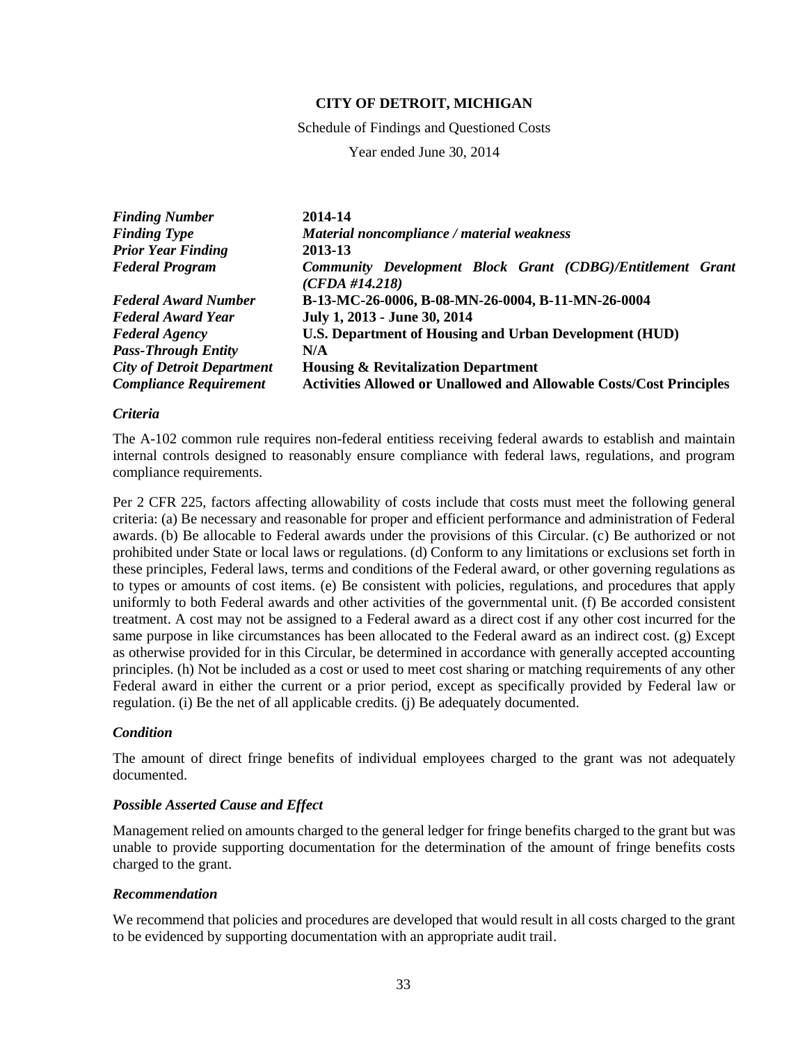**CITY OF DETROIT, MICHIGAN**

Schedule of Findings and Questioned Costs

Year ended June 30, 2014

| | |
|---|---|
| ***Finding Number*** | **2014-14** |
| ***Finding Type*** | ***Material noncompliance / material weakness*** |
| ***Prior Year Finding*** | **2013-13** |
| ***Federal Program*** | ***Community Development Block Grant (CDBG)/Entitlement Grant (CFDA #14.218)*** |
| ***Federal Award Number*** | **B-13-MC-26-0006, B-08-MN-26-0004, B-11-MN-26-0004** |
| ***Federal Award Year*** | **July 1, 2013 - June 30, 2014** |
| ***Federal Agency*** | **U.S. Department of Housing and Urban Development (HUD)** |
| ***Pass-Through Entity*** | **N/A** |
| ***City of Detroit Department*** | **Housing & Revitalization Department** |
| ***Compliance Requirement*** | **Activities Allowed or Unallowed and Allowable Costs/Cost Principles** |

***Criteria***

The A-102 common rule requires non-federal entitiess receiving federal awards to establish and maintain internal controls designed to reasonably ensure compliance with federal laws, regulations, and program compliance requirements.

Per 2 CFR 225, factors affecting allowability of costs include that costs must meet the following general criteria: (a) Be necessary and reasonable for proper and efficient performance and administration of Federal awards. (b) Be allocable to Federal awards under the provisions of this Circular. (c) Be authorized or not prohibited under State or local laws or regulations. (d) Conform to any limitations or exclusions set forth in these principles, Federal laws, terms and conditions of the Federal award, or other governing regulations as to types or amounts of cost items. (e) Be consistent with policies, regulations, and procedures that apply uniformly to both Federal awards and other activities of the governmental unit. (f) Be accorded consistent treatment. A cost may not be assigned to a Federal award as a direct cost if any other cost incurred for the same purpose in like circumstances has been allocated to the Federal award as an indirect cost. (g) Except as otherwise provided for in this Circular, be determined in accordance with generally accepted accounting principles. (h) Not be included as a cost or used to meet cost sharing or matching requirements of any other Federal award in either the current or a prior period, except as specifically provided by Federal law or regulation. (i) Be the net of all applicable credits. (j) Be adequately documented.

***Condition***

The amount of direct fringe benefits of individual employees charged to the grant was not adequately documented.

***Possible Asserted Cause and Effect***

Management relied on amounts charged to the general ledger for fringe benefits charged to the grant but was unable to provide supporting documentation for the determination of the amount of fringe benefits costs charged to the grant.

***Recommendation***

We recommend that policies and procedures are developed that would result in all costs charged to the grant to be evidenced by supporting documentation with an appropriate audit trail.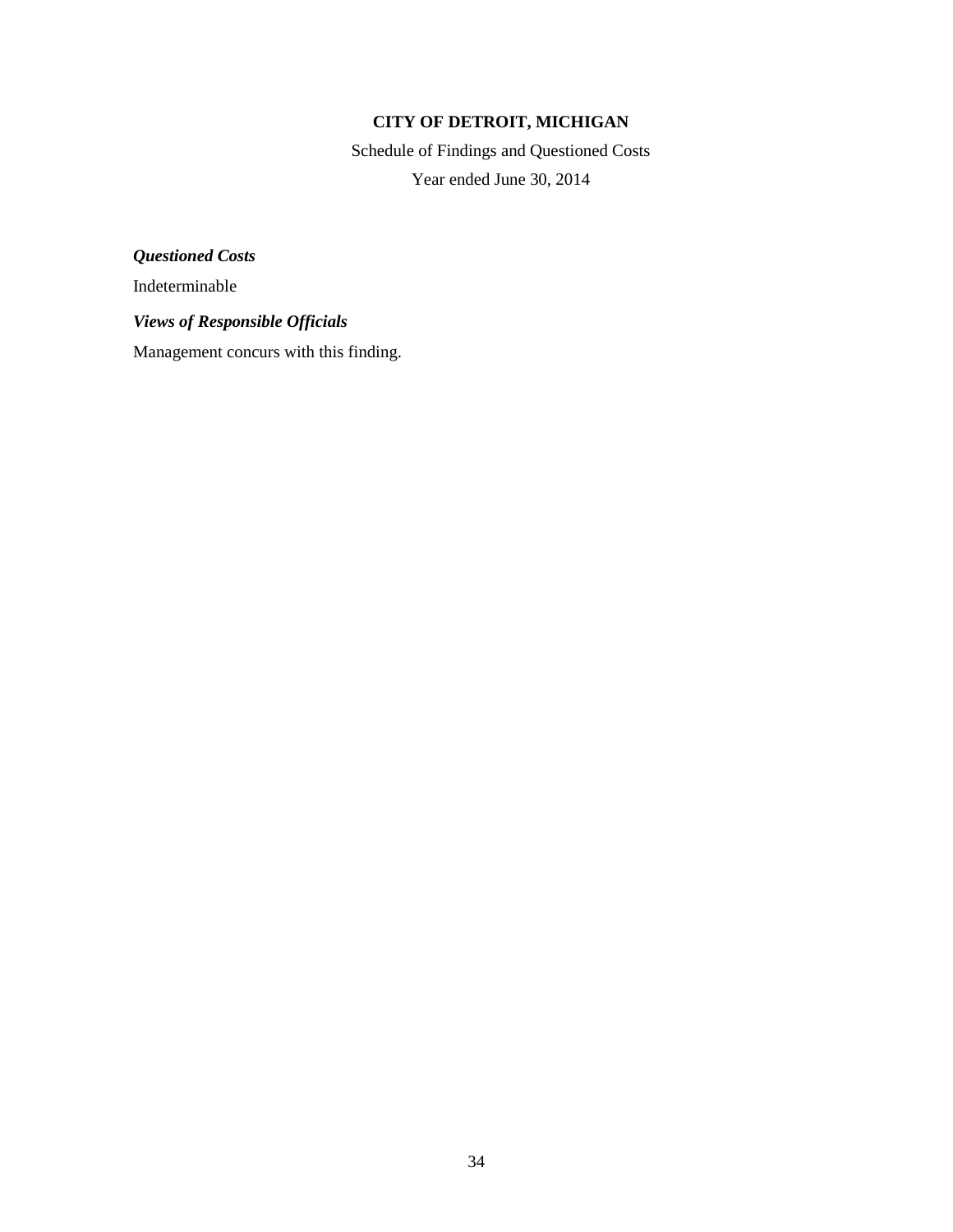**CITY OF DETROIT, MICHIGAN**

Schedule of Findings and Questioned Costs

Year ended June 30, 2014

***Questioned Costs***

Indeterminable

***Views of Responsible Officials***

Management concurs with this finding.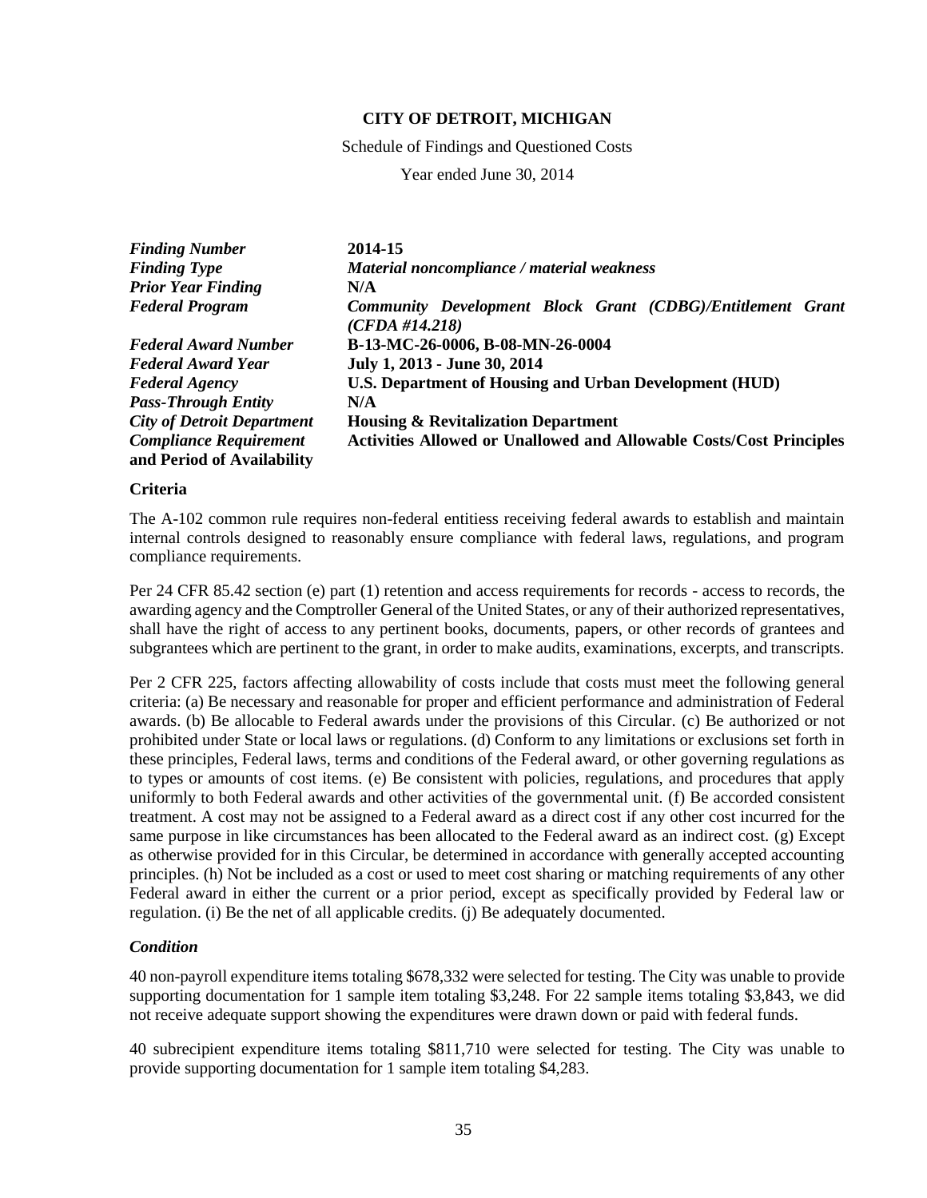**CITY OF DETROIT, MICHIGAN**

Schedule of Findings and Questioned Costs

Year ended June 30, 2014

| | |
|---|---|
| ***Finding Number*** | **2014-15** |
| ***Finding Type*** | ***Material noncompliance / material weakness*** |
| ***Prior Year Finding*** | **N/A** |
| ***Federal Program*** | ***Community Development Block Grant (CDBG)/Entitlement Grant (CFDA #14.218)*** |
| ***Federal Award Number*** | **B-13-MC-26-0006, B-08-MN-26-0004** |
| ***Federal Award Year*** | **July 1, 2013 - June 30, 2014** |
| ***Federal Agency*** | **U.S. Department of Housing and Urban Development (HUD)** |
| ***Pass-Through Entity*** | **N/A** |
| ***City of Detroit Department*** | **Housing & Revitalization Department** |
| ***Compliance Requirement*** **and Period of Availability** | **Activities Allowed or Unallowed and Allowable Costs/Cost Principles** |

**Criteria**

The A-102 common rule requires non-federal entitiess receiving federal awards to establish and maintain internal controls designed to reasonably ensure compliance with federal laws, regulations, and program compliance requirements.

Per 24 CFR 85.42 section (e) part (1) retention and access requirements for records - access to records, the awarding agency and the Comptroller General of the United States, or any of their authorized representatives, shall have the right of access to any pertinent books, documents, papers, or other records of grantees and subgrantees which are pertinent to the grant, in order to make audits, examinations, excerpts, and transcripts.

Per 2 CFR 225, factors affecting allowability of costs include that costs must meet the following general criteria: (a) Be necessary and reasonable for proper and efficient performance and administration of Federal awards. (b) Be allocable to Federal awards under the provisions of this Circular. (c) Be authorized or not prohibited under State or local laws or regulations. (d) Conform to any limitations or exclusions set forth in these principles, Federal laws, terms and conditions of the Federal award, or other governing regulations as to types or amounts of cost items. (e) Be consistent with policies, regulations, and procedures that apply uniformly to both Federal awards and other activities of the governmental unit. (f) Be accorded consistent treatment. A cost may not be assigned to a Federal award as a direct cost if any other cost incurred for the same purpose in like circumstances has been allocated to the Federal award as an indirect cost. (g) Except as otherwise provided for in this Circular, be determined in accordance with generally accepted accounting principles. (h) Not be included as a cost or used to meet cost sharing or matching requirements of any other Federal award in either the current or a prior period, except as specifically provided by Federal law or regulation. (i) Be the net of all applicable credits. (j) Be adequately documented.

***Condition***

40 non-payroll expenditure items totaling $678,332 were selected for testing. The City was unable to provide supporting documentation for 1 sample item totaling $3,248. For 22 sample items totaling $3,843, we did not receive adequate support showing the expenditures were drawn down or paid with federal funds.

40 subrecipient expenditure items totaling $811,710 were selected for testing. The City was unable to provide supporting documentation for 1 sample item totaling $4,283.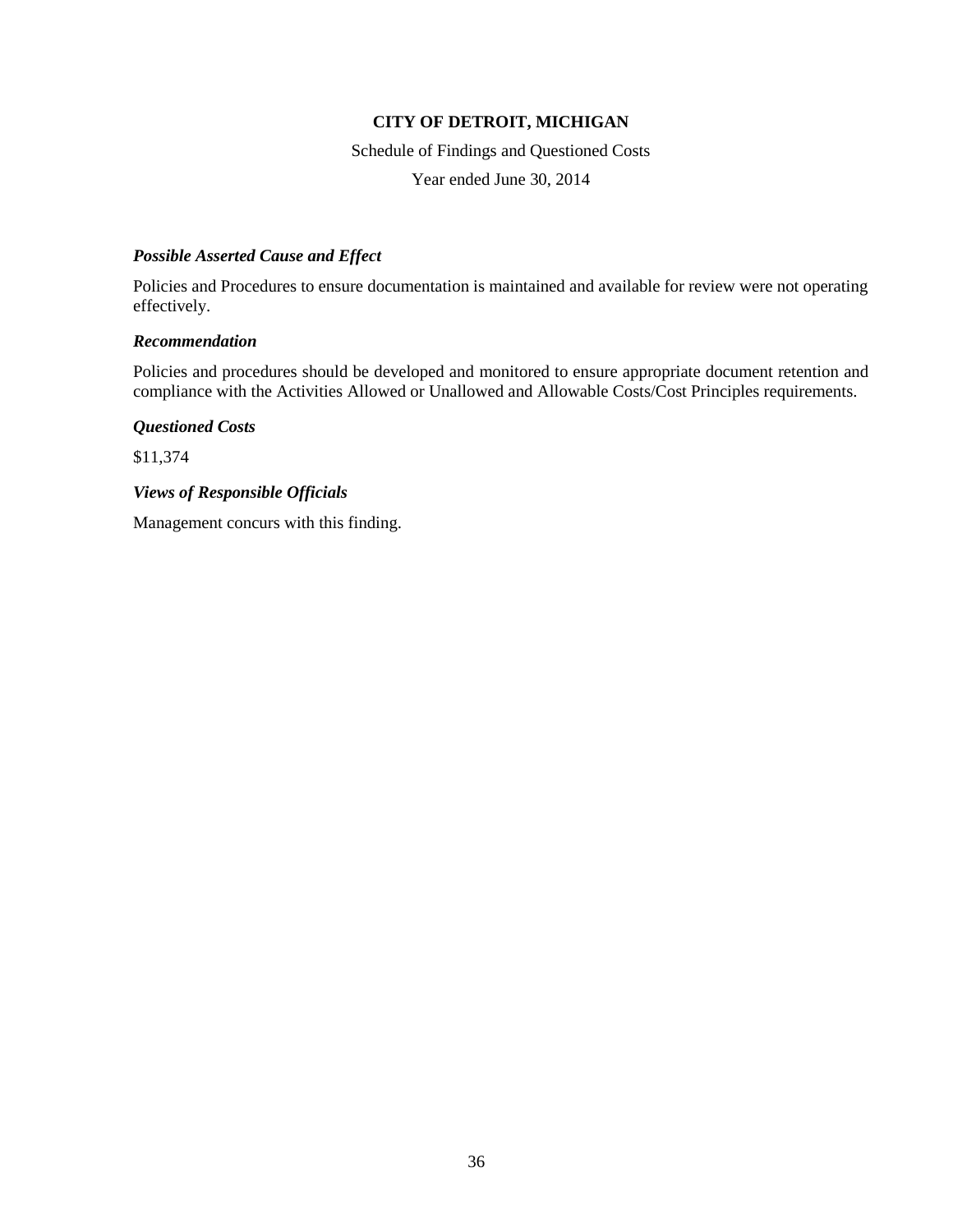**CITY OF DETROIT, MICHIGAN**

Schedule of Findings and Questioned Costs

Year ended June 30, 2014

***Possible Asserted Cause and Effect***

Policies and Procedures to ensure documentation is maintained and available for review were not operating effectively.

***Recommendation***

Policies and procedures should be developed and monitored to ensure appropriate document retention and compliance with the Activities Allowed or Unallowed and Allowable Costs/Cost Principles requirements.

***Questioned Costs***

$11,374

***Views of Responsible Officials***

Management concurs with this finding.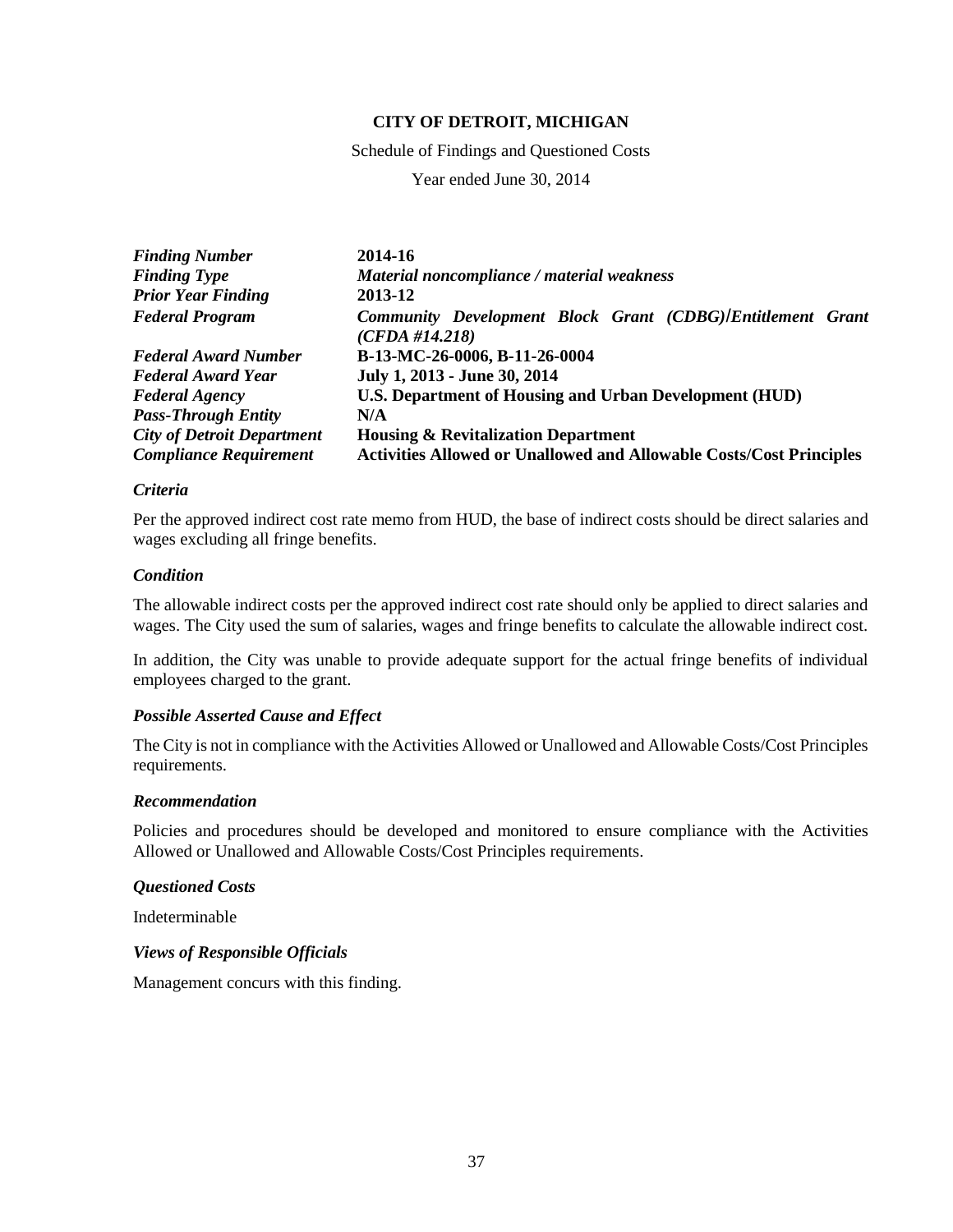**CITY OF DETROIT, MICHIGAN**

Schedule of Findings and Questioned Costs

Year ended June 30, 2014

| | |
|---|---|
| ***Finding Number*** | **2014-16** |
| ***Finding Type*** | ***Material noncompliance / material weakness*** |
| ***Prior Year Finding*** | **2013-12** |
| ***Federal Program*** | ***Community Development Block Grant (CDBG)/Entitlement Grant (CFDA #14.218)*** |
| ***Federal Award Number*** | **B-13-MC-26-0006, B-11-26-0004** |
| ***Federal Award Year*** | **July 1, 2013 - June 30, 2014** |
| ***Federal Agency*** | **U.S. Department of Housing and Urban Development (HUD)** |
| ***Pass-Through Entity*** | **N/A** |
| ***City of Detroit Department*** | **Housing & Revitalization Department** |
| ***Compliance Requirement*** | **Activities Allowed or Unallowed and Allowable Costs/Cost Principles** |

***Criteria***

Per the approved indirect cost rate memo from HUD, the base of indirect costs should be direct salaries and wages excluding all fringe benefits.

***Condition***

The allowable indirect costs per the approved indirect cost rate should only be applied to direct salaries and wages. The City used the sum of salaries, wages and fringe benefits to calculate the allowable indirect cost.

In addition, the City was unable to provide adequate support for the actual fringe benefits of individual employees charged to the grant.

***Possible Asserted Cause and Effect***

The City is not in compliance with the Activities Allowed or Unallowed and Allowable Costs/Cost Principles requirements.

***Recommendation***

Policies and procedures should be developed and monitored to ensure compliance with the Activities Allowed or Unallowed and Allowable Costs/Cost Principles requirements.

***Questioned Costs***

Indeterminable

***Views of Responsible Officials***

Management concurs with this finding.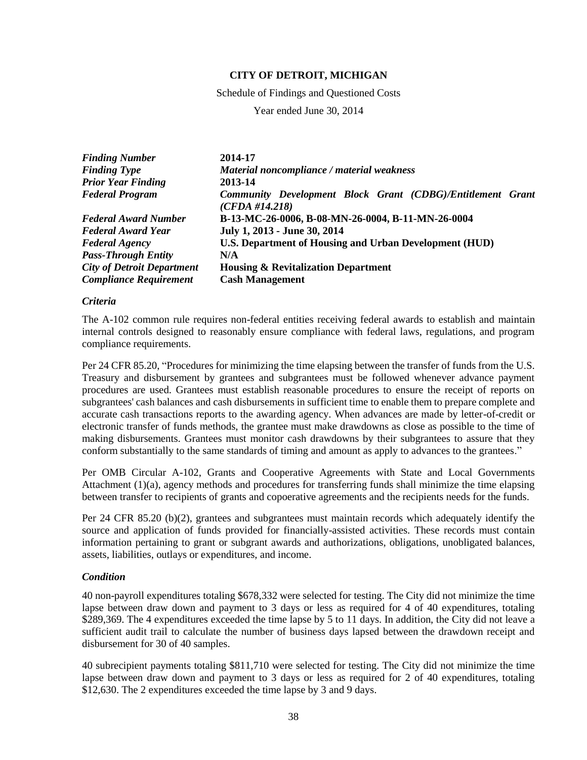**CITY OF DETROIT, MICHIGAN**

Schedule of Findings and Questioned Costs

Year ended June 30, 2014

| | |
|---|---|
| ***Finding Number*** | **2014-17** |
| ***Finding Type*** | ***Material noncompliance / material weakness*** |
| ***Prior Year Finding*** | **2013-14** |
| ***Federal Program*** | ***Community Development Block Grant (CDBG)/Entitlement Grant (CFDA #14.218)*** |
| ***Federal Award Number*** | **B-13-MC-26-0006, B-08-MN-26-0004, B-11-MN-26-0004** |
| ***Federal Award Year*** | **July 1, 2013 - June 30, 2014** |
| ***Federal Agency*** | **U.S. Department of Housing and Urban Development (HUD)** |
| ***Pass-Through Entity*** | **N/A** |
| ***City of Detroit Department*** | **Housing & Revitalization Department** |
| ***Compliance Requirement*** | **Cash Management** |

***Criteria***

The A-102 common rule requires non-federal entities receiving federal awards to establish and maintain internal controls designed to reasonably ensure compliance with federal laws, regulations, and program compliance requirements.

Per 24 CFR 85.20, "Procedures for minimizing the time elapsing between the transfer of funds from the U.S. Treasury and disbursement by grantees and subgrantees must be followed whenever advance payment procedures are used. Grantees must establish reasonable procedures to ensure the receipt of reports on subgrantees' cash balances and cash disbursements in sufficient time to enable them to prepare complete and accurate cash transactions reports to the awarding agency. When advances are made by letter-of-credit or electronic transfer of funds methods, the grantee must make drawdowns as close as possible to the time of making disbursements. Grantees must monitor cash drawdowns by their subgrantees to assure that they conform substantially to the same standards of timing and amount as apply to advances to the grantees."

Per OMB Circular A-102, Grants and Cooperative Agreements with State and Local Governments Attachment (1)(a), agency methods and procedures for transferring funds shall minimize the time elapsing between transfer to recipients of grants and copoerative agreements and the recipients needs for the funds.

Per 24 CFR 85.20 (b)(2), grantees and subgrantees must maintain records which adequately identify the source and application of funds provided for financially-assisted activities. These records must contain information pertaining to grant or subgrant awards and authorizations, obligations, unobligated balances, assets, liabilities, outlays or expenditures, and income.

***Condition***

40 non-payroll expenditures totaling $678,332 were selected for testing. The City did not minimize the time lapse between draw down and payment to 3 days or less as required for 4 of 40 expenditures, totaling $289,369. The 4 expenditures exceeded the time lapse by 5 to 11 days. In addition, the City did not leave a sufficient audit trail to calculate the number of business days lapsed between the drawdown receipt and disbursement for 30 of 40 samples.

40 subrecipient payments totaling $811,710 were selected for testing. The City did not minimize the time lapse between draw down and payment to 3 days or less as required for 2 of 40 expenditures, totaling $12,630. The 2 expenditures exceeded the time lapse by 3 and 9 days.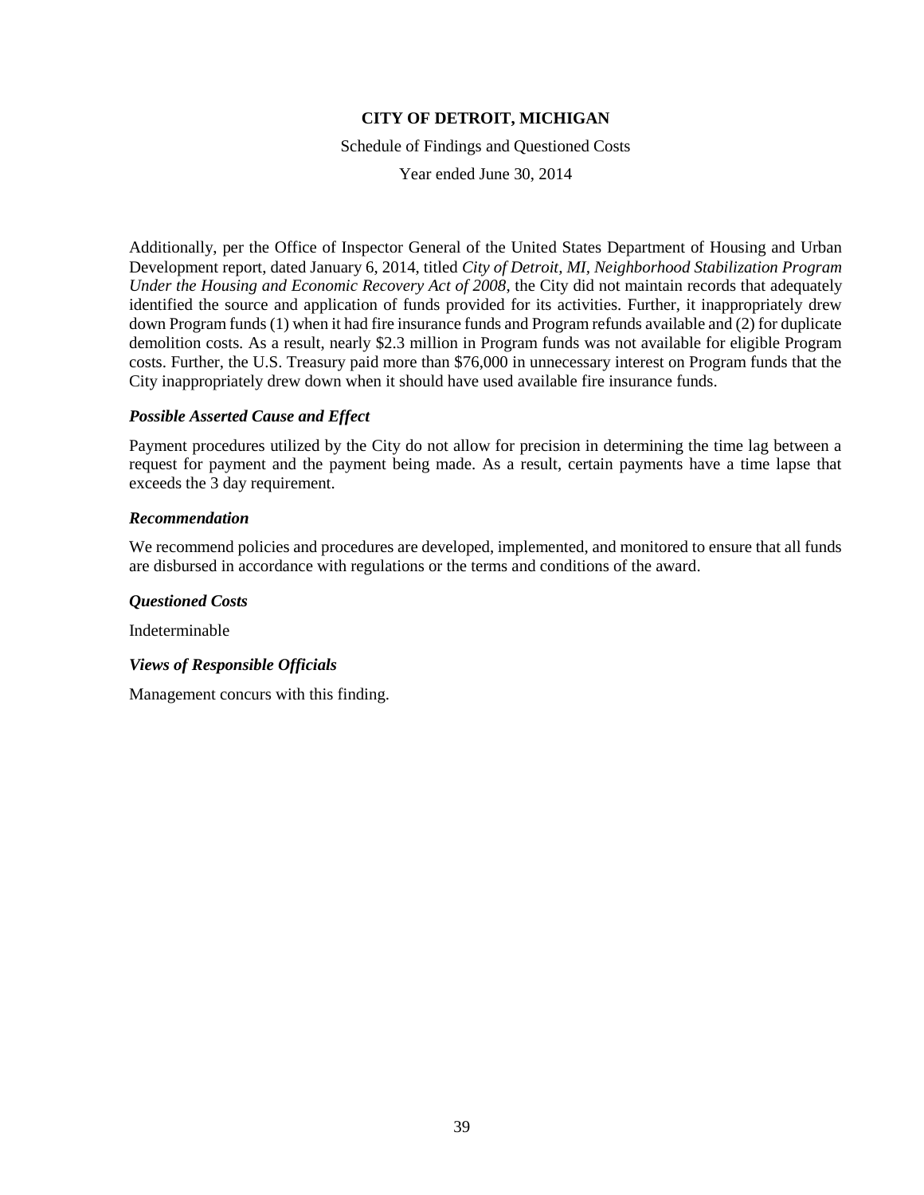Additionally, per the Office of Inspector General of the United States Department of Housing and Urban Development report, dated January 6, 2014, titled *City of Detroit, MI, Neighborhood Stabilization Program Under the Housing and Economic Recovery Act of 2008*, the City did not maintain records that adequately identified the source and application of funds provided for its activities. Further, it inappropriately drew down Program funds (1) when it had fire insurance funds and Program refunds available and (2) for duplicate demolition costs. As a result, nearly $2.3 million in Program funds was not available for eligible Program costs. Further, the U.S. Treasury paid more than $76,000 in unnecessary interest on Program funds that the City inappropriately drew down when it should have used available fire insurance funds.

***Possible Asserted Cause and Effect***

Payment procedures utilized by the City do not allow for precision in determining the time lag between a request for payment and the payment being made. As a result, certain payments have a time lapse that exceeds the 3 day requirement.

***Recommendation***

We recommend policies and procedures are developed, implemented, and monitored to ensure that all funds are disbursed in accordance with regulations or the terms and conditions of the award.

***Questioned Costs***

Indeterminable

***Views of Responsible Officials***

Management concurs with this finding.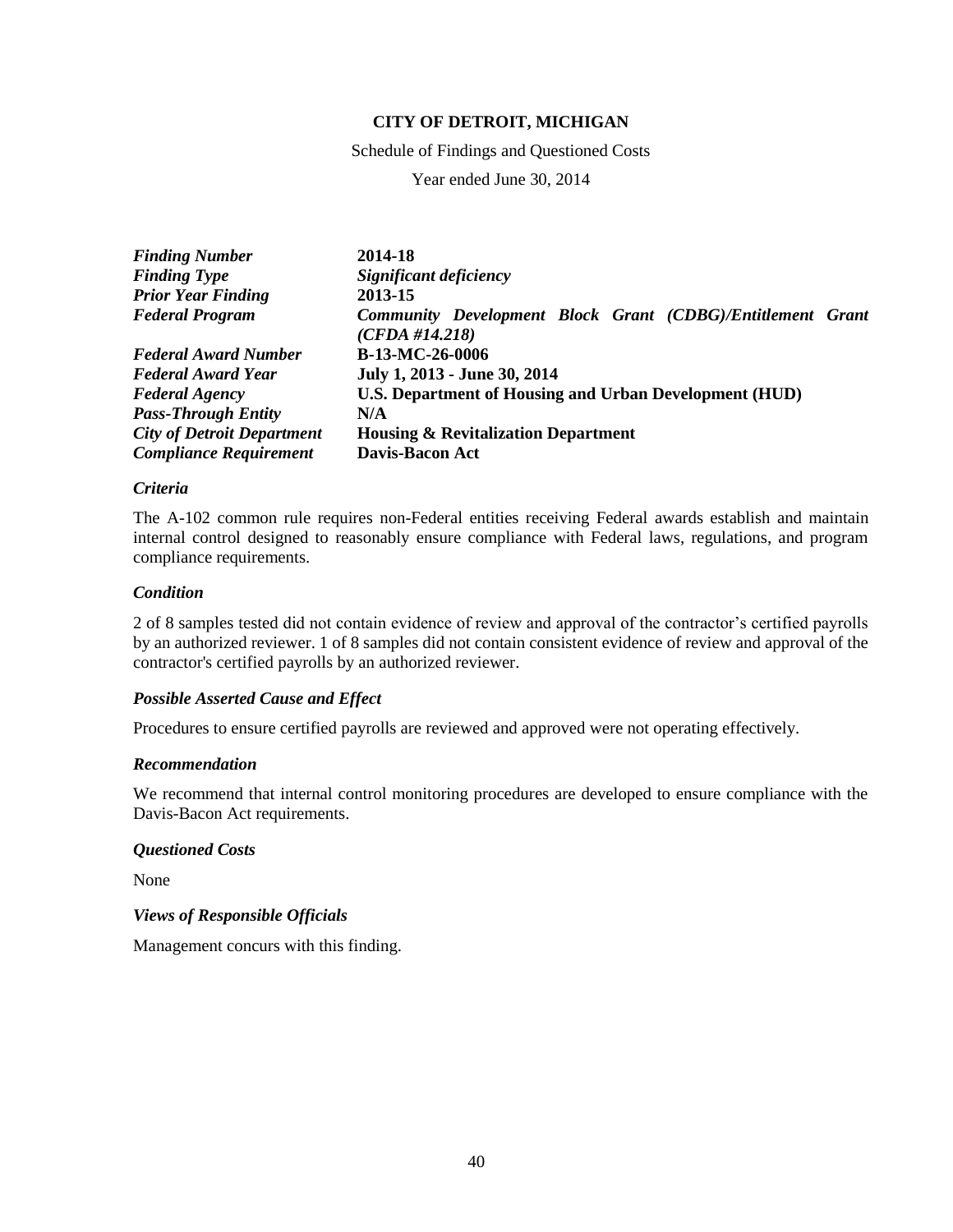**CITY OF DETROIT, MICHIGAN**

Schedule of Findings and Questioned Costs

Year ended June 30, 2014

| | |
|---|---|
| ***Finding Number*** | **2014-18** |
| ***Finding Type*** | ***Significant deficiency*** |
| ***Prior Year Finding*** | **2013-15** |
| ***Federal Program*** | ***Community Development Block Grant (CDBG)/Entitlement Grant (CFDA #14.218)*** |
| ***Federal Award Number*** | **B-13-MC-26-0006** |
| ***Federal Award Year*** | **July 1, 2013 - June 30, 2014** |
| ***Federal Agency*** | **U.S. Department of Housing and Urban Development (HUD)** |
| ***Pass-Through Entity*** | **N/A** |
| ***City of Detroit Department*** | **Housing & Revitalization Department** |
| ***Compliance Requirement*** | **Davis-Bacon Act** |

### *Criteria*

The A-102 common rule requires non-Federal entities receiving Federal awards establish and maintain internal control designed to reasonably ensure compliance with Federal laws, regulations, and program compliance requirements.

### *Condition*

2 of 8 samples tested did not contain evidence of review and approval of the contractor's certified payrolls by an authorized reviewer. 1 of 8 samples did not contain consistent evidence of review and approval of the contractor's certified payrolls by an authorized reviewer.

### *Possible Asserted Cause and Effect*

Procedures to ensure certified payrolls are reviewed and approved were not operating effectively.

### *Recommendation*

We recommend that internal control monitoring procedures are developed to ensure compliance with the Davis-Bacon Act requirements.

### *Questioned Costs*

None

### *Views of Responsible Officials*

Management concurs with this finding.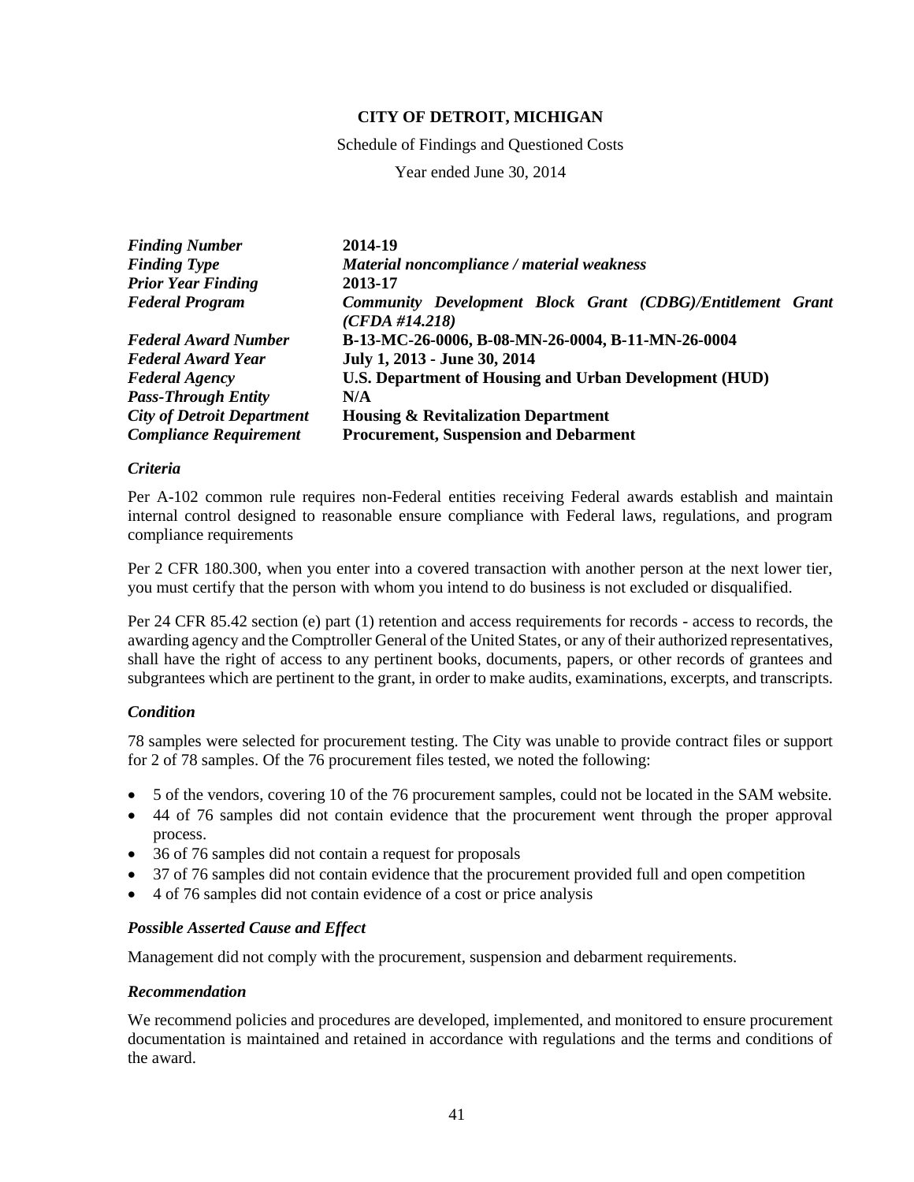**CITY OF DETROIT, MICHIGAN**

Schedule of Findings and Questioned Costs

Year ended June 30, 2014

| | |
|---|---|
| ***Finding Number*** | **2014-19** |
| ***Finding Type*** | ***Material noncompliance / material weakness*** |
| ***Prior Year Finding*** | **2013-17** |
| ***Federal Program*** | ***Community Development Block Grant (CDBG)/Entitlement Grant (CFDA #14.218)*** |
| ***Federal Award Number*** | **B-13-MC-26-0006, B-08-MN-26-0004, B-11-MN-26-0004** |
| ***Federal Award Year*** | **July 1, 2013 - June 30, 2014** |
| ***Federal Agency*** | **U.S. Department of Housing and Urban Development (HUD)** |
| ***Pass-Through Entity*** | **N/A** |
| ***City of Detroit Department*** | **Housing & Revitalization Department** |
| ***Compliance Requirement*** | **Procurement, Suspension and Debarment** |

### *Criteria*

Per A-102 common rule requires non-Federal entities receiving Federal awards establish and maintain internal control designed to reasonable ensure compliance with Federal laws, regulations, and program compliance requirements

Per 2 CFR 180.300, when you enter into a covered transaction with another person at the next lower tier, you must certify that the person with whom you intend to do business is not excluded or disqualified.

Per 24 CFR 85.42 section (e) part (1) retention and access requirements for records - access to records, the awarding agency and the Comptroller General of the United States, or any of their authorized representatives, shall have the right of access to any pertinent books, documents, papers, or other records of grantees and subgrantees which are pertinent to the grant, in order to make audits, examinations, excerpts, and transcripts.

### *Condition*

78 samples were selected for procurement testing. The City was unable to provide contract files or support for 2 of 78 samples. Of the 76 procurement files tested, we noted the following:

- 5 of the vendors, covering 10 of the 76 procurement samples, could not be located in the SAM website.
- 44 of 76 samples did not contain evidence that the procurement went through the proper approval process.
- 36 of 76 samples did not contain a request for proposals
- 37 of 76 samples did not contain evidence that the procurement provided full and open competition
- 4 of 76 samples did not contain evidence of a cost or price analysis

### *Possible Asserted Cause and Effect*

Management did not comply with the procurement, suspension and debarment requirements.

### *Recommendation*

We recommend policies and procedures are developed, implemented, and monitored to ensure procurement documentation is maintained and retained in accordance with regulations and the terms and conditions of the award.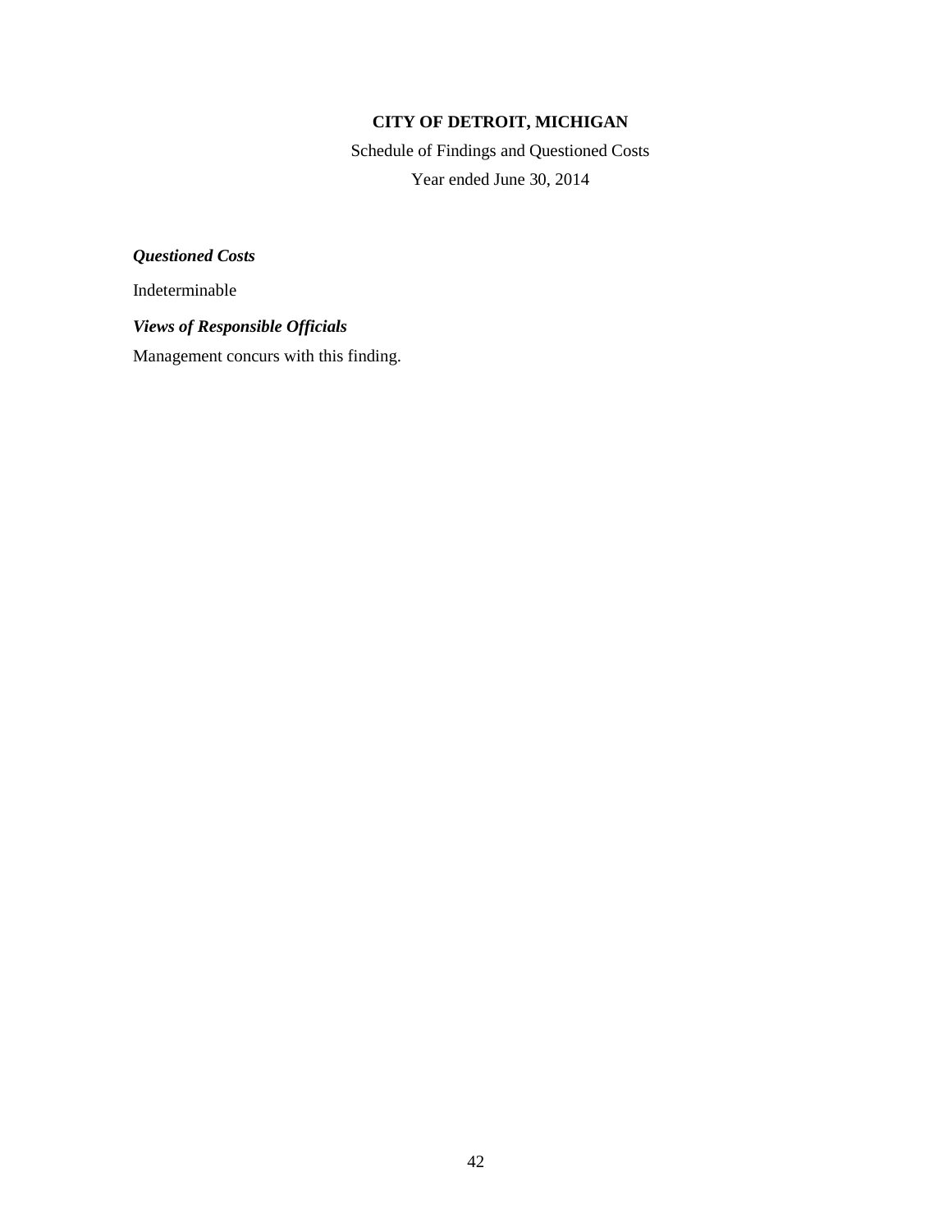**CITY OF DETROIT, MICHIGAN**

Schedule of Findings and Questioned Costs

Year ended June 30, 2014

***Questioned Costs***

Indeterminable

***Views of Responsible Officials***

Management concurs with this finding.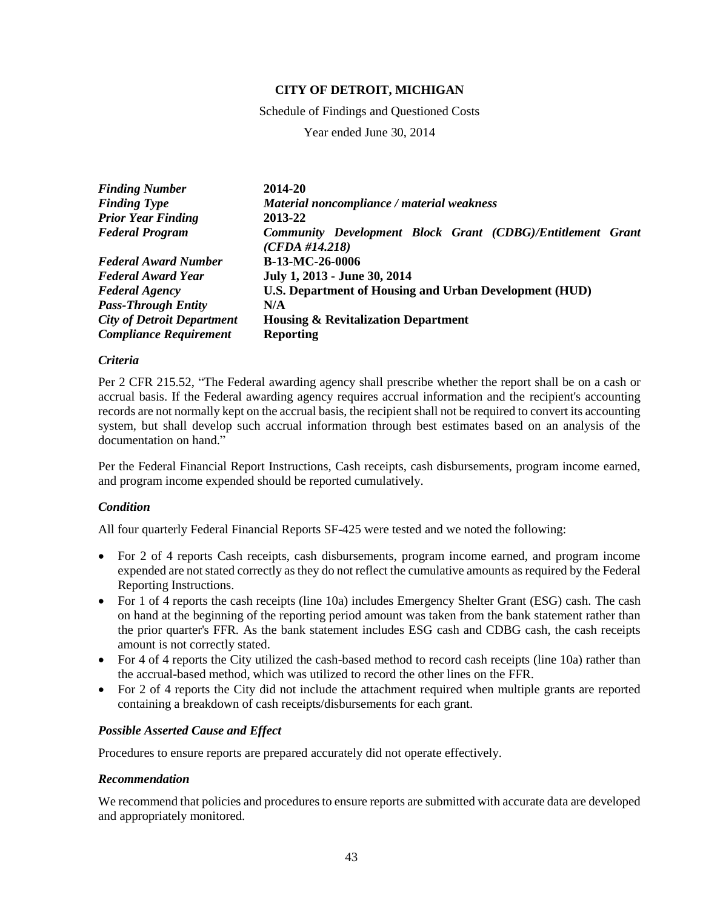**CITY OF DETROIT, MICHIGAN**

Schedule of Findings and Questioned Costs

Year ended June 30, 2014

| | |
|---|---|
| ***Finding Number*** | **2014-20** |
| ***Finding Type*** | ***Material noncompliance / material weakness*** |
| ***Prior Year Finding*** | **2013-22** |
| ***Federal Program*** | ***Community Development Block Grant (CDBG)/Entitlement Grant (CFDA #14.218)*** |
| ***Federal Award Number*** | **B-13-MC-26-0006** |
| ***Federal Award Year*** | **July 1, 2013 - June 30, 2014** |
| ***Federal Agency*** | **U.S. Department of Housing and Urban Development (HUD)** |
| ***Pass-Through Entity*** | **N/A** |
| ***City of Detroit Department*** | **Housing & Revitalization Department** |
| ***Compliance Requirement*** | **Reporting** |

### *Criteria*

Per 2 CFR 215.52, "The Federal awarding agency shall prescribe whether the report shall be on a cash or accrual basis. If the Federal awarding agency requires accrual information and the recipient's accounting records are not normally kept on the accrual basis, the recipient shall not be required to convert its accounting system, but shall develop such accrual information through best estimates based on an analysis of the documentation on hand."

Per the Federal Financial Report Instructions, Cash receipts, cash disbursements, program income earned, and program income expended should be reported cumulatively.

### *Condition*

All four quarterly Federal Financial Reports SF-425 were tested and we noted the following:

- For 2 of 4 reports Cash receipts, cash disbursements, program income earned, and program income expended are not stated correctly as they do not reflect the cumulative amounts as required by the Federal Reporting Instructions.
- For 1 of 4 reports the cash receipts (line 10a) includes Emergency Shelter Grant (ESG) cash. The cash on hand at the beginning of the reporting period amount was taken from the bank statement rather than the prior quarter's FFR. As the bank statement includes ESG cash and CDBG cash, the cash receipts amount is not correctly stated.
- For 4 of 4 reports the City utilized the cash-based method to record cash receipts (line 10a) rather than the accrual-based method, which was utilized to record the other lines on the FFR.
- For 2 of 4 reports the City did not include the attachment required when multiple grants are reported containing a breakdown of cash receipts/disbursements for each grant.

### *Possible Asserted Cause and Effect*

Procedures to ensure reports are prepared accurately did not operate effectively.

### *Recommendation*

We recommend that policies and procedures to ensure reports are submitted with accurate data are developed and appropriately monitored.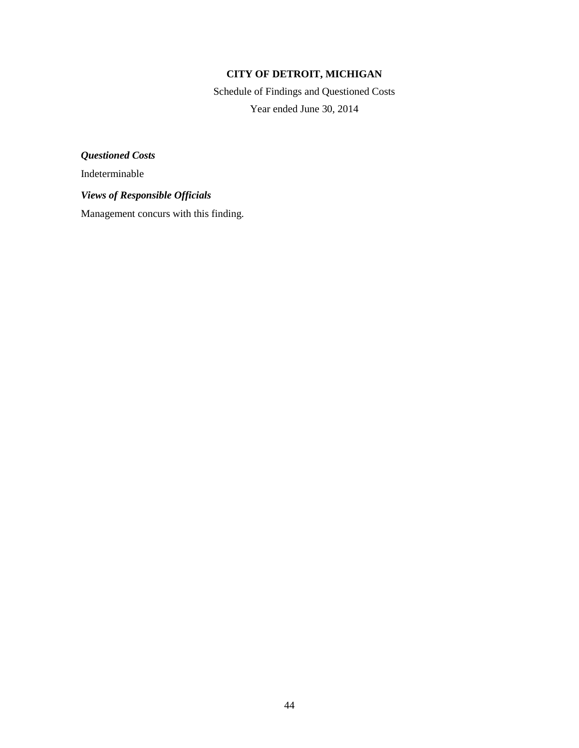**CITY OF DETROIT, MICHIGAN**

Schedule of Findings and Questioned Costs

Year ended June 30, 2014

***Questioned Costs***

Indeterminable

***Views of Responsible Officials***

Management concurs with this finding.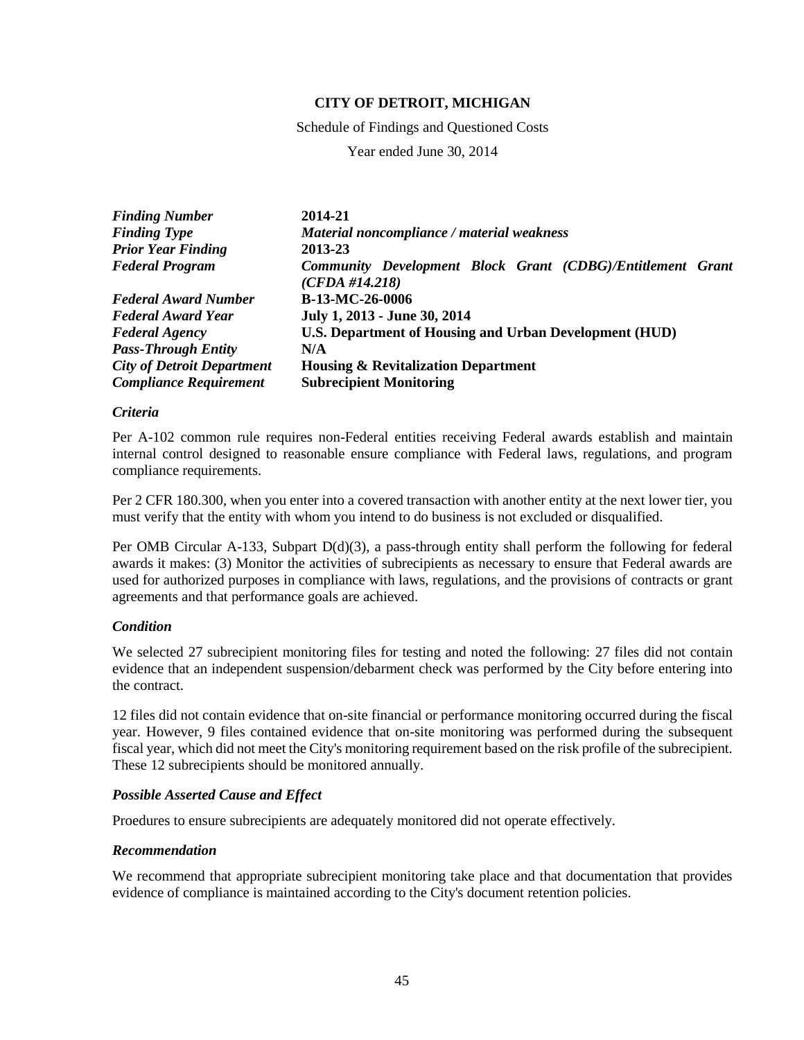**CITY OF DETROIT, MICHIGAN**

Schedule of Findings and Questioned Costs

Year ended June 30, 2014

| | |
|---|---|
| ***Finding Number*** | **2014-21** |
| ***Finding Type*** | ***Material noncompliance / material weakness*** |
| ***Prior Year Finding*** | **2013-23** |
| ***Federal Program*** | ***Community Development Block Grant (CDBG)/Entitlement Grant (CFDA #14.218)*** |
| ***Federal Award Number*** | **B-13-MC-26-0006** |
| ***Federal Award Year*** | **July 1, 2013 - June 30, 2014** |
| ***Federal Agency*** | **U.S. Department of Housing and Urban Development (HUD)** |
| ***Pass-Through Entity*** | **N/A** |
| ***City of Detroit Department*** | **Housing & Revitalization Department** |
| ***Compliance Requirement*** | **Subrecipient Monitoring** |

### *Criteria*

Per A-102 common rule requires non-Federal entities receiving Federal awards establish and maintain internal control designed to reasonable ensure compliance with Federal laws, regulations, and program compliance requirements.

Per 2 CFR 180.300, when you enter into a covered transaction with another entity at the next lower tier, you must verify that the entity with whom you intend to do business is not excluded or disqualified.

Per OMB Circular A-133, Subpart D(d)(3), a pass-through entity shall perform the following for federal awards it makes: (3) Monitor the activities of subrecipients as necessary to ensure that Federal awards are used for authorized purposes in compliance with laws, regulations, and the provisions of contracts or grant agreements and that performance goals are achieved.

### *Condition*

We selected 27 subrecipient monitoring files for testing and noted the following: 27 files did not contain evidence that an independent suspension/debarment check was performed by the City before entering into the contract.

12 files did not contain evidence that on-site financial or performance monitoring occurred during the fiscal year. However, 9 files contained evidence that on-site monitoring was performed during the subsequent fiscal year, which did not meet the City's monitoring requirement based on the risk profile of the subrecipient. These 12 subrecipients should be monitored annually.

### *Possible Asserted Cause and Effect*

Proedures to ensure subrecipients are adequately monitored did not operate effectively.

### *Recommendation*

We recommend that appropriate subrecipient monitoring take place and that documentation that provides evidence of compliance is maintained according to the City's document retention policies.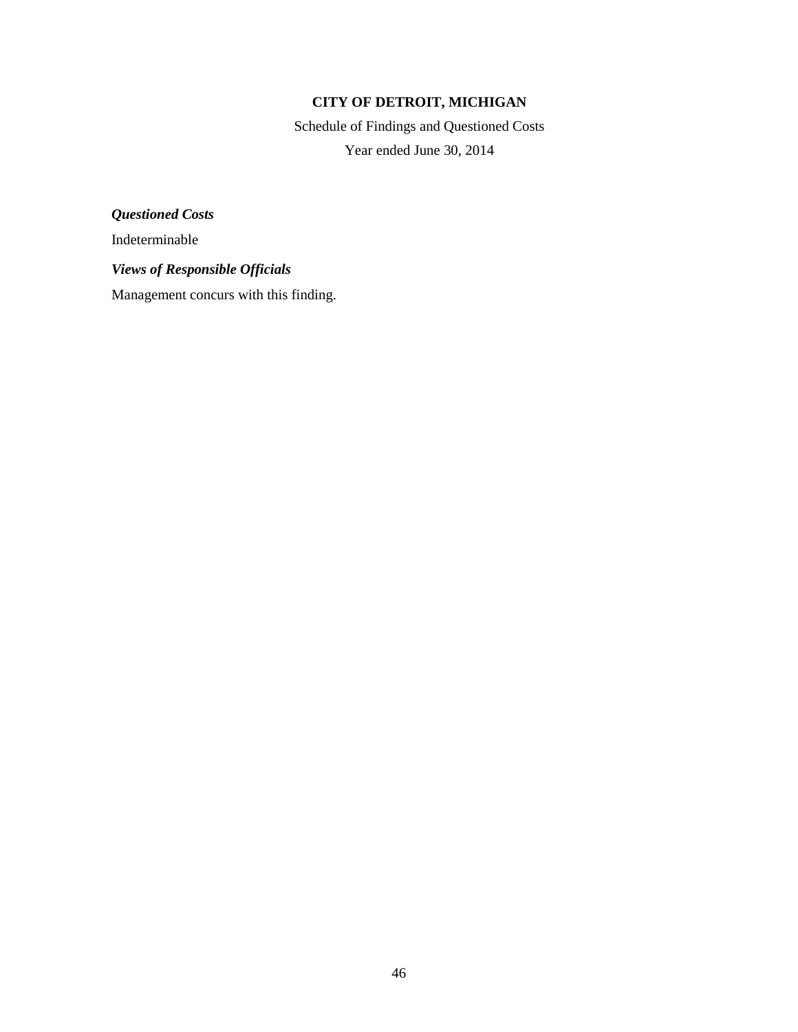***Questioned Costs***

Indeterminable

***Views of Responsible Officials***

Management concurs with this finding.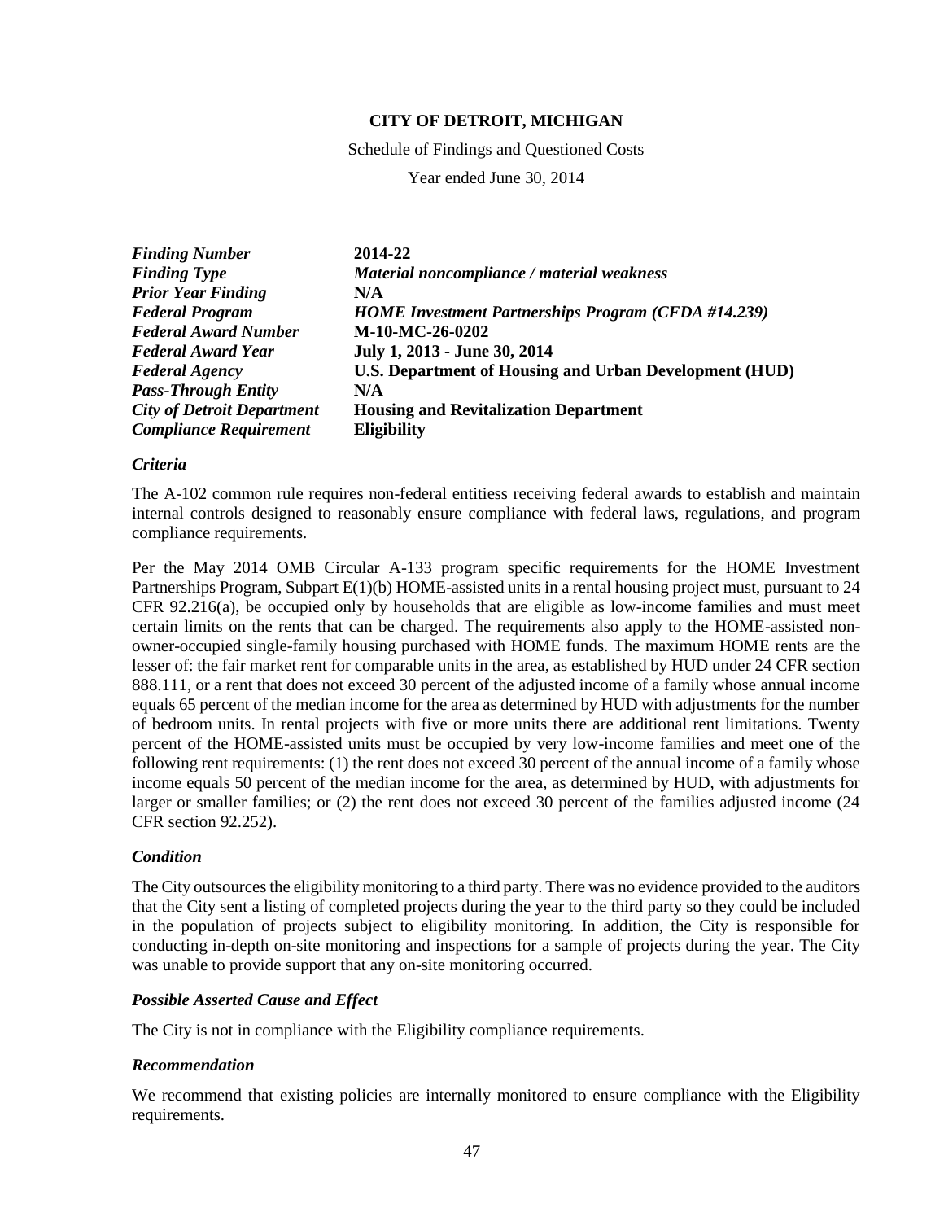**CITY OF DETROIT, MICHIGAN**

Schedule of Findings and Questioned Costs

Year ended June 30, 2014

| | |
|---|---|
| ***Finding Number*** | **2014-22** |
| ***Finding Type*** | ***Material noncompliance / material weakness*** |
| ***Prior Year Finding*** | **N/A** |
| ***Federal Program*** | ***HOME Investment Partnerships Program (CFDA #14.239)*** |
| ***Federal Award Number*** | **M-10-MC-26-0202** |
| ***Federal Award Year*** | **July 1, 2013 - June 30, 2014** |
| ***Federal Agency*** | **U.S. Department of Housing and Urban Development (HUD)** |
| ***Pass-Through Entity*** | **N/A** |
| ***City of Detroit Department*** | **Housing and Revitalization Department** |
| ***Compliance Requirement*** | **Eligibility** |

### *Criteria*

The A-102 common rule requires non-federal entitiess receiving federal awards to establish and maintain internal controls designed to reasonably ensure compliance with federal laws, regulations, and program compliance requirements.

Per the May 2014 OMB Circular A-133 program specific requirements for the HOME Investment Partnerships Program, Subpart E(1)(b) HOME-assisted units in a rental housing project must, pursuant to 24 CFR 92.216(a), be occupied only by households that are eligible as low-income families and must meet certain limits on the rents that can be charged. The requirements also apply to the HOME-assisted non-owner-occupied single-family housing purchased with HOME funds. The maximum HOME rents are the lesser of: the fair market rent for comparable units in the area, as established by HUD under 24 CFR section 888.111, or a rent that does not exceed 30 percent of the adjusted income of a family whose annual income equals 65 percent of the median income for the area as determined by HUD with adjustments for the number of bedroom units. In rental projects with five or more units there are additional rent limitations. Twenty percent of the HOME-assisted units must be occupied by very low-income families and meet one of the following rent requirements: (1) the rent does not exceed 30 percent of the annual income of a family whose income equals 50 percent of the median income for the area, as determined by HUD, with adjustments for larger or smaller families; or (2) the rent does not exceed 30 percent of the families adjusted income (24 CFR section 92.252).

### *Condition*

The City outsources the eligibility monitoring to a third party. There was no evidence provided to the auditors that the City sent a listing of completed projects during the year to the third party so they could be included in the population of projects subject to eligibility monitoring. In addition, the City is responsible for conducting in-depth on-site monitoring and inspections for a sample of projects during the year. The City was unable to provide support that any on-site monitoring occurred.

### *Possible Asserted Cause and Effect*

The City is not in compliance with the Eligibility compliance requirements.

### *Recommendation*

We recommend that existing policies are internally monitored to ensure compliance with the Eligibility requirements.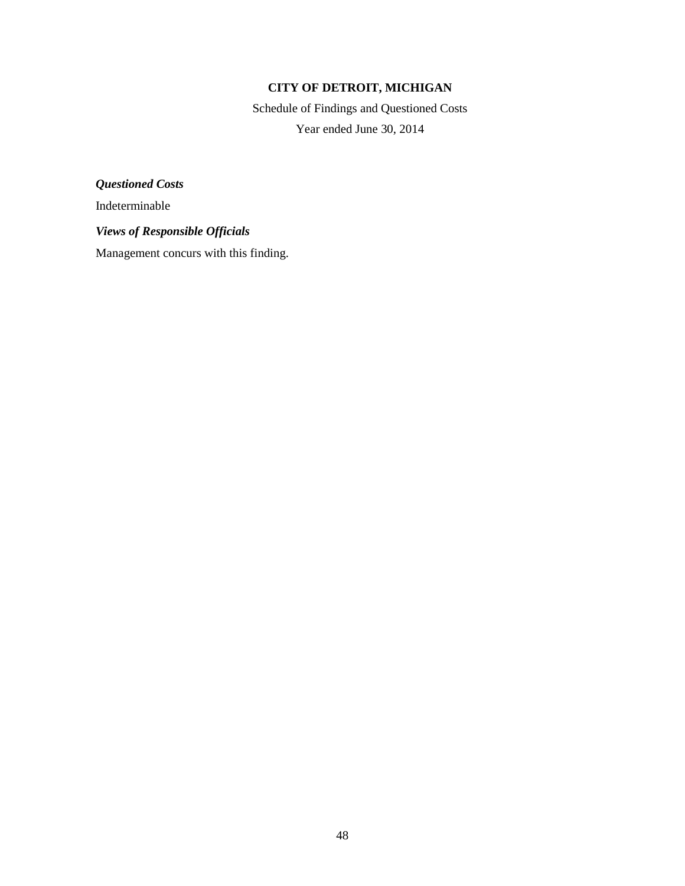**CITY OF DETROIT, MICHIGAN**

Schedule of Findings and Questioned Costs

Year ended June 30, 2014

***Questioned Costs***

Indeterminable

***Views of Responsible Officials***

Management concurs with this finding.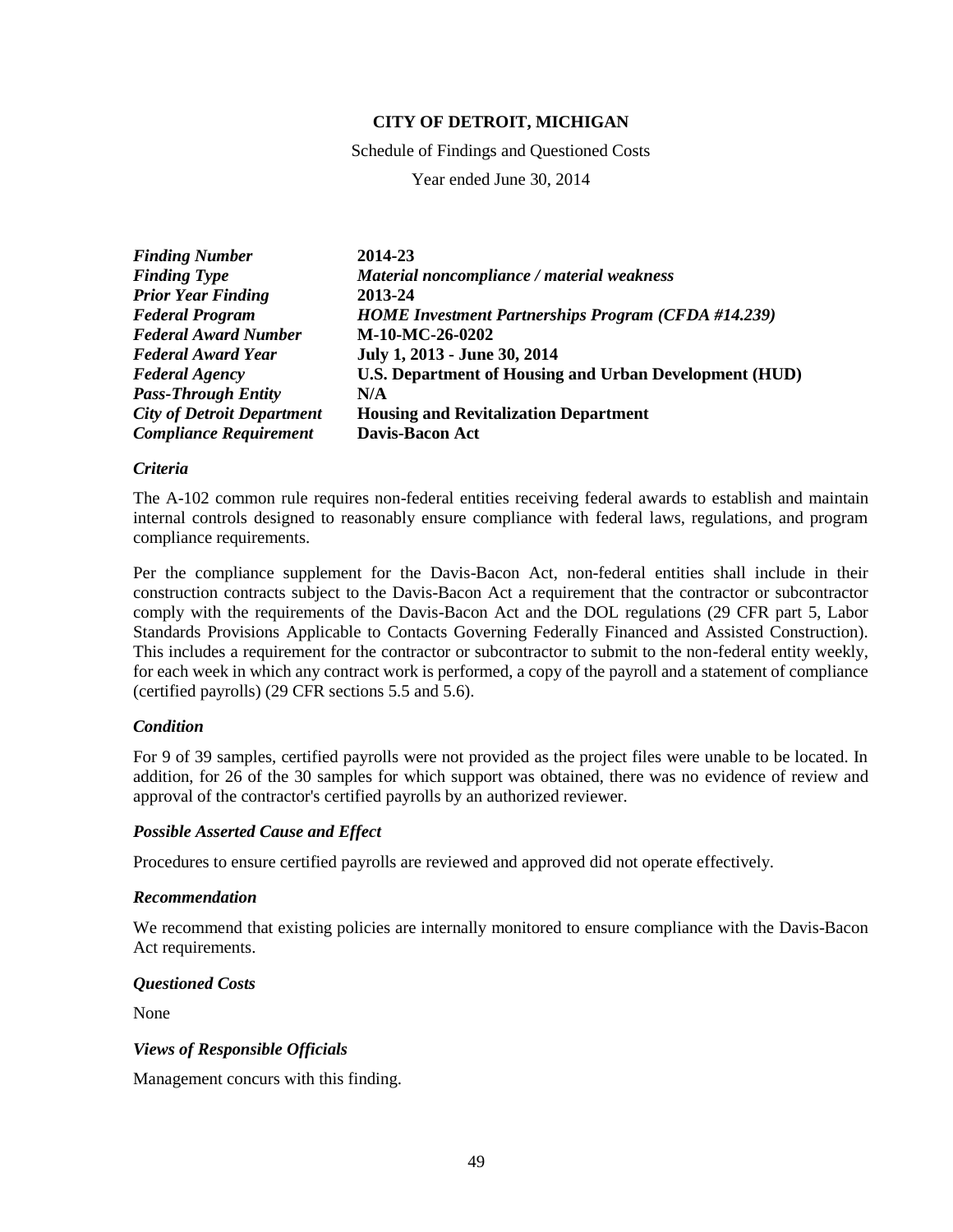**CITY OF DETROIT, MICHIGAN**

Schedule of Findings and Questioned Costs

Year ended June 30, 2014

| | |
|---|---|
| ***Finding Number*** | **2014-23** |
| ***Finding Type*** | ***Material noncompliance / material weakness*** |
| ***Prior Year Finding*** | **2013-24** |
| ***Federal Program*** | ***HOME Investment Partnerships Program (CFDA #14.239)*** |
| ***Federal Award Number*** | **M-10-MC-26-0202** |
| ***Federal Award Year*** | **July 1, 2013 - June 30, 2014** |
| ***Federal Agency*** | **U.S. Department of Housing and Urban Development (HUD)** |
| ***Pass-Through Entity*** | **N/A** |
| ***City of Detroit Department*** | **Housing and Revitalization Department** |
| ***Compliance Requirement*** | **Davis-Bacon Act** |

***Criteria***

The A-102 common rule requires non-federal entities receiving federal awards to establish and maintain internal controls designed to reasonably ensure compliance with federal laws, regulations, and program compliance requirements.

Per the compliance supplement for the Davis-Bacon Act, non-federal entities shall include in their construction contracts subject to the Davis-Bacon Act a requirement that the contractor or subcontractor comply with the requirements of the Davis-Bacon Act and the DOL regulations (29 CFR part 5, Labor Standards Provisions Applicable to Contacts Governing Federally Financed and Assisted Construction). This includes a requirement for the contractor or subcontractor to submit to the non-federal entity weekly, for each week in which any contract work is performed, a copy of the payroll and a statement of compliance (certified payrolls) (29 CFR sections 5.5 and 5.6).

***Condition***

For 9 of 39 samples, certified payrolls were not provided as the project files were unable to be located. In addition, for 26 of the 30 samples for which support was obtained, there was no evidence of review and approval of the contractor's certified payrolls by an authorized reviewer.

***Possible Asserted Cause and Effect***

Procedures to ensure certified payrolls are reviewed and approved did not operate effectively.

***Recommendation***

We recommend that existing policies are internally monitored to ensure compliance with the Davis-Bacon Act requirements.

***Questioned Costs***

None

***Views of Responsible Officials***

Management concurs with this finding.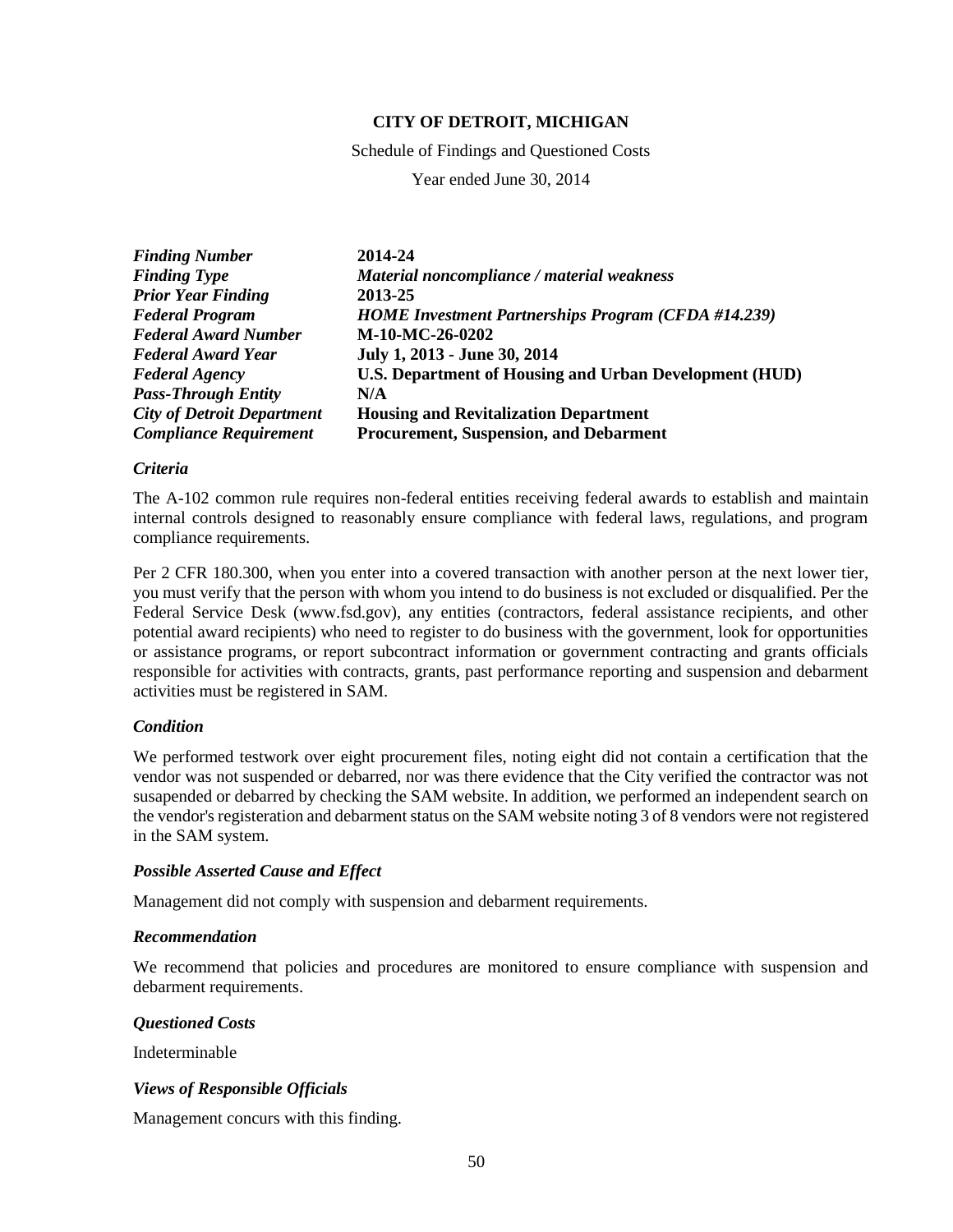**CITY OF DETROIT, MICHIGAN**

Schedule of Findings and Questioned Costs

Year ended June 30, 2014

| | |
|---|---|
| ***Finding Number*** | **2014-24** |
| ***Finding Type*** | ***Material noncompliance / material weakness*** |
| ***Prior Year Finding*** | **2013-25** |
| ***Federal Program*** | ***HOME Investment Partnerships Program (CFDA #14.239)*** |
| ***Federal Award Number*** | **M-10-MC-26-0202** |
| ***Federal Award Year*** | **July 1, 2013 - June 30, 2014** |
| ***Federal Agency*** | **U.S. Department of Housing and Urban Development (HUD)** |
| ***Pass-Through Entity*** | **N/A** |
| ***City of Detroit Department*** | **Housing and Revitalization Department** |
| ***Compliance Requirement*** | **Procurement, Suspension, and Debarment** |

***Criteria***

The A-102 common rule requires non-federal entities receiving federal awards to establish and maintain internal controls designed to reasonably ensure compliance with federal laws, regulations, and program compliance requirements.

Per 2 CFR 180.300, when you enter into a covered transaction with another person at the next lower tier, you must verify that the person with whom you intend to do business is not excluded or disqualified. Per the Federal Service Desk (www.fsd.gov), any entities (contractors, federal assistance recipients, and other potential award recipients) who need to register to do business with the government, look for opportunities or assistance programs, or report subcontract information or government contracting and grants officials responsible for activities with contracts, grants, past performance reporting and suspension and debarment activities must be registered in SAM.

***Condition***

We performed testwork over eight procurement files, noting eight did not contain a certification that the vendor was not suspended or debarred, nor was there evidence that the City verified the contractor was not susapended or debarred by checking the SAM website. In addition, we performed an independent search on the vendor's registeration and debarment status on the SAM website noting 3 of 8 vendors were not registered in the SAM system.

***Possible Asserted Cause and Effect***

Management did not comply with suspension and debarment requirements.

***Recommendation***

We recommend that policies and procedures are monitored to ensure compliance with suspension and debarment requirements.

***Questioned Costs***

Indeterminable

***Views of Responsible Officials***

Management concurs with this finding.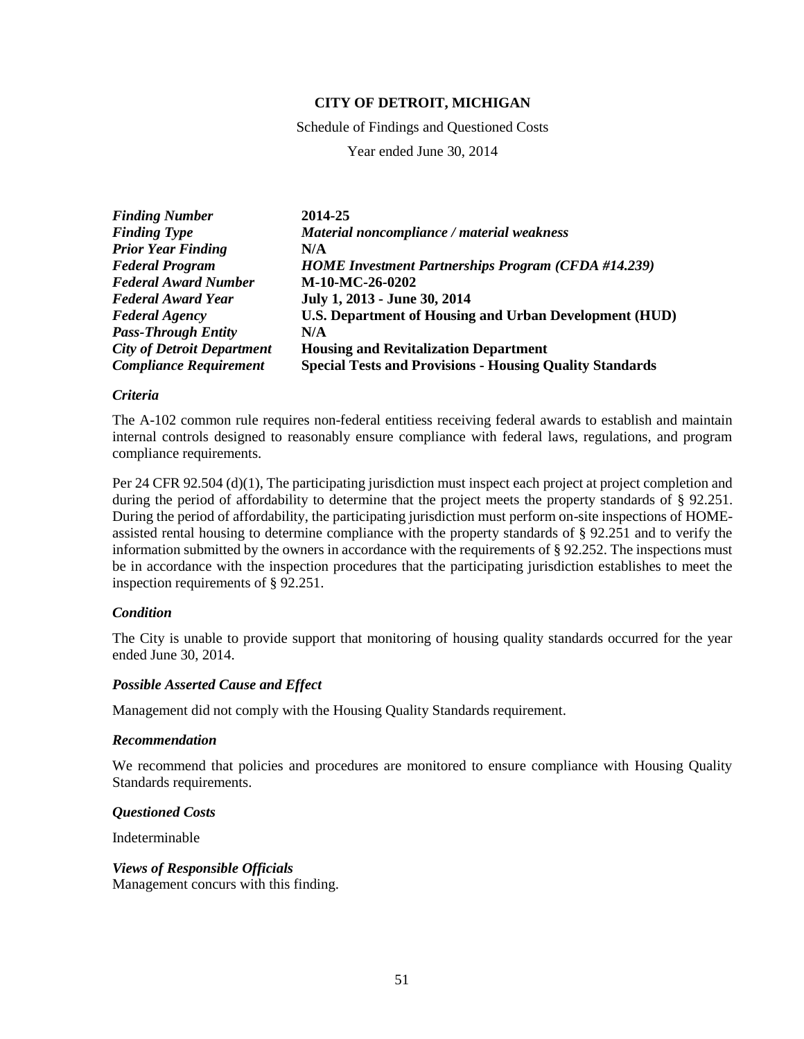**CITY OF DETROIT, MICHIGAN**

Schedule of Findings and Questioned Costs

Year ended June 30, 2014

| | |
|---|---|
| ***Finding Number*** | **2014-25** |
| ***Finding Type*** | ***Material noncompliance / material weakness*** |
| ***Prior Year Finding*** | **N/A** |
| ***Federal Program*** | ***HOME Investment Partnerships Program (CFDA #14.239)*** |
| ***Federal Award Number*** | **M-10-MC-26-0202** |
| ***Federal Award Year*** | **July 1, 2013 - June 30, 2014** |
| ***Federal Agency*** | **U.S. Department of Housing and Urban Development (HUD)** |
| ***Pass-Through Entity*** | **N/A** |
| ***City of Detroit Department*** | **Housing and Revitalization Department** |
| ***Compliance Requirement*** | **Special Tests and Provisions - Housing Quality Standards** |

***Criteria***

The A-102 common rule requires non-federal entitiess receiving federal awards to establish and maintain internal controls designed to reasonably ensure compliance with federal laws, regulations, and program compliance requirements.

Per 24 CFR 92.504 (d)(1), The participating jurisdiction must inspect each project at project completion and during the period of affordability to determine that the project meets the property standards of § 92.251. During the period of affordability, the participating jurisdiction must perform on-site inspections of HOME-assisted rental housing to determine compliance with the property standards of § 92.251 and to verify the information submitted by the owners in accordance with the requirements of § 92.252. The inspections must be in accordance with the inspection procedures that the participating jurisdiction establishes to meet the inspection requirements of § 92.251.

***Condition***

The City is unable to provide support that monitoring of housing quality standards occurred for the year ended June 30, 2014.

***Possible Asserted Cause and Effect***

Management did not comply with the Housing Quality Standards requirement.

***Recommendation***

We recommend that policies and procedures are monitored to ensure compliance with Housing Quality Standards requirements.

***Questioned Costs***

Indeterminable

***Views of Responsible Officials***

Management concurs with this finding.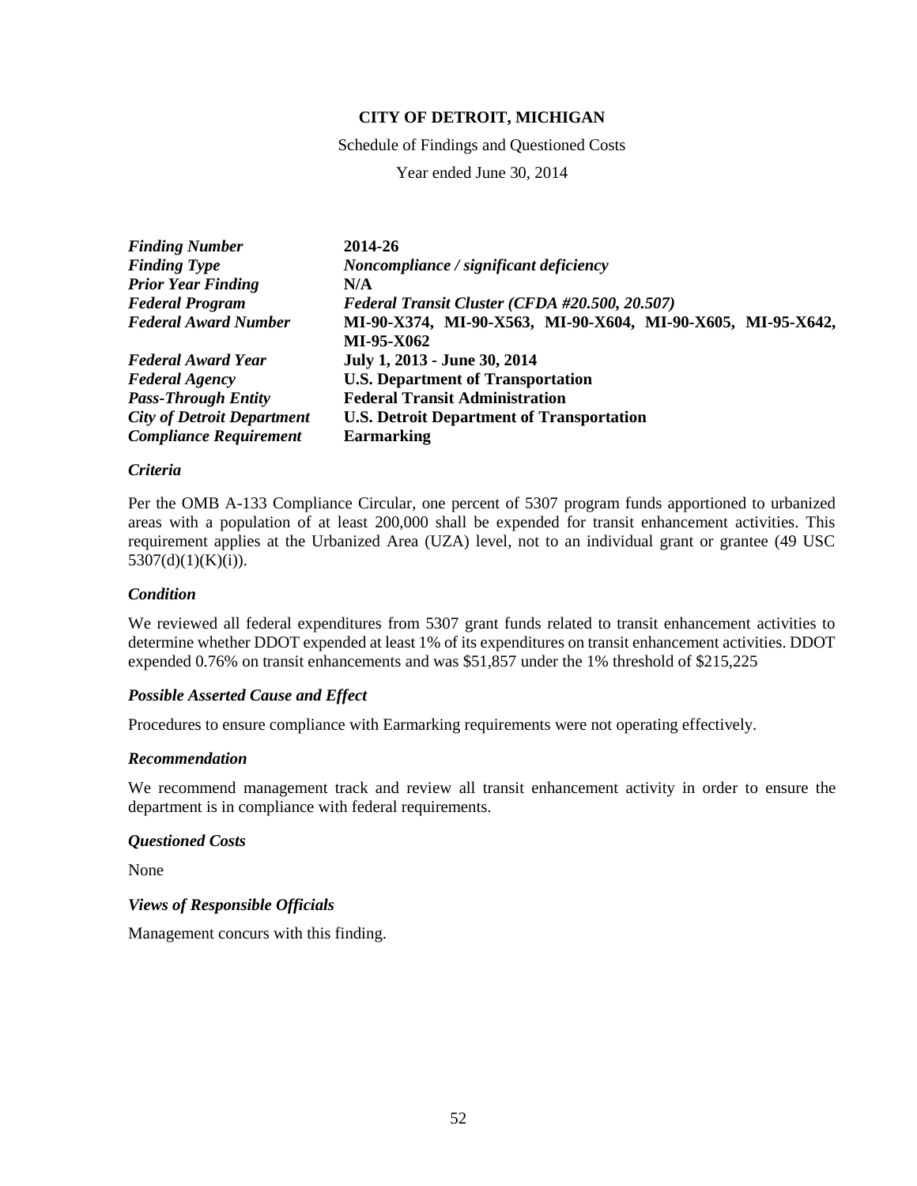**CITY OF DETROIT, MICHIGAN**

Schedule of Findings and Questioned Costs

Year ended June 30, 2014

| | |
|---|---|
| ***Finding Number*** | **2014-26** |
| ***Finding Type*** | ***Noncompliance / significant deficiency*** |
| ***Prior Year Finding*** | **N/A** |
| ***Federal Program*** | ***Federal Transit Cluster (CFDA #20.500, 20.507)*** |
| ***Federal Award Number*** | **MI-90-X374, MI-90-X563, MI-90-X604, MI-90-X605, MI-95-X642, MI-95-X062** |
| ***Federal Award Year*** | **July 1, 2013 - June 30, 2014** |
| ***Federal Agency*** | **U.S. Department of Transportation** |
| ***Pass-Through Entity*** | **Federal Transit Administration** |
| ***City of Detroit Department*** | **U.S. Detroit Department of Transportation** |
| ***Compliance Requirement*** | **Earmarking** |

### *Criteria*

Per the OMB A-133 Compliance Circular, one percent of 5307 program funds apportioned to urbanized areas with a population of at least 200,000 shall be expended for transit enhancement activities. This requirement applies at the Urbanized Area (UZA) level, not to an individual grant or grantee (49 USC 5307(d)(1)(K)(i)).

### *Condition*

We reviewed all federal expenditures from 5307 grant funds related to transit enhancement activities to determine whether DDOT expended at least 1% of its expenditures on transit enhancement activities. DDOT expended 0.76% on transit enhancements and was $51,857 under the 1% threshold of $215,225

### *Possible Asserted Cause and Effect*

Procedures to ensure compliance with Earmarking requirements were not operating effectively.

### *Recommendation*

We recommend management track and review all transit enhancement activity in order to ensure the department is in compliance with federal requirements.

### *Questioned Costs*

None

### *Views of Responsible Officials*

Management concurs with this finding.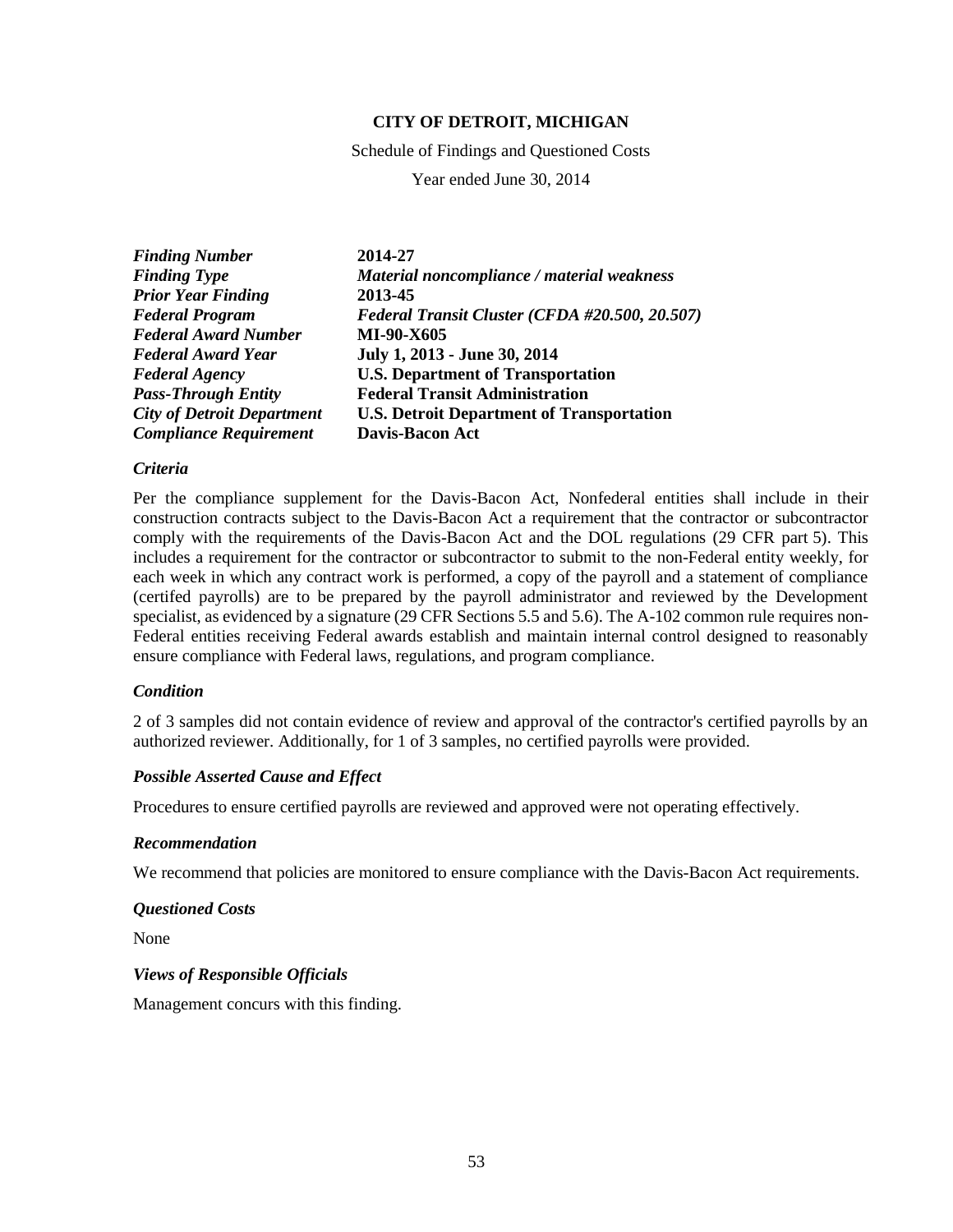**CITY OF DETROIT, MICHIGAN**

Schedule of Findings and Questioned Costs

Year ended June 30, 2014

| | |
|---|---|
| ***Finding Number*** | **2014-27** |
| ***Finding Type*** | ***Material noncompliance / material weakness*** |
| ***Prior Year Finding*** | **2013-45** |
| ***Federal Program*** | ***Federal Transit Cluster (CFDA #20.500, 20.507)*** |
| ***Federal Award Number*** | **MI-90-X605** |
| ***Federal Award Year*** | **July 1, 2013 - June 30, 2014** |
| ***Federal Agency*** | **U.S. Department of Transportation** |
| ***Pass-Through Entity*** | **Federal Transit Administration** |
| ***City of Detroit Department*** | **U.S. Detroit Department of Transportation** |
| ***Compliance Requirement*** | **Davis-Bacon Act** |

***Criteria***

Per the compliance supplement for the Davis-Bacon Act, Nonfederal entities shall include in their construction contracts subject to the Davis-Bacon Act a requirement that the contractor or subcontractor comply with the requirements of the Davis-Bacon Act and the DOL regulations (29 CFR part 5). This includes a requirement for the contractor or subcontractor to submit to the non-Federal entity weekly, for each week in which any contract work is performed, a copy of the payroll and a statement of compliance (certifed payrolls) are to be prepared by the payroll administrator and reviewed by the Development specialist, as evidenced by a signature (29 CFR Sections 5.5 and 5.6). The A-102 common rule requires non-Federal entities receiving Federal awards establish and maintain internal control designed to reasonably ensure compliance with Federal laws, regulations, and program compliance.

***Condition***

2 of 3 samples did not contain evidence of review and approval of the contractor's certified payrolls by an authorized reviewer. Additionally, for 1 of 3 samples, no certified payrolls were provided.

***Possible Asserted Cause and Effect***

Procedures to ensure certified payrolls are reviewed and approved were not operating effectively.

***Recommendation***

We recommend that policies are monitored to ensure compliance with the Davis-Bacon Act requirements.

***Questioned Costs***

None

***Views of Responsible Officials***

Management concurs with this finding.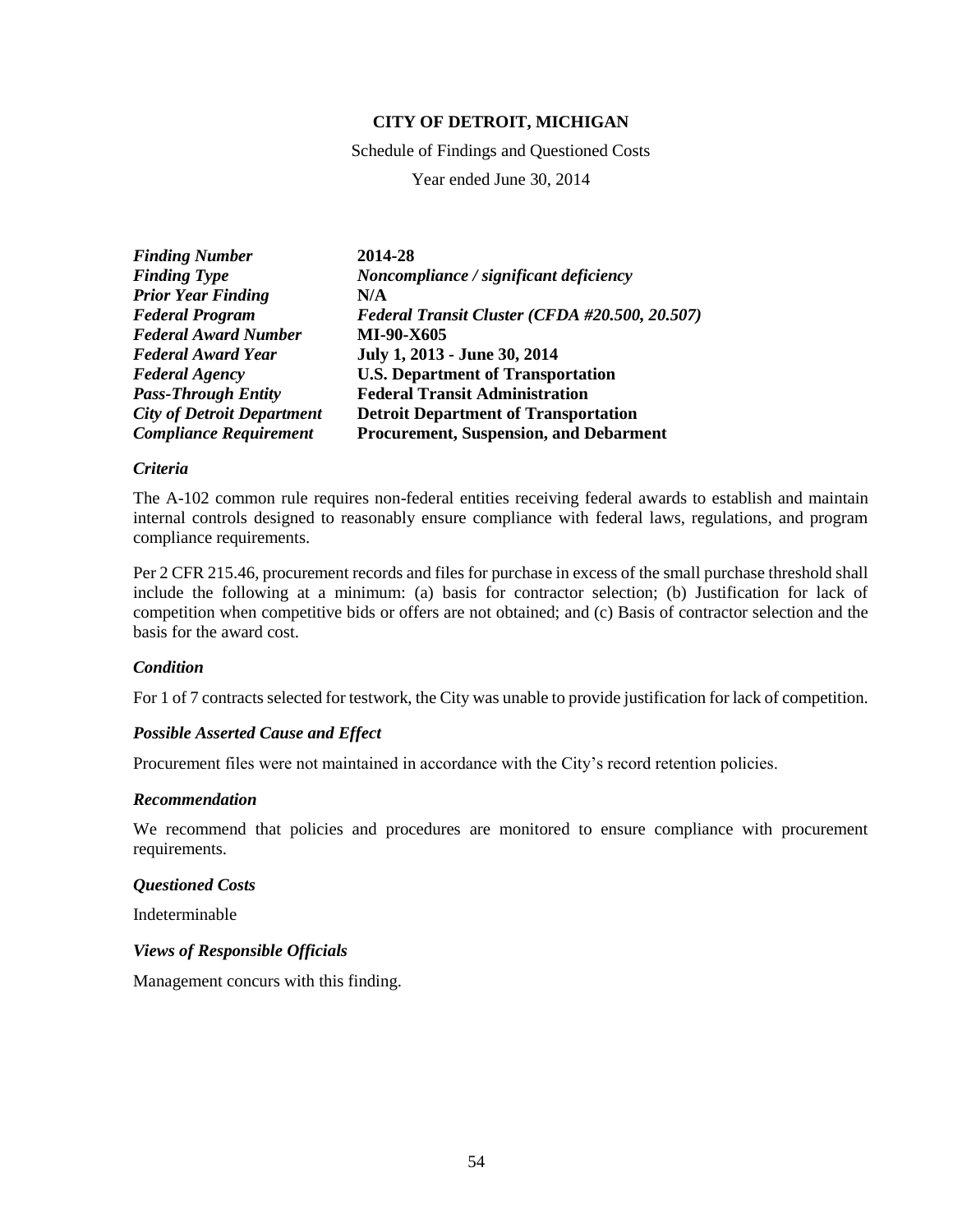**CITY OF DETROIT, MICHIGAN**

Schedule of Findings and Questioned Costs

Year ended June 30, 2014

| | |
|---|---|
| ***Finding Number*** | **2014-28** |
| ***Finding Type*** | ***Noncompliance / significant deficiency*** |
| ***Prior Year Finding*** | **N/A** |
| ***Federal Program*** | ***Federal Transit Cluster (CFDA #20.500, 20.507)*** |
| ***Federal Award Number*** | **MI-90-X605** |
| ***Federal Award Year*** | **July 1, 2013 - June 30, 2014** |
| ***Federal Agency*** | **U.S. Department of Transportation** |
| ***Pass-Through Entity*** | **Federal Transit Administration** |
| ***City of Detroit Department*** | **Detroit Department of Transportation** |
| ***Compliance Requirement*** | **Procurement, Suspension, and Debarment** |

***Criteria***

The A-102 common rule requires non-federal entities receiving federal awards to establish and maintain internal controls designed to reasonably ensure compliance with federal laws, regulations, and program compliance requirements.

Per 2 CFR 215.46, procurement records and files for purchase in excess of the small purchase threshold shall include the following at a minimum: (a) basis for contractor selection; (b) Justification for lack of competition when competitive bids or offers are not obtained; and (c) Basis of contractor selection and the basis for the award cost.

***Condition***

For 1 of 7 contracts selected for testwork, the City was unable to provide justification for lack of competition.

***Possible Asserted Cause and Effect***

Procurement files were not maintained in accordance with the City's record retention policies.

***Recommendation***

We recommend that policies and procedures are monitored to ensure compliance with procurement requirements.

***Questioned Costs***

Indeterminable

***Views of Responsible Officials***

Management concurs with this finding.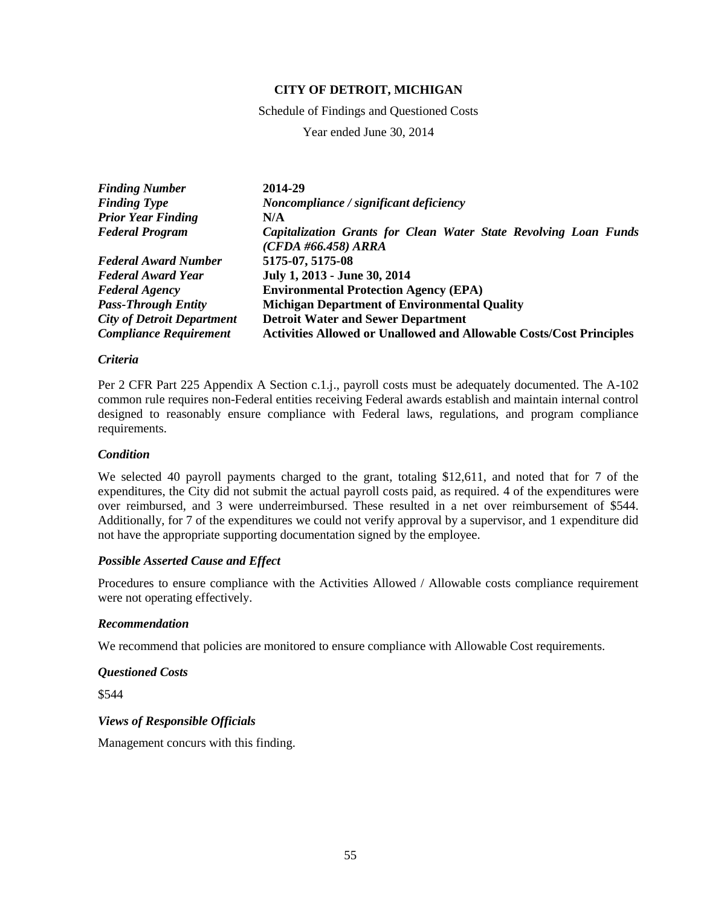**CITY OF DETROIT, MICHIGAN**

Schedule of Findings and Questioned Costs

Year ended June 30, 2014

| | |
|---|---|
| ***Finding Number*** | **2014-29** |
| ***Finding Type*** | ***Noncompliance / significant deficiency*** |
| ***Prior Year Finding*** | **N/A** |
| ***Federal Program*** | ***Capitalization Grants for Clean Water State Revolving Loan Funds (CFDA #66.458) ARRA*** |
| ***Federal Award Number*** | **5175-07, 5175-08** |
| ***Federal Award Year*** | **July 1, 2013 - June 30, 2014** |
| ***Federal Agency*** | **Environmental Protection Agency (EPA)** |
| ***Pass-Through Entity*** | **Michigan Department of Environmental Quality** |
| ***City of Detroit Department*** | **Detroit Water and Sewer Department** |
| ***Compliance Requirement*** | **Activities Allowed or Unallowed and Allowable Costs/Cost Principles** |

***Criteria***

Per 2 CFR Part 225 Appendix A Section c.1.j., payroll costs must be adequately documented. The A-102 common rule requires non-Federal entities receiving Federal awards establish and maintain internal control designed to reasonably ensure compliance with Federal laws, regulations, and program compliance requirements.

***Condition***

We selected 40 payroll payments charged to the grant, totaling $12,611, and noted that for 7 of the expenditures, the City did not submit the actual payroll costs paid, as required. 4 of the expenditures were over reimbursed, and 3 were underreimbursed. These resulted in a net over reimbursement of $544. Additionally, for 7 of the expenditures we could not verify approval by a supervisor, and 1 expenditure did not have the appropriate supporting documentation signed by the employee.

***Possible Asserted Cause and Effect***

Procedures to ensure compliance with the Activities Allowed / Allowable costs compliance requirement were not operating effectively.

***Recommendation***

We recommend that policies are monitored to ensure compliance with Allowable Cost requirements.

***Questioned Costs***

$544

***Views of Responsible Officials***

Management concurs with this finding.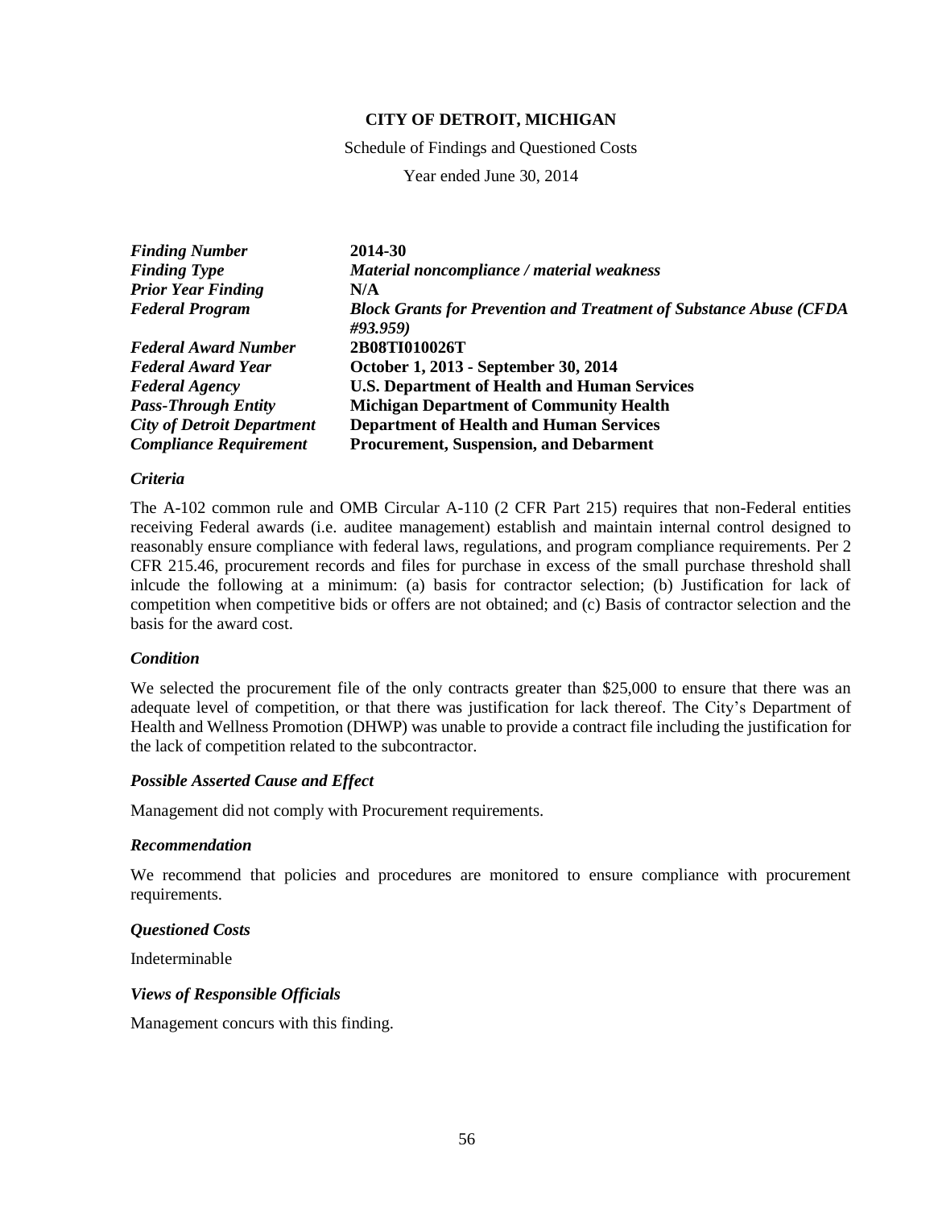**CITY OF DETROIT, MICHIGAN**

Schedule of Findings and Questioned Costs

Year ended June 30, 2014

| | |
|---|---|
| ***Finding Number*** | **2014-30** |
| ***Finding Type*** | ***Material noncompliance / material weakness*** |
| ***Prior Year Finding*** | **N/A** |
| ***Federal Program*** | ***Block Grants for Prevention and Treatment of Substance Abuse (CFDA #93.959)*** |
| ***Federal Award Number*** | **2B08TI010026T** |
| ***Federal Award Year*** | **October 1, 2013 - September 30, 2014** |
| ***Federal Agency*** | **U.S. Department of Health and Human Services** |
| ***Pass-Through Entity*** | **Michigan Department of Community Health** |
| ***City of Detroit Department*** | **Department of Health and Human Services** |
| ***Compliance Requirement*** | **Procurement, Suspension, and Debarment** |

### *Criteria*

The A-102 common rule and OMB Circular A-110 (2 CFR Part 215) requires that non-Federal entities receiving Federal awards (i.e. auditee management) establish and maintain internal control designed to reasonably ensure compliance with federal laws, regulations, and program compliance requirements. Per 2 CFR 215.46, procurement records and files for purchase in excess of the small purchase threshold shall inlcude the following at a minimum: (a) basis for contractor selection; (b) Justification for lack of competition when competitive bids or offers are not obtained; and (c) Basis of contractor selection and the basis for the award cost.

### *Condition*

We selected the procurement file of the only contracts greater than $25,000 to ensure that there was an adequate level of competition, or that there was justification for lack thereof. The City's Department of Health and Wellness Promotion (DHWP) was unable to provide a contract file including the justification for the lack of competition related to the subcontractor.

### *Possible Asserted Cause and Effect*

Management did not comply with Procurement requirements.

### *Recommendation*

We recommend that policies and procedures are monitored to ensure compliance with procurement requirements.

### *Questioned Costs*

Indeterminable

### *Views of Responsible Officials*

Management concurs with this finding.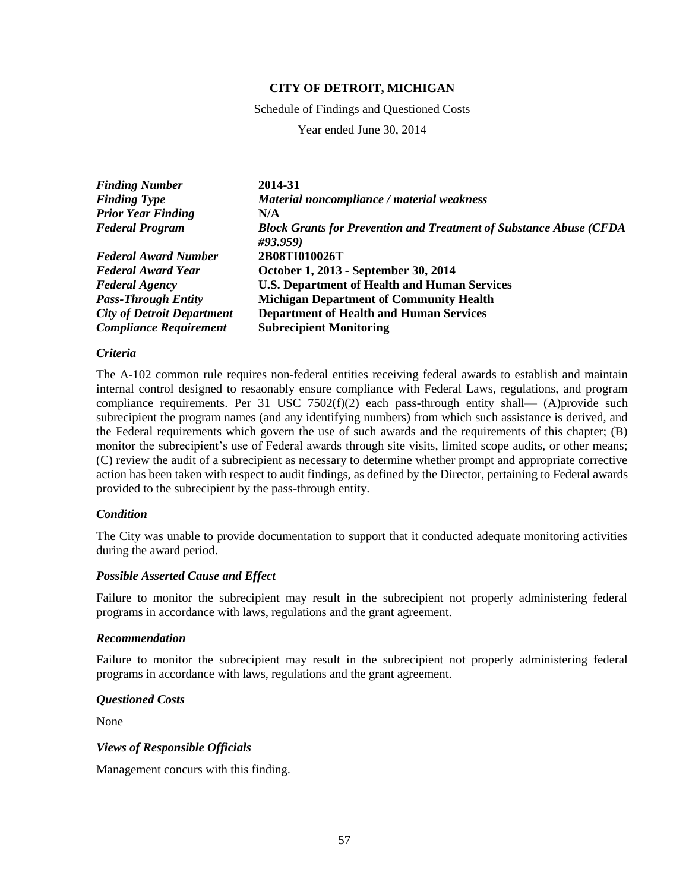**CITY OF DETROIT, MICHIGAN**

Schedule of Findings and Questioned Costs

Year ended June 30, 2014

| | |
|---|---|
| ***Finding Number*** | **2014-31** |
| ***Finding Type*** | ***Material noncompliance / material weakness*** |
| ***Prior Year Finding*** | **N/A** |
| ***Federal Program*** | ***Block Grants for Prevention and Treatment of Substance Abuse (CFDA #93.959)*** |
| ***Federal Award Number*** | **2B08TI010026T** |
| ***Federal Award Year*** | **October 1, 2013 - September 30, 2014** |
| ***Federal Agency*** | **U.S. Department of Health and Human Services** |
| ***Pass-Through Entity*** | **Michigan Department of Community Health** |
| ***City of Detroit Department*** | **Department of Health and Human Services** |
| ***Compliance Requirement*** | **Subrecipient Monitoring** |

***Criteria***

The A-102 common rule requires non-federal entities receiving federal awards to establish and maintain internal control designed to resaonably ensure compliance with Federal Laws, regulations, and program compliance requirements. Per 31 USC 7502(f)(2) each pass-through entity shall— (A)provide such subrecipient the program names (and any identifying numbers) from which such assistance is derived, and the Federal requirements which govern the use of such awards and the requirements of this chapter; (B) monitor the subrecipient's use of Federal awards through site visits, limited scope audits, or other means; (C) review the audit of a subrecipient as necessary to determine whether prompt and appropriate corrective action has been taken with respect to audit findings, as defined by the Director, pertaining to Federal awards provided to the subrecipient by the pass-through entity.

***Condition***

The City was unable to provide documentation to support that it conducted adequate monitoring activities during the award period.

***Possible Asserted Cause and Effect***

Failure to monitor the subrecipient may result in the subrecipient not properly administering federal programs in accordance with laws, regulations and the grant agreement.

***Recommendation***

Failure to monitor the subrecipient may result in the subrecipient not properly administering federal programs in accordance with laws, regulations and the grant agreement.

***Questioned Costs***

None

***Views of Responsible Officials***

Management concurs with this finding.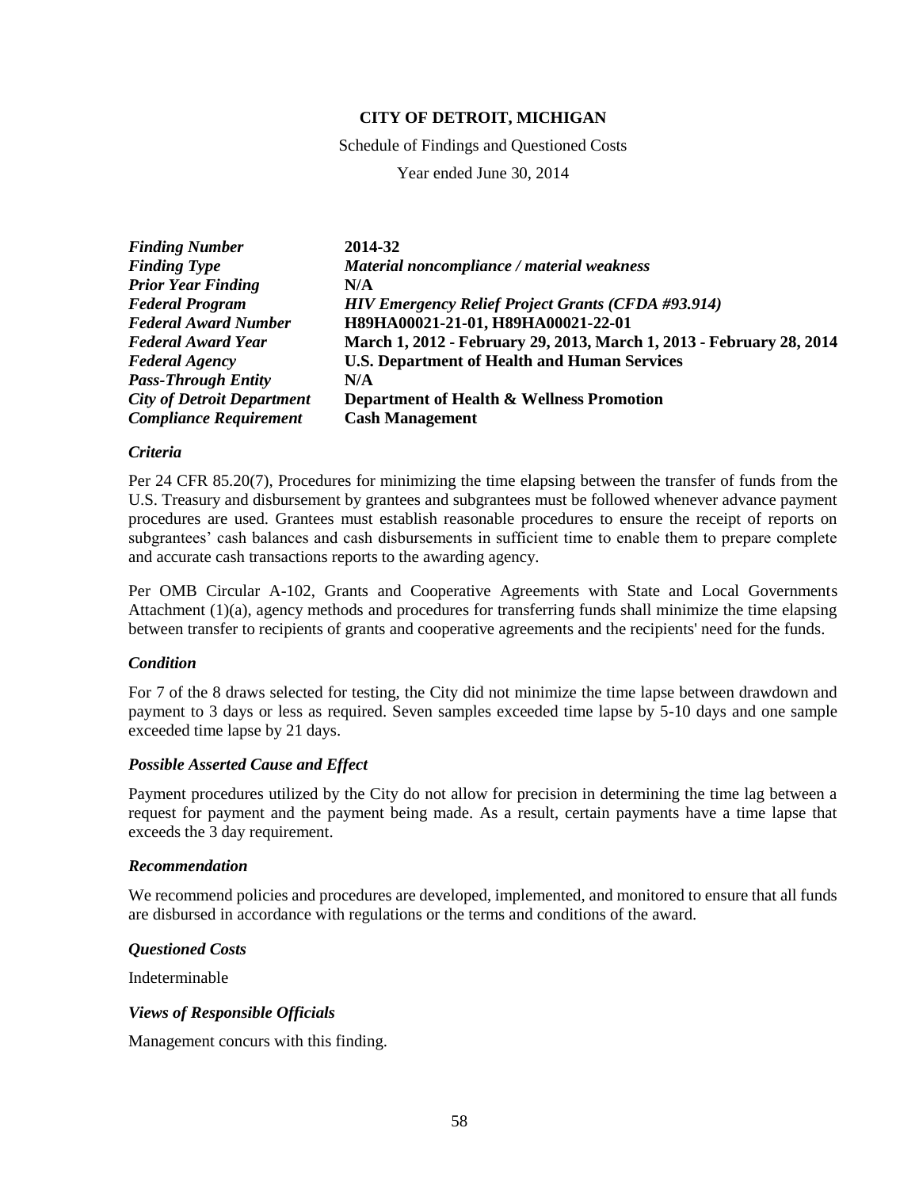**CITY OF DETROIT, MICHIGAN**

Schedule of Findings and Questioned Costs

Year ended June 30, 2014

| | |
|---|---|
| ***Finding Number*** | **2014-32** |
| ***Finding Type*** | ***Material noncompliance / material weakness*** |
| ***Prior Year Finding*** | **N/A** |
| ***Federal Program*** | ***HIV Emergency Relief Project Grants (CFDA #93.914)*** |
| ***Federal Award Number*** | **H89HA00021-21-01, H89HA00021-22-01** |
| ***Federal Award Year*** | **March 1, 2012 - February 29, 2013, March 1, 2013 - February 28, 2014** |
| ***Federal Agency*** | **U.S. Department of Health and Human Services** |
| ***Pass-Through Entity*** | **N/A** |
| ***City of Detroit Department*** | **Department of Health & Wellness Promotion** |
| ***Compliance Requirement*** | **Cash Management** |

***Criteria***

Per 24 CFR 85.20(7), Procedures for minimizing the time elapsing between the transfer of funds from the U.S. Treasury and disbursement by grantees and subgrantees must be followed whenever advance payment procedures are used. Grantees must establish reasonable procedures to ensure the receipt of reports on subgrantees' cash balances and cash disbursements in sufficient time to enable them to prepare complete and accurate cash transactions reports to the awarding agency.

Per OMB Circular A-102, Grants and Cooperative Agreements with State and Local Governments Attachment (1)(a), agency methods and procedures for transferring funds shall minimize the time elapsing between transfer to recipients of grants and cooperative agreements and the recipients' need for the funds.

***Condition***

For 7 of the 8 draws selected for testing, the City did not minimize the time lapse between drawdown and payment to 3 days or less as required. Seven samples exceeded time lapse by 5-10 days and one sample exceeded time lapse by 21 days.

***Possible Asserted Cause and Effect***

Payment procedures utilized by the City do not allow for precision in determining the time lag between a request for payment and the payment being made. As a result, certain payments have a time lapse that exceeds the 3 day requirement.

***Recommendation***

We recommend policies and procedures are developed, implemented, and monitored to ensure that all funds are disbursed in accordance with regulations or the terms and conditions of the award.

***Questioned Costs***

Indeterminable

***Views of Responsible Officials***

Management concurs with this finding.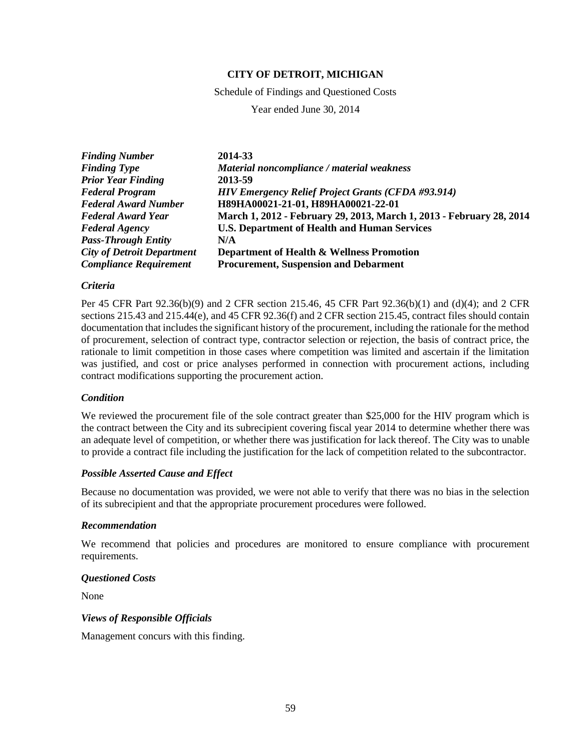**CITY OF DETROIT, MICHIGAN**

Schedule of Findings and Questioned Costs

Year ended June 30, 2014

| | |
|---|---|
| ***Finding Number*** | **2014-33** |
| ***Finding Type*** | ***Material noncompliance / material weakness*** |
| ***Prior Year Finding*** | **2013-59** |
| ***Federal Program*** | ***HIV Emergency Relief Project Grants (CFDA #93.914)*** |
| ***Federal Award Number*** | **H89HA00021-21-01, H89HA00021-22-01** |
| ***Federal Award Year*** | **March 1, 2012 - February 29, 2013, March 1, 2013 - February 28, 2014** |
| ***Federal Agency*** | **U.S. Department of Health and Human Services** |
| ***Pass-Through Entity*** | **N/A** |
| ***City of Detroit Department*** | **Department of Health & Wellness Promotion** |
| ***Compliance Requirement*** | **Procurement, Suspension and Debarment** |

### *Criteria*

Per 45 CFR Part 92.36(b)(9) and 2 CFR section 215.46, 45 CFR Part 92.36(b)(1) and (d)(4); and 2 CFR sections 215.43 and 215.44(e), and 45 CFR 92.36(f) and 2 CFR section 215.45, contract files should contain documentation that includes the significant history of the procurement, including the rationale for the method of procurement, selection of contract type, contractor selection or rejection, the basis of contract price, the rationale to limit competition in those cases where competition was limited and ascertain if the limitation was justified, and cost or price analyses performed in connection with procurement actions, including contract modifications supporting the procurement action.

### *Condition*

We reviewed the procurement file of the sole contract greater than $25,000 for the HIV program which is the contract between the City and its subrecipient covering fiscal year 2014 to determine whether there was an adequate level of competition, or whether there was justification for lack thereof. The City was to unable to provide a contract file including the justification for the lack of competition related to the subcontractor.

### *Possible Asserted Cause and Effect*

Because no documentation was provided, we were not able to verify that there was no bias in the selection of its subrecipient and that the appropriate procurement procedures were followed.

### *Recommendation*

We recommend that policies and procedures are monitored to ensure compliance with procurement requirements.

### *Questioned Costs*

None

### *Views of Responsible Officials*

Management concurs with this finding.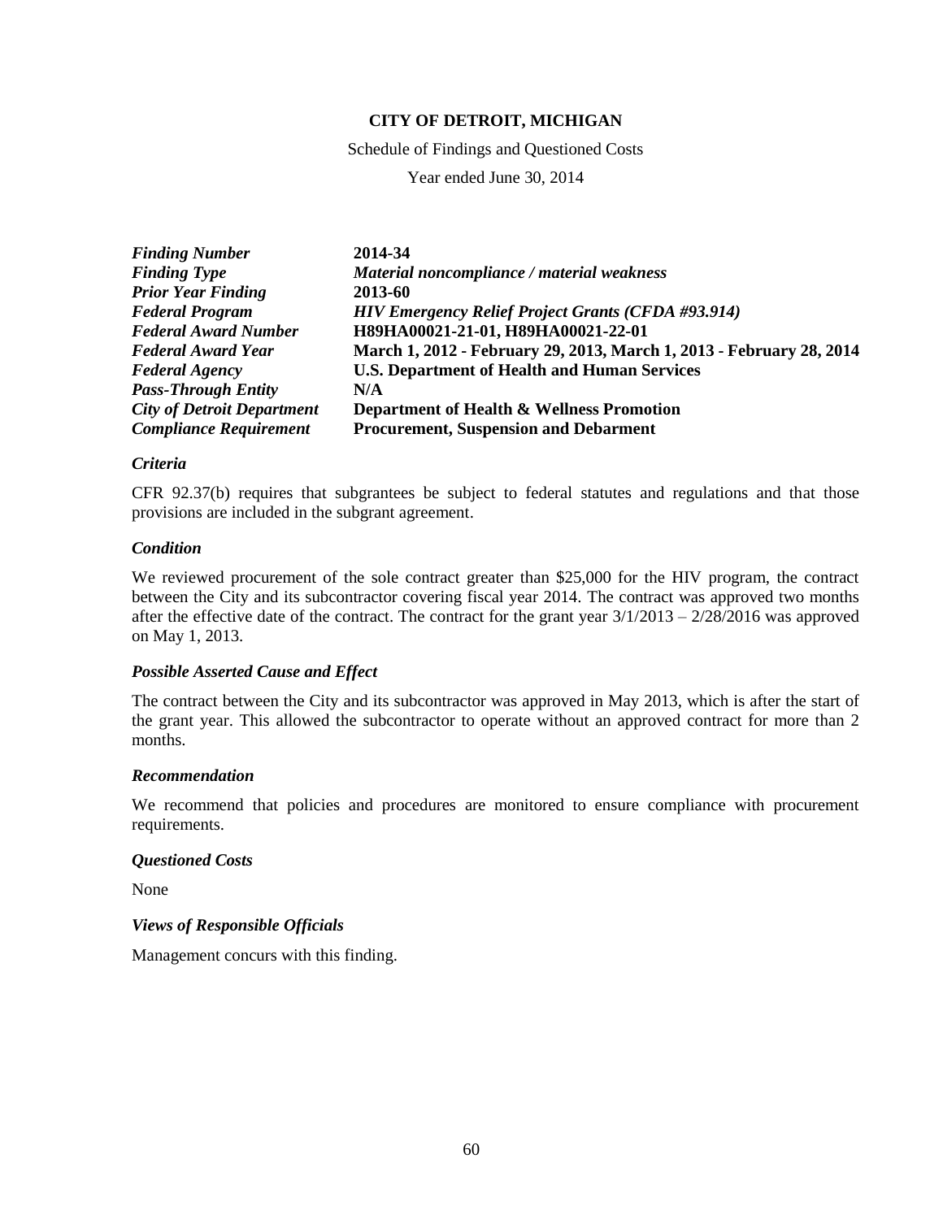**CITY OF DETROIT, MICHIGAN**

Schedule of Findings and Questioned Costs

Year ended June 30, 2014

| | |
|---|---|
| ***Finding Number*** | **2014-34** |
| ***Finding Type*** | ***Material noncompliance / material weakness*** |
| ***Prior Year Finding*** | **2013-60** |
| ***Federal Program*** | ***HIV Emergency Relief Project Grants (CFDA #93.914)*** |
| ***Federal Award Number*** | **H89HA00021-21-01, H89HA00021-22-01** |
| ***Federal Award Year*** | **March 1, 2012 - February 29, 2013, March 1, 2013 - February 28, 2014** |
| ***Federal Agency*** | **U.S. Department of Health and Human Services** |
| ***Pass-Through Entity*** | **N/A** |
| ***City of Detroit Department*** | **Department of Health & Wellness Promotion** |
| ***Compliance Requirement*** | **Procurement, Suspension and Debarment** |

***Criteria***

CFR 92.37(b) requires that subgrantees be subject to federal statutes and regulations and that those provisions are included in the subgrant agreement.

***Condition***

We reviewed procurement of the sole contract greater than $25,000 for the HIV program, the contract between the City and its subcontractor covering fiscal year 2014. The contract was approved two months after the effective date of the contract. The contract for the grant year 3/1/2013 – 2/28/2016 was approved on May 1, 2013.

***Possible Asserted Cause and Effect***

The contract between the City and its subcontractor was approved in May 2013, which is after the start of the grant year. This allowed the subcontractor to operate without an approved contract for more than 2 months.

***Recommendation***

We recommend that policies and procedures are monitored to ensure compliance with procurement requirements.

***Questioned Costs***

None

***Views of Responsible Officials***

Management concurs with this finding.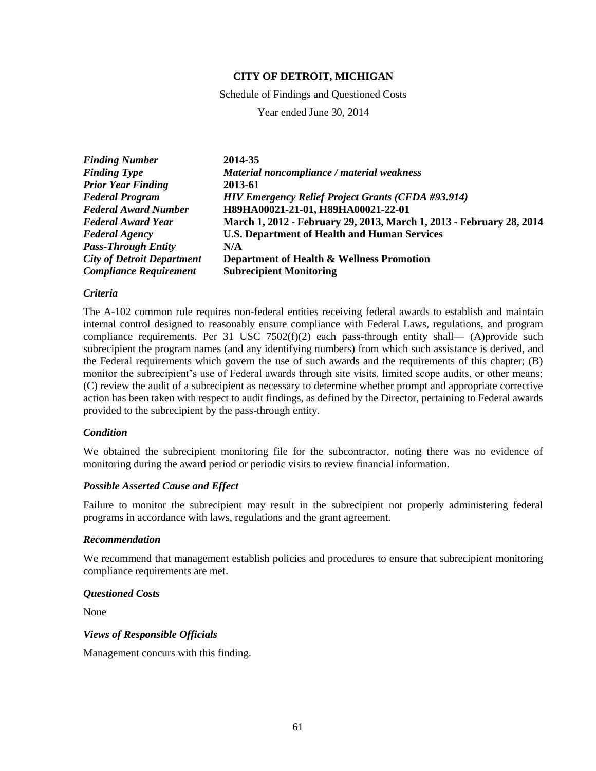**CITY OF DETROIT, MICHIGAN**

Schedule of Findings and Questioned Costs

Year ended June 30, 2014

| | |
|---|---|
| ***Finding Number*** | **2014-35** |
| ***Finding Type*** | ***Material noncompliance / material weakness*** |
| ***Prior Year Finding*** | **2013-61** |
| ***Federal Program*** | ***HIV Emergency Relief Project Grants (CFDA #93.914)*** |
| ***Federal Award Number*** | **H89HA00021-21-01, H89HA00021-22-01** |
| ***Federal Award Year*** | **March 1, 2012 - February 29, 2013, March 1, 2013 - February 28, 2014** |
| ***Federal Agency*** | **U.S. Department of Health and Human Services** |
| ***Pass-Through Entity*** | **N/A** |
| ***City of Detroit Department*** | **Department of Health & Wellness Promotion** |
| ***Compliance Requirement*** | **Subrecipient Monitoring** |

### *Criteria*

The A-102 common rule requires non-federal entities receiving federal awards to establish and maintain internal control designed to reasonably ensure compliance with Federal Laws, regulations, and program compliance requirements. Per 31 USC 7502(f)(2) each pass-through entity shall— (A)provide such subrecipient the program names (and any identifying numbers) from which such assistance is derived, and the Federal requirements which govern the use of such awards and the requirements of this chapter; (B) monitor the subrecipient's use of Federal awards through site visits, limited scope audits, or other means; (C) review the audit of a subrecipient as necessary to determine whether prompt and appropriate corrective action has been taken with respect to audit findings, as defined by the Director, pertaining to Federal awards provided to the subrecipient by the pass-through entity.

### *Condition*

We obtained the subrecipient monitoring file for the subcontractor, noting there was no evidence of monitoring during the award period or periodic visits to review financial information.

### *Possible Asserted Cause and Effect*

Failure to monitor the subrecipient may result in the subrecipient not properly administering federal programs in accordance with laws, regulations and the grant agreement.

### *Recommendation*

We recommend that management establish policies and procedures to ensure that subrecipient monitoring compliance requirements are met.

### *Questioned Costs*

None

### *Views of Responsible Officials*

Management concurs with this finding.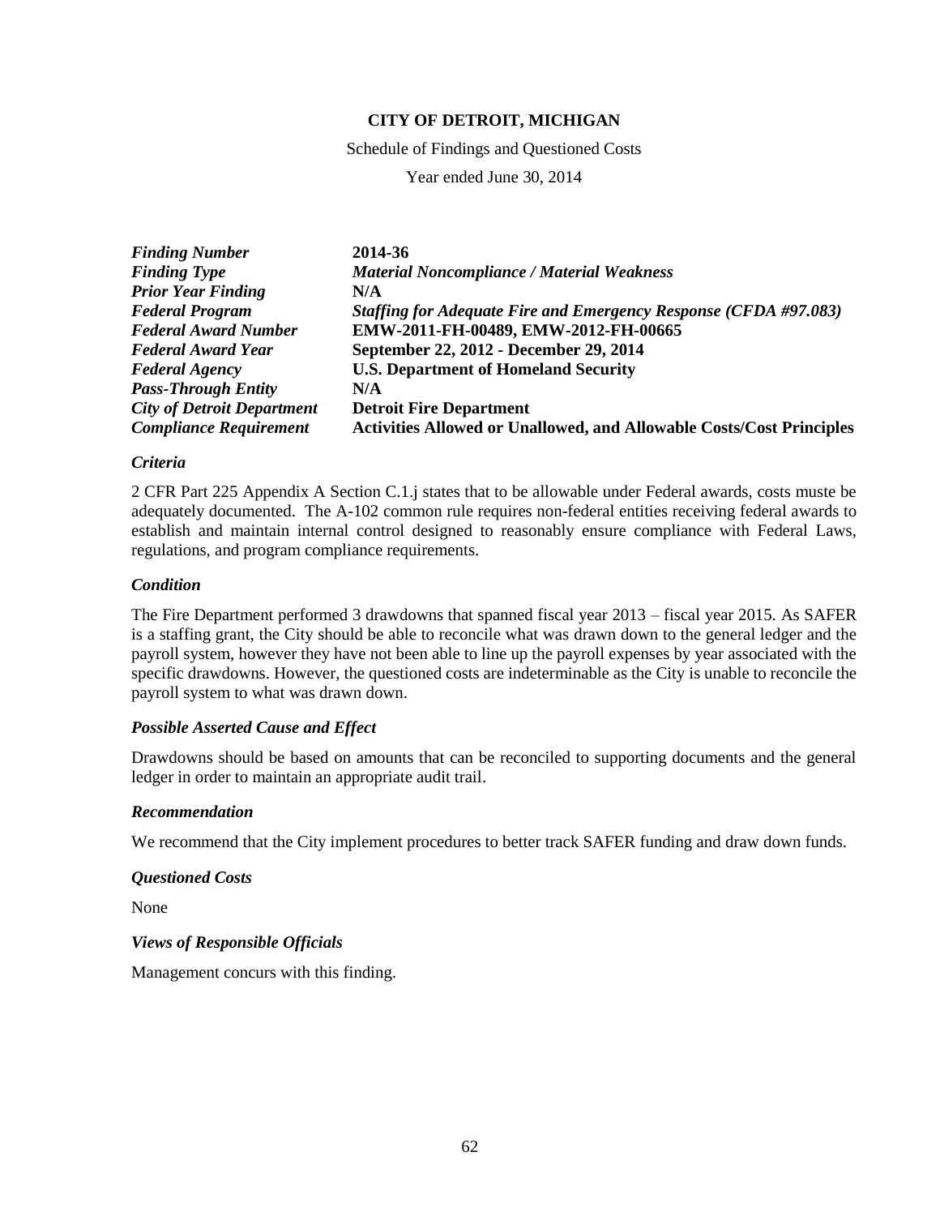**CITY OF DETROIT, MICHIGAN**

Schedule of Findings and Questioned Costs

Year ended June 30, 2014

| | |
|---|---|
| ***Finding Number*** | **2014-36** |
| ***Finding Type*** | ***Material Noncompliance / Material Weakness*** |
| ***Prior Year Finding*** | **N/A** |
| ***Federal Program*** | ***Staffing for Adequate Fire and Emergency Response (CFDA #97.083)*** |
| ***Federal Award Number*** | **EMW-2011-FH-00489, EMW-2012-FH-00665** |
| ***Federal Award Year*** | **September 22, 2012 - December 29, 2014** |
| ***Federal Agency*** | **U.S. Department of Homeland Security** |
| ***Pass-Through Entity*** | **N/A** |
| ***City of Detroit Department*** | **Detroit Fire Department** |
| ***Compliance Requirement*** | **Activities Allowed or Unallowed, and Allowable Costs/Cost Principles** |

### *Criteria*

2 CFR Part 225 Appendix A Section C.1.j states that to be allowable under Federal awards, costs muste be adequately documented. The A-102 common rule requires non-federal entities receiving federal awards to establish and maintain internal control designed to reasonably ensure compliance with Federal Laws, regulations, and program compliance requirements.

### *Condition*

The Fire Department performed 3 drawdowns that spanned fiscal year 2013 – fiscal year 2015. As SAFER is a staffing grant, the City should be able to reconcile what was drawn down to the general ledger and the payroll system, however they have not been able to line up the payroll expenses by year associated with the specific drawdowns. However, the questioned costs are indeterminable as the City is unable to reconcile the payroll system to what was drawn down.

### *Possible Asserted Cause and Effect*

Drawdowns should be based on amounts that can be reconciled to supporting documents and the general ledger in order to maintain an appropriate audit trail.

### *Recommendation*

We recommend that the City implement procedures to better track SAFER funding and draw down funds.

### *Questioned Costs*

None

### *Views of Responsible Officials*

Management concurs with this finding.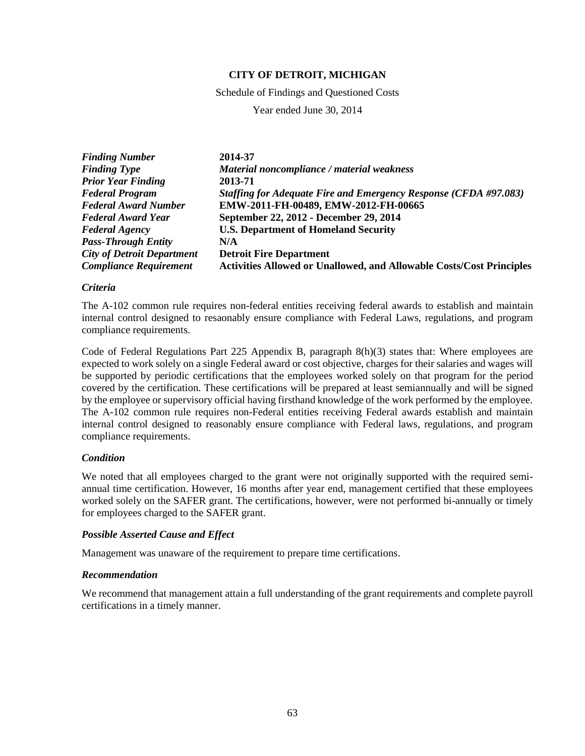**CITY OF DETROIT, MICHIGAN**

Schedule of Findings and Questioned Costs

Year ended June 30, 2014

| | |
|---|---|
| ***Finding Number*** | **2014-37** |
| ***Finding Type*** | ***Material noncompliance / material weakness*** |
| ***Prior Year Finding*** | **2013-71** |
| ***Federal Program*** | ***Staffing for Adequate Fire and Emergency Response (CFDA #97.083)*** |
| ***Federal Award Number*** | **EMW-2011-FH-00489, EMW-2012-FH-00665** |
| ***Federal Award Year*** | **September 22, 2012 - December 29, 2014** |
| ***Federal Agency*** | **U.S. Department of Homeland Security** |
| ***Pass-Through Entity*** | **N/A** |
| ***City of Detroit Department*** | **Detroit Fire Department** |
| ***Compliance Requirement*** | **Activities Allowed or Unallowed, and Allowable Costs/Cost Principles** |

### *Criteria*

The A-102 common rule requires non-federal entities receiving federal awards to establish and maintain internal control designed to resaonably ensure compliance with Federal Laws, regulations, and program compliance requirements.

Code of Federal Regulations Part 225 Appendix B, paragraph 8(h)(3) states that: Where employees are expected to work solely on a single Federal award or cost objective, charges for their salaries and wages will be supported by periodic certifications that the employees worked solely on that program for the period covered by the certification. These certifications will be prepared at least semiannually and will be signed by the employee or supervisory official having firsthand knowledge of the work performed by the employee. The A-102 common rule requires non-Federal entities receiving Federal awards establish and maintain internal control designed to reasonably ensure compliance with Federal laws, regulations, and program compliance requirements.

### *Condition*

We noted that all employees charged to the grant were not originally supported with the required semi-annual time certification. However, 16 months after year end, management certified that these employees worked solely on the SAFER grant. The certifications, however, were not performed bi-annually or timely for employees charged to the SAFER grant.

### *Possible Asserted Cause and Effect*

Management was unaware of the requirement to prepare time certifications.

### *Recommendation*

We recommend that management attain a full understanding of the grant requirements and complete payroll certifications in a timely manner.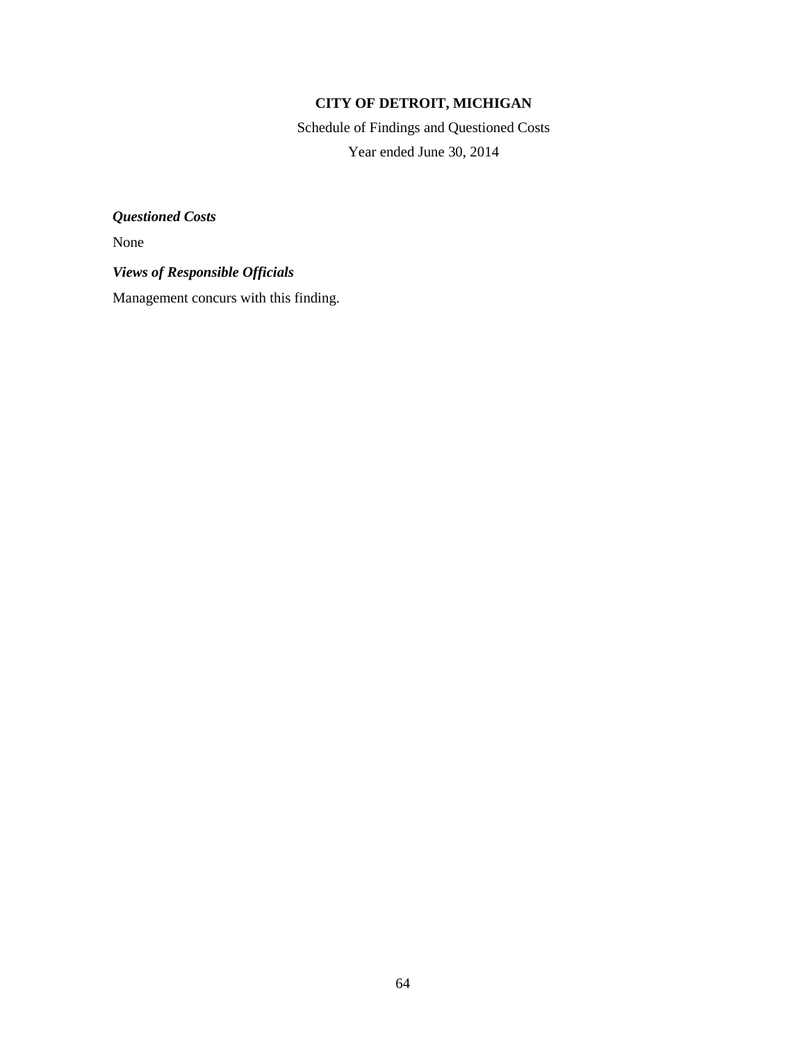**CITY OF DETROIT, MICHIGAN**

Schedule of Findings and Questioned Costs

Year ended June 30, 2014

***Questioned Costs***

None

***Views of Responsible Officials***

Management concurs with this finding.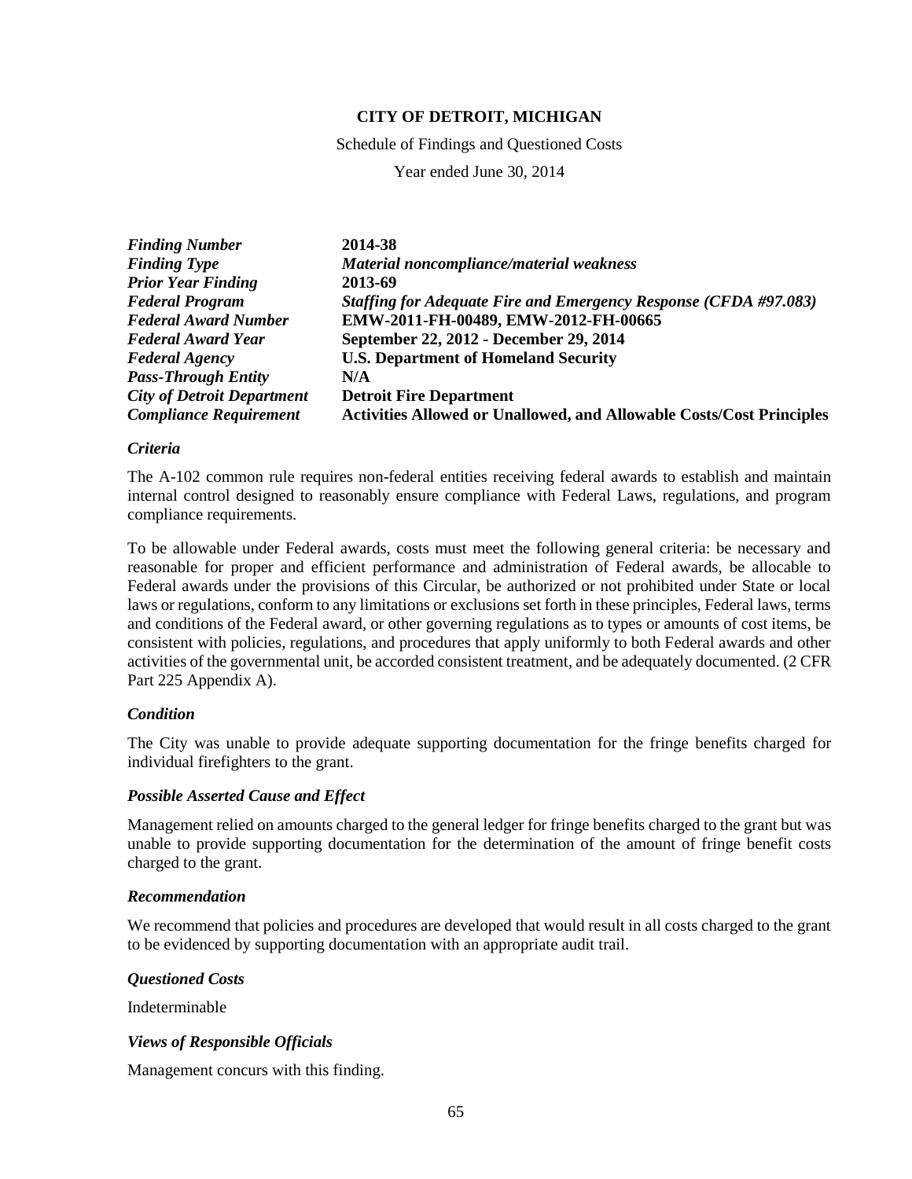**CITY OF DETROIT, MICHIGAN**

Schedule of Findings and Questioned Costs

Year ended June 30, 2014

| | |
|---|---|
| ***Finding Number*** | **2014-38** |
| ***Finding Type*** | ***Material noncompliance/material weakness*** |
| ***Prior Year Finding*** | **2013-69** |
| ***Federal Program*** | ***Staffing for Adequate Fire and Emergency Response (CFDA #97.083)*** |
| ***Federal Award Number*** | **EMW-2011-FH-00489, EMW-2012-FH-00665** |
| ***Federal Award Year*** | **September 22, 2012 - December 29, 2014** |
| ***Federal Agency*** | **U.S. Department of Homeland Security** |
| ***Pass-Through Entity*** | **N/A** |
| ***City of Detroit Department*** | **Detroit Fire Department** |
| ***Compliance Requirement*** | **Activities Allowed or Unallowed, and Allowable Costs/Cost Principles** |

### *Criteria*

The A-102 common rule requires non-federal entities receiving federal awards to establish and maintain internal control designed to reasonably ensure compliance with Federal Laws, regulations, and program compliance requirements.

To be allowable under Federal awards, costs must meet the following general criteria: be necessary and reasonable for proper and efficient performance and administration of Federal awards, be allocable to Federal awards under the provisions of this Circular, be authorized or not prohibited under State or local laws or regulations, conform to any limitations or exclusions set forth in these principles, Federal laws, terms and conditions of the Federal award, or other governing regulations as to types or amounts of cost items, be consistent with policies, regulations, and procedures that apply uniformly to both Federal awards and other activities of the governmental unit, be accorded consistent treatment, and be adequately documented. (2 CFR Part 225 Appendix A).

### *Condition*

The City was unable to provide adequate supporting documentation for the fringe benefits charged for individual firefighters to the grant.

### *Possible Asserted Cause and Effect*

Management relied on amounts charged to the general ledger for fringe benefits charged to the grant but was unable to provide supporting documentation for the determination of the amount of fringe benefit costs charged to the grant.

### *Recommendation*

We recommend that policies and procedures are developed that would result in all costs charged to the grant to be evidenced by supporting documentation with an appropriate audit trail.

### *Questioned Costs*

Indeterminable

### *Views of Responsible Officials*

Management concurs with this finding.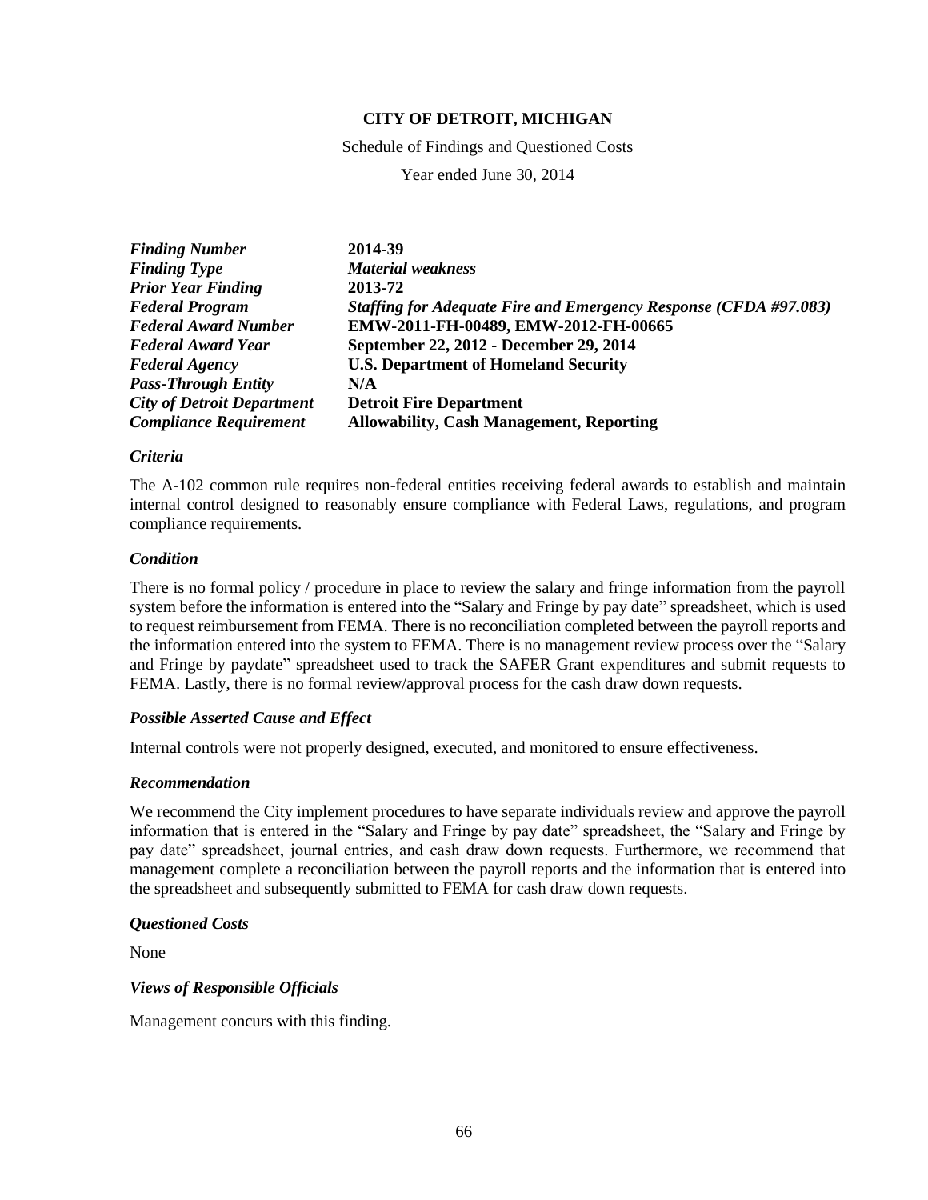# CITY OF DETROIT, MICHIGAN

Schedule of Findings and Questioned Costs

Year ended June 30, 2014

| | |
|---|---|
| ***Finding Number*** | **2014-39** |
| ***Finding Type*** | ***Material weakness*** |
| ***Prior Year Finding*** | **2013-72** |
| ***Federal Program*** | ***Staffing for Adequate Fire and Emergency Response (CFDA #97.083)*** |
| ***Federal Award Number*** | **EMW-2011-FH-00489, EMW-2012-FH-00665** |
| ***Federal Award Year*** | **September 22, 2012 - December 29, 2014** |
| ***Federal Agency*** | **U.S. Department of Homeland Security** |
| ***Pass-Through Entity*** | **N/A** |
| ***City of Detroit Department*** | **Detroit Fire Department** |
| ***Compliance Requirement*** | **Allowability, Cash Management, Reporting** |

### *Criteria*

The A-102 common rule requires non-federal entities receiving federal awards to establish and maintain internal control designed to reasonably ensure compliance with Federal Laws, regulations, and program compliance requirements.

### *Condition*

There is no formal policy / procedure in place to review the salary and fringe information from the payroll system before the information is entered into the "Salary and Fringe by pay date" spreadsheet, which is used to request reimbursement from FEMA. There is no reconciliation completed between the payroll reports and the information entered into the system to FEMA. There is no management review process over the "Salary and Fringe by paydate" spreadsheet used to track the SAFER Grant expenditures and submit requests to FEMA. Lastly, there is no formal review/approval process for the cash draw down requests.

### *Possible Asserted Cause and Effect*

Internal controls were not properly designed, executed, and monitored to ensure effectiveness.

### *Recommendation*

We recommend the City implement procedures to have separate individuals review and approve the payroll information that is entered in the "Salary and Fringe by pay date" spreadsheet, the "Salary and Fringe by pay date" spreadsheet, journal entries, and cash draw down requests. Furthermore, we recommend that management complete a reconciliation between the payroll reports and the information that is entered into the spreadsheet and subsequently submitted to FEMA for cash draw down requests.

### *Questioned Costs*

None

### *Views of Responsible Officials*

Management concurs with this finding.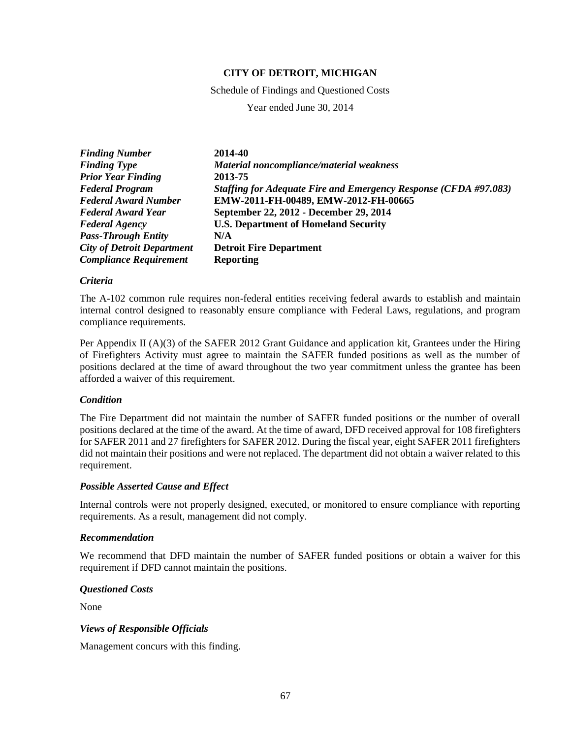**CITY OF DETROIT, MICHIGAN**

Schedule of Findings and Questioned Costs

Year ended June 30, 2014

| | |
|---|---|
| ***Finding Number*** | **2014-40** |
| ***Finding Type*** | ***Material noncompliance/material weakness*** |
| ***Prior Year Finding*** | **2013-75** |
| ***Federal Program*** | ***Staffing for Adequate Fire and Emergency Response (CFDA #97.083)*** |
| ***Federal Award Number*** | **EMW-2011-FH-00489, EMW-2012-FH-00665** |
| ***Federal Award Year*** | **September 22, 2012 - December 29, 2014** |
| ***Federal Agency*** | **U.S. Department of Homeland Security** |
| ***Pass-Through Entity*** | **N/A** |
| ***City of Detroit Department*** | **Detroit Fire Department** |
| ***Compliance Requirement*** | **Reporting** |

***Criteria***

The A-102 common rule requires non-federal entities receiving federal awards to establish and maintain internal control designed to reasonably ensure compliance with Federal Laws, regulations, and program compliance requirements.

Per Appendix II (A)(3) of the SAFER 2012 Grant Guidance and application kit, Grantees under the Hiring of Firefighters Activity must agree to maintain the SAFER funded positions as well as the number of positions declared at the time of award throughout the two year commitment unless the grantee has been afforded a waiver of this requirement.

***Condition***

The Fire Department did not maintain the number of SAFER funded positions or the number of overall positions declared at the time of the award. At the time of award, DFD received approval for 108 firefighters for SAFER 2011 and 27 firefighters for SAFER 2012. During the fiscal year, eight SAFER 2011 firefighters did not maintain their positions and were not replaced. The department did not obtain a waiver related to this requirement.

***Possible Asserted Cause and Effect***

Internal controls were not properly designed, executed, or monitored to ensure compliance with reporting requirements. As a result, management did not comply.

***Recommendation***

We recommend that DFD maintain the number of SAFER funded positions or obtain a waiver for this requirement if DFD cannot maintain the positions.

***Questioned Costs***

None

***Views of Responsible Officials***

Management concurs with this finding.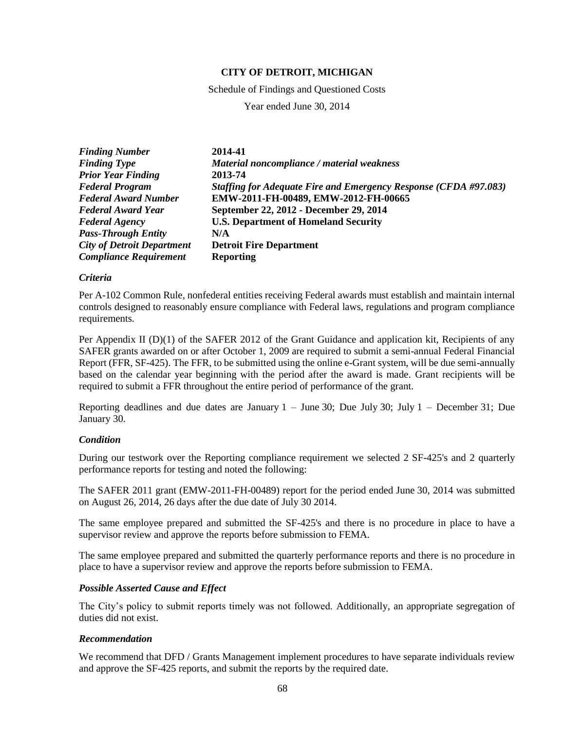**CITY OF DETROIT, MICHIGAN**

Schedule of Findings and Questioned Costs

Year ended June 30, 2014

| | |
|---|---|
| ***Finding Number*** | **2014-41** |
| ***Finding Type*** | ***Material noncompliance / material weakness*** |
| ***Prior Year Finding*** | **2013-74** |
| ***Federal Program*** | ***Staffing for Adequate Fire and Emergency Response (CFDA #97.083)*** |
| ***Federal Award Number*** | **EMW-2011-FH-00489, EMW-2012-FH-00665** |
| ***Federal Award Year*** | **September 22, 2012 - December 29, 2014** |
| ***Federal Agency*** | **U.S. Department of Homeland Security** |
| ***Pass-Through Entity*** | **N/A** |
| ***City of Detroit Department*** | **Detroit Fire Department** |
| ***Compliance Requirement*** | **Reporting** |

### *Criteria*

Per A-102 Common Rule, nonfederal entities receiving Federal awards must establish and maintain internal controls designed to reasonably ensure compliance with Federal laws, regulations and program compliance requirements.

Per Appendix II (D)(1) of the SAFER 2012 of the Grant Guidance and application kit, Recipients of any SAFER grants awarded on or after October 1, 2009 are required to submit a semi-annual Federal Financial Report (FFR, SF-425). The FFR, to be submitted using the online e-Grant system, will be due semi-annually based on the calendar year beginning with the period after the award is made. Grant recipients will be required to submit a FFR throughout the entire period of performance of the grant.

Reporting deadlines and due dates are January 1 – June 30; Due July 30; July 1 – December 31; Due January 30.

### *Condition*

During our testwork over the Reporting compliance requirement we selected 2 SF-425's and 2 quarterly performance reports for testing and noted the following:

The SAFER 2011 grant (EMW-2011-FH-00489) report for the period ended June 30, 2014 was submitted on August 26, 2014, 26 days after the due date of July 30 2014.

The same employee prepared and submitted the SF-425's and there is no procedure in place to have a supervisor review and approve the reports before submission to FEMA.

The same employee prepared and submitted the quarterly performance reports and there is no procedure in place to have a supervisor review and approve the reports before submission to FEMA.

### *Possible Asserted Cause and Effect*

The City's policy to submit reports timely was not followed. Additionally, an appropriate segregation of duties did not exist.

### *Recommendation*

We recommend that DFD / Grants Management implement procedures to have separate individuals review and approve the SF-425 reports, and submit the reports by the required date.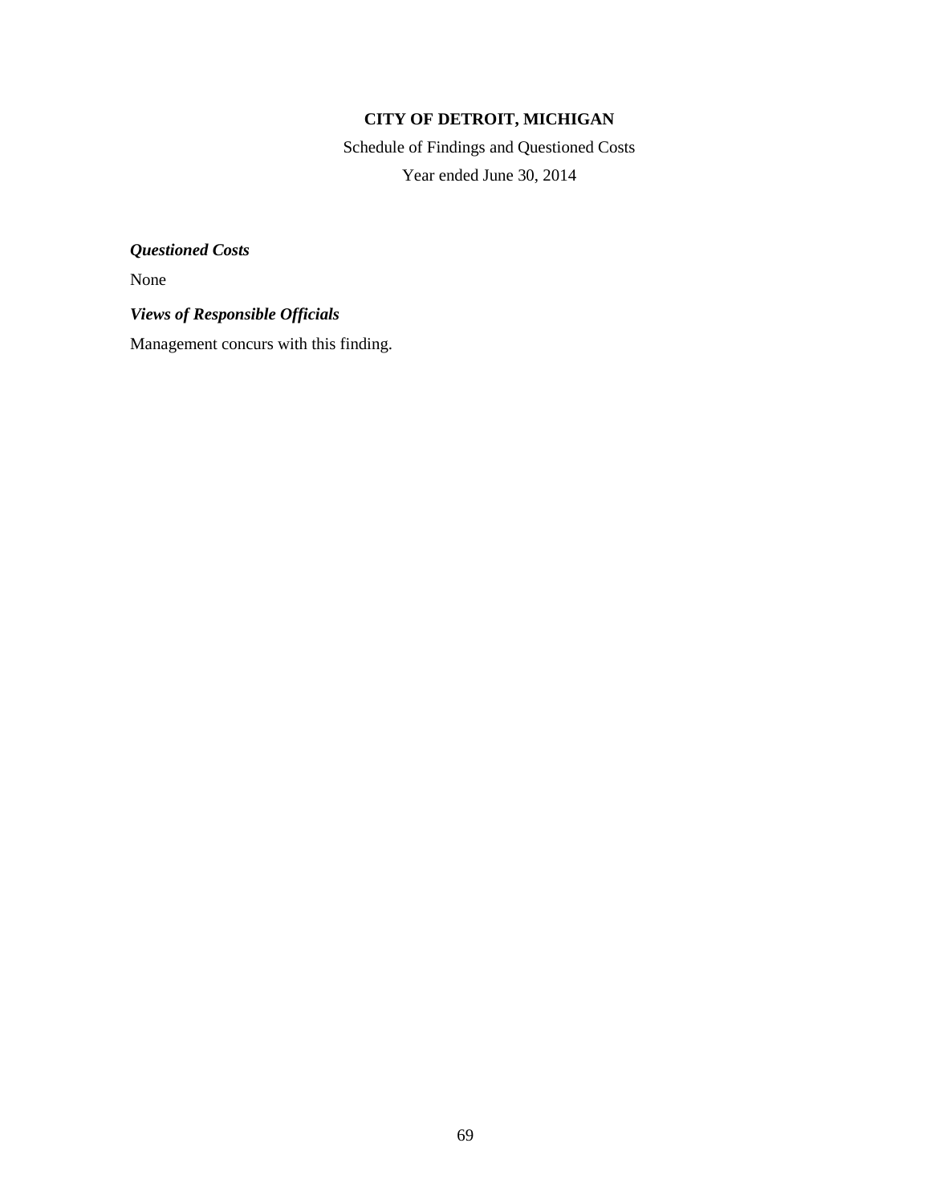**CITY OF DETROIT, MICHIGAN**

Schedule of Findings and Questioned Costs

Year ended June 30, 2014

***Questioned Costs***

None

***Views of Responsible Officials***

Management concurs with this finding.